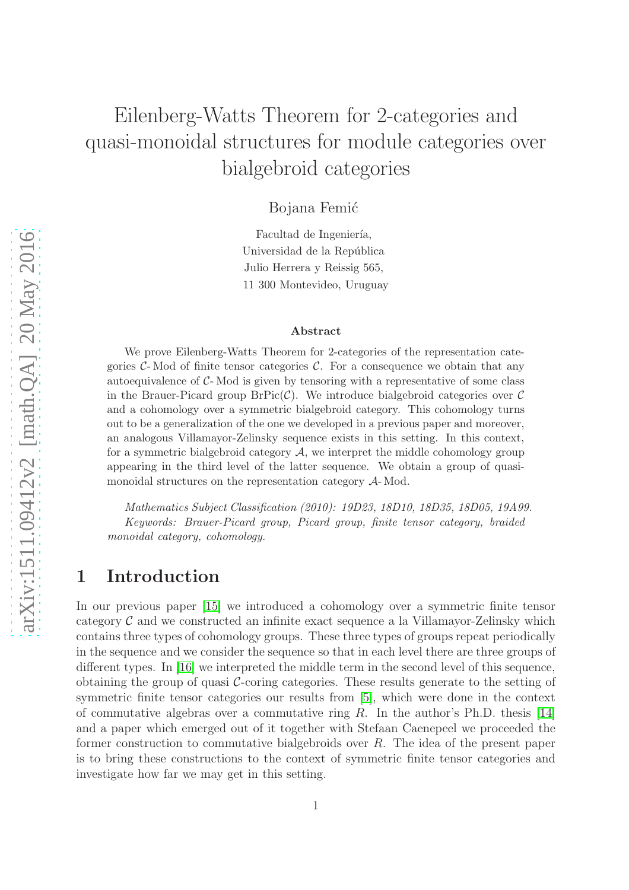# Eilenberg-Watts Theorem for 2-categories and quasi-monoidal structures for module categories over bialgebroid categories

Bojana Femić

Facultad de Ingeniería,  
Universidad de la República  
Julio Herrera y Reissig 565,  
11 300 Montevideo, Uruguay

### Abstract

We prove Eilenberg-Watts Theorem for 2-categories of the representation categories $\mathcal{C}$- Mod of finite tensor categories $\mathcal{C}$. For a consequence we obtain that any autoequivalence of $\mathcal{C}$- Mod is given by tensoring with a representative of some class in the Brauer-Picard group $\text{BrPic}(\mathcal{C})$. We introduce bialgebroid categories over $\mathcal{C}$ and a cohomology over a symmetric bialgebroid category. This cohomology turns out to be a generalization of the one we developed in a previous paper and moreover, an analogous Villamayor-Zelinsky sequence exists in this setting. In this context, for a symmetric bialgebroid category $\mathcal{A}$, we interpret the middle cohomology group appearing in the third level of the latter sequence. We obtain a group of quasi-monoidal structures on the representation category $\mathcal{A}$- Mod.

*Mathematics Subject Classification (2010): 19D23, 18D10, 18D35, 18D05, 19A99.*  
*Keywords: Brauer-Picard group, Picard group, finite tensor category, braided monoidal category, cohomology.*

## 1 Introduction

In our previous paper [15] we introduced a cohomology over a symmetric finite tensor category $\mathcal{C}$ and we constructed an infinite exact sequence a la Villamayor-Zelinsky which contains three types of cohomology groups. These three types of groups repeat periodically in the sequence and we consider the sequence so that in each level there are three groups of different types. In [16] we interpreted the middle term in the second level of this sequence, obtaining the group of quasi $\mathcal{C}$-coring categories. These results generate to the setting of symmetric finite tensor categories our results from [5], which were done in the context of commutative algebras over a commutative ring $R$. In the author's Ph.D. thesis [14] and a paper which emerged out of it together with Stefaan Caenepeel we proceeded the former construction to commutative bialgebroids over $R$. The idea of the present paper is to bring these constructions to the context of symmetric finite tensor categories and investigate how far we may get in this setting.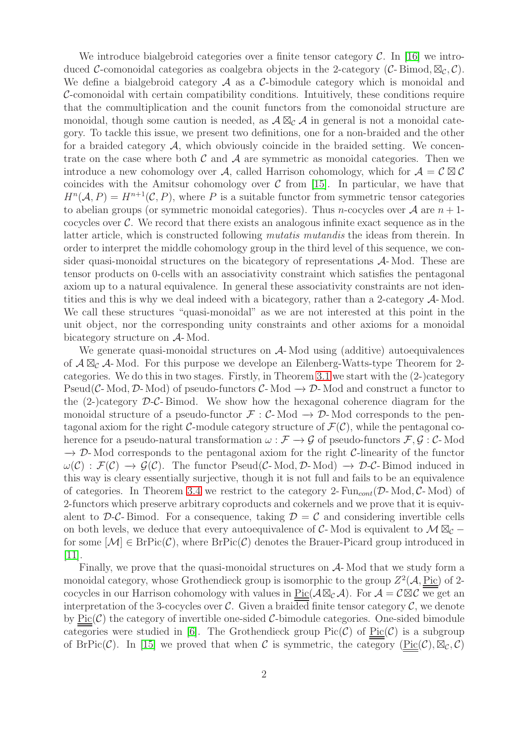We introduce bialgebroid categories over a finite tensor category $\mathcal{C}$. In [16] we introduced $\mathcal{C}$-comonoidal categories as coalgebra objects in the 2-category $(\mathcal{C}\text{-}\operatorname{Bimod}, \boxtimes_{\mathcal{C}}, \mathcal{C})$. We define a bialgebroid category $\mathcal{A}$ as a $\mathcal{C}$-bimodule category which is monoidal and $\mathcal{C}$-comonoidal with certain compatibility conditions. Intuitively, these conditions require that the commultiplication and the counit functors from the comonoidal structure are monoidal, though some caution is needed, as $\mathcal{A} \boxtimes_{\mathcal{C}} \mathcal{A}$ in general is not a monoidal category. To tackle this issue, we present two definitions, one for a non-braided and the other for a braided category $\mathcal{A}$, which obviously coincide in the braided setting. We concentrate on the case where both $\mathcal{C}$ and $\mathcal{A}$ are symmetric as monoidal categories. Then we introduce a new cohomology over $\mathcal{A}$, called Harrison cohomology, which for $\mathcal{A} = \mathcal{C} \boxtimes \mathcal{C}$ coincides with the Amitsur cohomology over $\mathcal{C}$ from [15]. In particular, we have that $H^n(\mathcal{A}, P) = H^{n+1}(\mathcal{C}, P)$, where $P$ is a suitable functor from symmetric tensor categories to abelian groups (or symmetric monoidal categories). Thus $n$-cocycles over $\mathcal{A}$ are $n+1$-cocycles over $\mathcal{C}$. We record that there exists an analogous infinite exact sequence as in the latter article, which is constructed following *mutatis mutandis* the ideas from therein. In order to interpret the middle cohomology group in the third level of this sequence, we consider quasi-monoidal structures on the bicategory of representations $\mathcal{A}\text{-}\operatorname{Mod}$. These are tensor products on 0-cells with an associativity constraint which satisfies the pentagonal axiom up to a natural equivalence. In general these associativity constraints are not identities and this is why we deal indeed with a bicategory, rather than a 2-category $\mathcal{A}\text{-}\operatorname{Mod}$. We call these structures "quasi-monoidal" as we are not interested at this point in the unit object, nor the corresponding unity constraints and other axioms for a monoidal bicategory structure on $\mathcal{A}\text{-}\operatorname{Mod}$.

We generate quasi-monoidal structures on $\mathcal{A}\text{-}\operatorname{Mod}$ using (additive) autoequivalences of $\mathcal{A} \boxtimes_{\mathcal{C}} \mathcal{A}\text{-}\operatorname{Mod}$. For this purpose we develope an Eilenberg-Watts-type Theorem for 2-categories. We do this in two stages. Firstly, in Theorem 3.1 we start with the (2-)category $\operatorname{Pseud}(\mathcal{C}\text{-}\operatorname{Mod}, \mathcal{D}\text{-}\operatorname{Mod})$ of pseudo-functors $\mathcal{C}\text{-}\operatorname{Mod} \to \mathcal{D}\text{-}\operatorname{Mod}$ and construct a functor to the (2-)category $\mathcal{D}\text{-}\mathcal{C}\text{-}\operatorname{Bimod}$. We show how the hexagonal coherence diagram for the monoidal structure of a pseudo-functor $\mathcal{F}: \mathcal{C}\text{-}\operatorname{Mod} \to \mathcal{D}\text{-}\operatorname{Mod}$ corresponds to the pentagonal axiom for the right $\mathcal{C}$-module category structure of $\mathcal{F}(\mathcal{C})$, while the pentagonal coherence for a pseudo-natural transformation $\omega: \mathcal{F} \to \mathcal{G}$ of pseudo-functors $\mathcal{F}, \mathcal{G}: \mathcal{C}\text{-}\operatorname{Mod} \to \mathcal{D}\text{-}\operatorname{Mod}$ corresponds to the pentagonal axiom for the right $\mathcal{C}$-linearity of the functor $\omega(\mathcal{C}): \mathcal{F}(\mathcal{C}) \to \mathcal{G}(\mathcal{C})$. The functor $\operatorname{Pseud}(\mathcal{C}\text{-}\operatorname{Mod}, \mathcal{D}\text{-}\operatorname{Mod}) \to \mathcal{D}\text{-}\mathcal{C}\text{-}\operatorname{Bimod}$ induced in this way is cleary essentially surjective, though it is not full and fails to be an equivalence of categories. In Theorem 3.4 we restrict to the category $2\text{-}\operatorname{Fun}_{cont}(\mathcal{D}\text{-}\operatorname{Mod}, \mathcal{C}\text{-}\operatorname{Mod})$ of 2-functors which preserve arbitrary coproducts and cokernels and we prove that it is equivalent to $\mathcal{D}\text{-}\mathcal{C}\text{-}\operatorname{Bimod}$. For a consequence, taking $\mathcal{D} = \mathcal{C}$ and considering invertible cells on both levels, we deduce that every autoequivalence of $\mathcal{C}\text{-}\operatorname{Mod}$ is equivalent to $\mathcal{M} \boxtimes_{\mathcal{C}} -$ for some $[\mathcal{M}] \in \operatorname{BrPic}(\mathcal{C})$, where $\operatorname{BrPic}(\mathcal{C})$ denotes the Brauer-Picard group introduced in [11].

Finally, we prove that the quasi-monoidal structures on $\mathcal{A}\text{-}\operatorname{Mod}$ that we study form a monoidal category, whose Grothendieck group is isomorphic to the group $Z^2(\mathcal{A}, \underline{\underline{\operatorname{Pic}}})$ of 2-cocycles in our Harrison cohomology with values in $\underline{\underline{\operatorname{Pic}}}(\mathcal{A} \boxtimes_{\mathcal{C}} \mathcal{A})$. For $\mathcal{A} = \mathcal{C} \boxtimes \mathcal{C}$ we get an interpretation of the 3-cocycles over $\mathcal{C}$. Given a braided finite tensor category $\mathcal{C}$, we denote by $\underline{\underline{\operatorname{Pic}}}(\mathcal{C})$ the category of invertible one-sided $\mathcal{C}$-bimodule categories. One-sided bimodule categories were studied in [6]. The Grothendieck group $\operatorname{Pic}(\mathcal{C})$ of $\underline{\underline{\operatorname{Pic}}}(\mathcal{C})$ is a subgroup of $\operatorname{BrPic}(\mathcal{C})$. In [15] we proved that when $\mathcal{C}$ is symmetric, the category $(\underline{\underline{\operatorname{Pic}}}(\mathcal{C}), \boxtimes_{\mathcal{C}}, \mathcal{C})$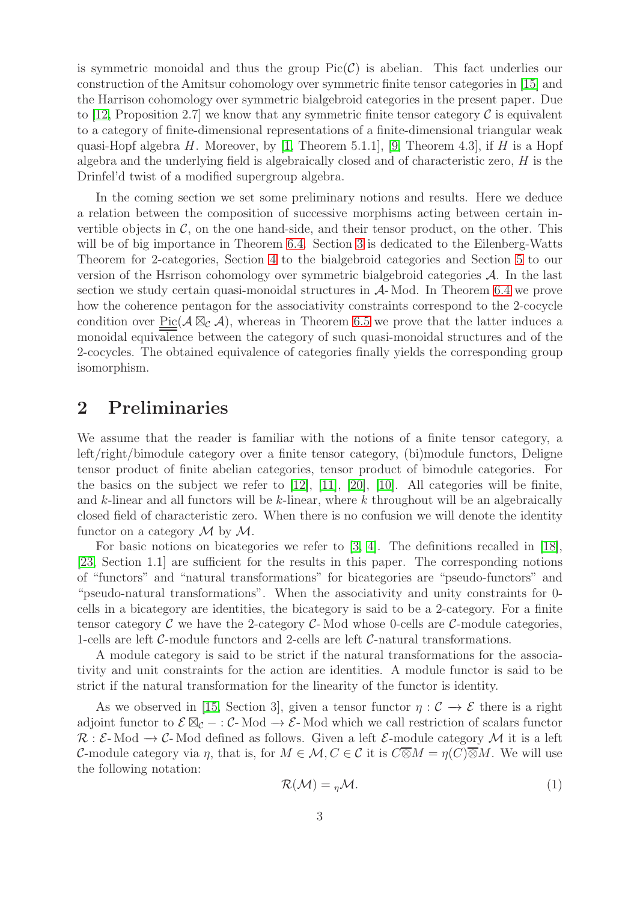is symmetric monoidal and thus the group $\text{Pic}(\mathcal{C})$ is abelian. This fact underlies our construction of the Amitsur cohomology over symmetric finite tensor categories in [15] and the Harrison cohomology over symmetric bialgebroid categories in the present paper. Due to [12, Proposition 2.7] we know that any symmetric finite tensor category $\mathcal{C}$ is equivalent to a category of finite-dimensional representations of a finite-dimensional triangular weak quasi-Hopf algebra $H$. Moreover, by [1, Theorem 5.1.1], [9, Theorem 4.3], if $H$ is a Hopf algebra and the underlying field is algebraically closed and of characteristic zero, $H$ is the Drinfel'd twist of a modified supergroup algebra.

In the coming section we set some preliminary notions and results. Here we deduce a relation between the composition of successive morphisms acting between certain invertible objects in $\mathcal{C}$, on the one hand-side, and their tensor product, on the other. This will be of big importance in Theorem 6.4. Section 3 is dedicated to the Eilenberg-Watts Theorem for 2-categories, Section 4 to the bialgebroid categories and Section 5 to our version of the Hsrrison cohomology over symmetric bialgebroid categories $\mathcal{A}$. In the last section we study certain quasi-monoidal structures in $\mathcal{A}$-Mod. In Theorem 6.4 we prove how the coherence pentagon for the associativity constraints correspond to the 2-cocycle condition over $\underline{\underline{\text{Pic}}}(\mathcal{A} \boxtimes_{\mathcal{C}} \mathcal{A})$, whereas in Theorem 6.5 we prove that the latter induces a monoidal equivalence between the category of such quasi-monoidal structures and of the 2-cocycles. The obtained equivalence of categories finally yields the corresponding group isomorphism.

## 2 Preliminaries

We assume that the reader is familiar with the notions of a finite tensor category, a left/right/bimodule category over a finite tensor category, (bi)module functors, Deligne tensor product of finite abelian categories, tensor product of bimodule categories. For the basics on the subject we refer to [12], [11], [20], [10]. All categories will be finite, and $k$-linear and all functors will be $k$-linear, where $k$ throughout will be an algebraically closed field of characteristic zero. When there is no confusion we will denote the identity functor on a category $\mathcal{M}$ by $\mathcal{M}$.

For basic notions on bicategories we refer to [3, 4]. The definitions recalled in [18], [23, Section 1.1] are sufficient for the results in this paper. The corresponding notions of "functors" and "natural transformations" for bicategories are "pseudo-functors" and "pseudo-natural transformations". When the associativity and unity constraints for 0-cells in a bicategory are identities, the bicategory is said to be a 2-category. For a finite tensor category $\mathcal{C}$ we have the 2-category $\mathcal{C}$-Mod whose 0-cells are $\mathcal{C}$-module categories, 1-cells are left $\mathcal{C}$-module functors and 2-cells are left $\mathcal{C}$-natural transformations.

A module category is said to be strict if the natural transformations for the associativity and unit constraints for the action are identities. A module functor is said to be strict if the natural transformation for the linearity of the functor is identity.

As we observed in [15, Section 3], given a tensor functor $\eta : \mathcal{C} \longrightarrow \mathcal{E}$ there is a right adjoint functor to $\mathcal{E} \boxtimes_{\mathcal{C}} - : \mathcal{C}\text{-Mod} \longrightarrow \mathcal{E}\text{-Mod}$ which we call restriction of scalars functor $\mathcal{R} : \mathcal{E}\text{-Mod} \longrightarrow \mathcal{C}\text{-Mod}$ defined as follows. Given a left $\mathcal{E}$-module category $\mathcal{M}$ it is a left $\mathcal{C}$-module category via $\eta$, that is, for $M \in \mathcal{M}, C \in \mathcal{C}$ it is $C \overline{\otimes} M = \eta(C) \overline{\otimes} M$. We will use the following notation:

$$\mathcal{R}(\mathcal{M}) = {}_{\eta}\mathcal{M}. \tag{1}$$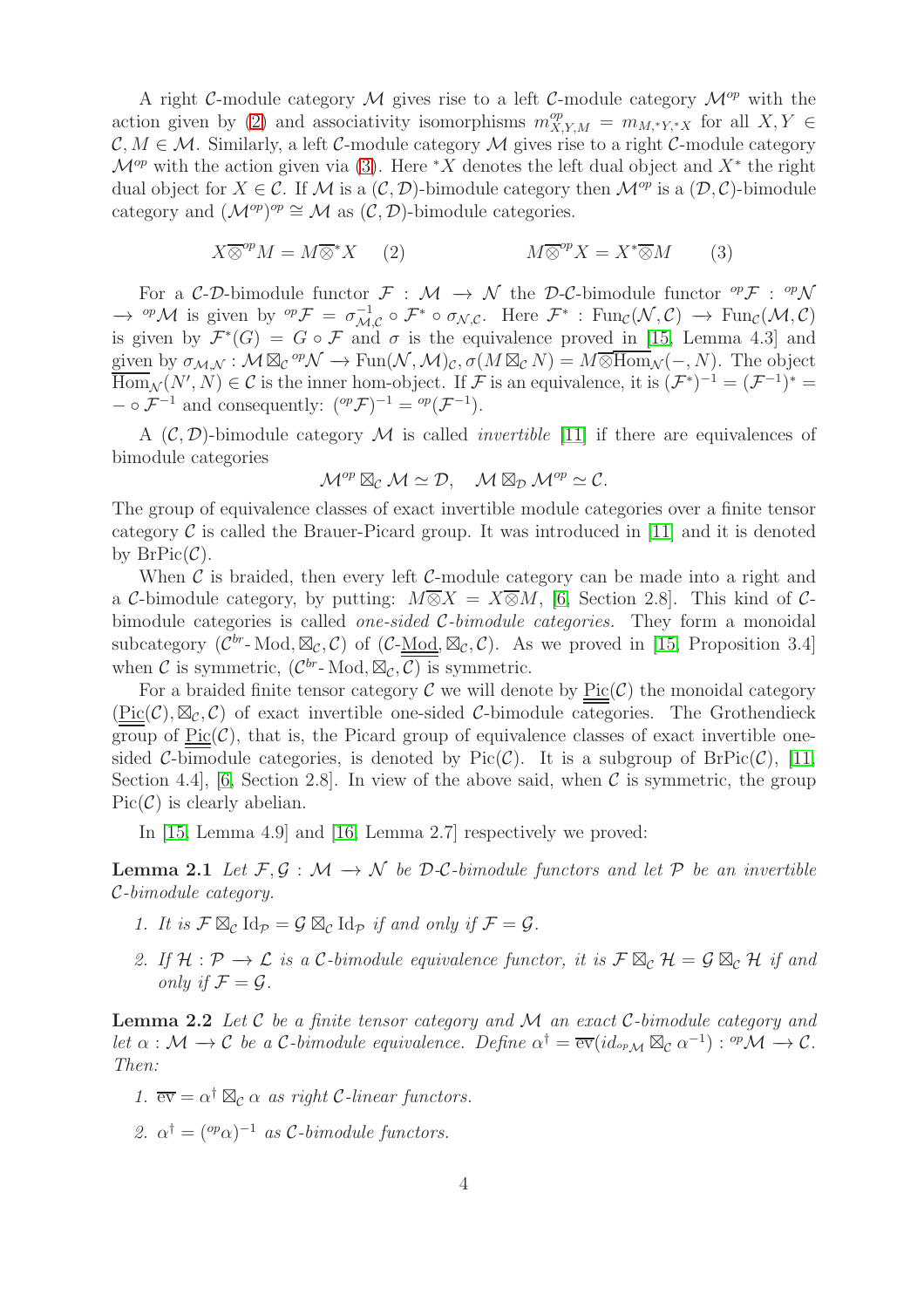A right $\mathcal{C}$-module category $\mathcal{M}$ gives rise to a left $\mathcal{C}$-module category $\mathcal{M}^{op}$ with the action given by (2) and associativity isomorphisms $m^{op}_{X,Y,M} = m_{M,{}^*Y,{}^*X}$ for all $X, Y \in \mathcal{C}, M \in \mathcal{M}$. Similarly, a left $\mathcal{C}$-module category $\mathcal{M}$ gives rise to a right $\mathcal{C}$-module category $\mathcal{M}^{op}$ with the action given via (3). Here ${}^*X$ denotes the left dual object and $X^*$ the right dual object for $X \in \mathcal{C}$. If $\mathcal{M}$ is a $(\mathcal{C}, \mathcal{D})$-bimodule category then $\mathcal{M}^{op}$ is a $(\mathcal{D}, \mathcal{C})$-bimodule category and $(\mathcal{M}^{op})^{op} \cong \mathcal{M}$ as $(\mathcal{C}, \mathcal{D})$-bimodule categories.

$$X \overline{\otimes}^{op} M = M \overline{\otimes}^* X \quad (2) \qquad\qquad M \overline{\otimes}^{op} X = X^* \overline{\otimes} M \quad (3)$$

For a $\mathcal{C}$-$\mathcal{D}$-bimodule functor $\mathcal{F} : \mathcal{M} \to \mathcal{N}$ the $\mathcal{D}$-$\mathcal{C}$-bimodule functor ${}^{op}\mathcal{F} : {}^{op}\mathcal{N} \to {}^{op}\mathcal{M}$ is given by ${}^{op}\mathcal{F} = \sigma^{-1}_{\mathcal{M},\mathcal{C}} \circ \mathcal{F}^* \circ \sigma_{\mathcal{N},\mathcal{C}}$. Here $\mathcal{F}^* : \text{Fun}_{\mathcal{C}}(\mathcal{N}, \mathcal{C}) \to \text{Fun}_{\mathcal{C}}(\mathcal{M}, \mathcal{C})$ is given by $\mathcal{F}^*(G) = G \circ \mathcal{F}$ and $\sigma$ is the equivalence proved in [15, Lemma 4.3] and given by $\sigma_{\mathcal{M},\mathcal{N}} : \mathcal{M} \boxtimes_{\mathcal{C}} {}^{op}\mathcal{N} \to \text{Fun}(\mathcal{N}, \mathcal{M})_{\mathcal{C}}, \sigma(M \boxtimes_{\mathcal{C}} N) = M \overline{\otimes} \overline{\text{Hom}}_{\mathcal{N}}(-, N)$. The object $\overline{\text{Hom}}_{\mathcal{N}}(N', N) \in \mathcal{C}$ is the inner hom-object. If $\mathcal{F}$ is an equivalence, it is $(\mathcal{F}^*)^{-1} = (\mathcal{F}^{-1})^* = - \circ \mathcal{F}^{-1}$ and consequently: $({}^{op}\mathcal{F})^{-1} = {}^{op}(\mathcal{F}^{-1})$.

A $(\mathcal{C}, \mathcal{D})$-bimodule category $\mathcal{M}$ is called *invertible* [11] if there are equivalences of bimodule categories

$$\mathcal{M}^{op} \boxtimes_{\mathcal{C}} \mathcal{M} \simeq \mathcal{D}, \quad \mathcal{M} \boxtimes_{\mathcal{D}} \mathcal{M}^{op} \simeq \mathcal{C}.$$

The group of equivalence classes of exact invertible module categories over a finite tensor category $\mathcal{C}$ is called the Brauer-Picard group. It was introduced in [11] and it is denoted by $\text{BrPic}(\mathcal{C})$.

When $\mathcal{C}$ is braided, then every left $\mathcal{C}$-module category can be made into a right and a $\mathcal{C}$-bimodule category, by putting: $M \overline{\otimes} X = X \overline{\otimes} M$, [6, Section 2.8]. This kind of $\mathcal{C}$-bimodule categories is called *one-sided $\mathcal{C}$-bimodule categories.* They form a monoidal subcategory $(\mathcal{C}^{br}\text{-}\text{Mod}, \boxtimes_{\mathcal{C}}, \mathcal{C})$ of $(\mathcal{C}\text{-}\underline{\text{Mod}}, \boxtimes_{\mathcal{C}}, \mathcal{C})$. As we proved in [15, Proposition 3.4] when $\mathcal{C}$ is symmetric, $(\mathcal{C}^{br}\text{-}\text{Mod}, \boxtimes_{\mathcal{C}}, \mathcal{C})$ is symmetric.

For a braided finite tensor category $\mathcal{C}$ we will denote by $\underline{\underline{\text{Pic}}}(\mathcal{C})$ the monoidal category $(\underline{\underline{\text{Pic}}}(\mathcal{C}), \boxtimes_{\mathcal{C}}, \mathcal{C})$ of exact invertible one-sided $\mathcal{C}$-bimodule categories. The Grothendieck group of $\underline{\underline{\text{Pic}}}(\mathcal{C})$, that is, the Picard group of equivalence classes of exact invertible one-sided $\mathcal{C}$-bimodule categories, is denoted by $\text{Pic}(\mathcal{C})$. It is a subgroup of $\text{BrPic}(\mathcal{C})$, [11, Section 4.4], [6, Section 2.8]. In view of the above said, when $\mathcal{C}$ is symmetric, the group $\text{Pic}(\mathcal{C})$ is clearly abelian.

In [15, Lemma 4.9] and [16, Lemma 2.7] respectively we proved:

**Lemma 2.1** *Let $\mathcal{F}, \mathcal{G} : \mathcal{M} \to \mathcal{N}$ be $\mathcal{D}$-$\mathcal{C}$-bimodule functors and let $\mathcal{P}$ be an invertible $\mathcal{C}$-bimodule category.*

1. *It is $\mathcal{F} \boxtimes_{\mathcal{C}} \text{Id}_{\mathcal{P}} = \mathcal{G} \boxtimes_{\mathcal{C}} \text{Id}_{\mathcal{P}}$ if and only if $\mathcal{F} = \mathcal{G}$.*
2. *If $\mathcal{H} : \mathcal{P} \to \mathcal{L}$ is a $\mathcal{C}$-bimodule equivalence functor, it is $\mathcal{F} \boxtimes_{\mathcal{C}} \mathcal{H} = \mathcal{G} \boxtimes_{\mathcal{C}} \mathcal{H}$ if and only if $\mathcal{F} = \mathcal{G}$.*

**Lemma 2.2** *Let $\mathcal{C}$ be a finite tensor category and $\mathcal{M}$ an exact $\mathcal{C}$-bimodule category and let $\alpha : \mathcal{M} \to \mathcal{C}$ be a $\mathcal{C}$-bimodule equivalence. Define $\alpha^\dagger = \overline{\text{ev}}(id_{{}^{op}\mathcal{M}} \boxtimes_{\mathcal{C}} \alpha^{-1}) : {}^{op}\mathcal{M} \to \mathcal{C}$. Then:*

1. *$\overline{\text{ev}} = \alpha^\dagger \boxtimes_{\mathcal{C}} \alpha$ as right $\mathcal{C}$-linear functors.*
2. *$\alpha^\dagger = ({}^{op}\alpha)^{-1}$ as $\mathcal{C}$-bimodule functors.*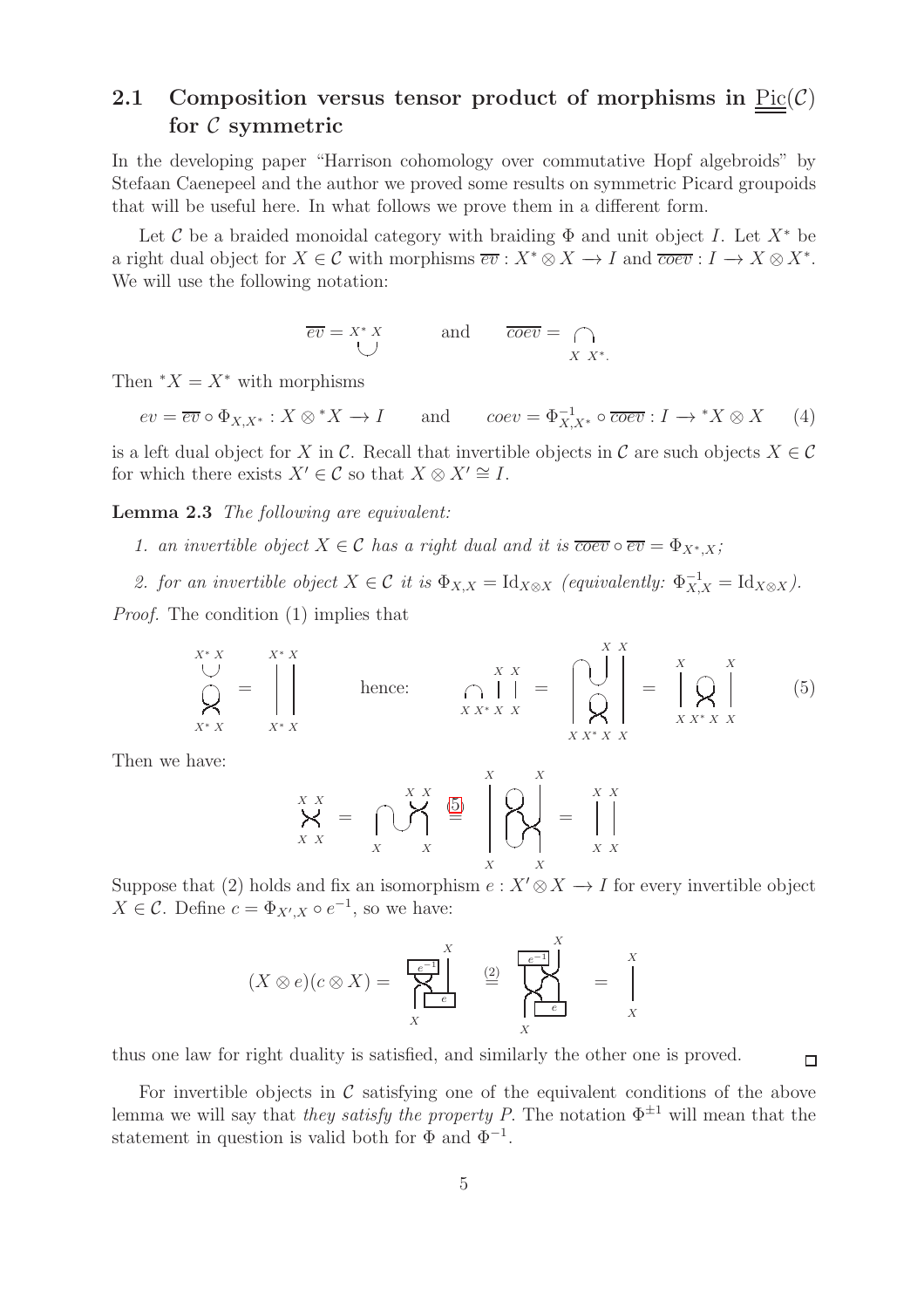## 2.1 Composition versus tensor product of morphisms in $\underline{\underline{\text{Pic}}}(\mathcal{C})$ for $\mathcal{C}$ symmetric

In the developing paper "Harrison cohomology over commutative Hopf algebroids" by Stefaan Caenepeel and the author we proved some results on symmetric Picard groupoids that will be useful here. In what follows we prove them in a different form.

Let $\mathcal{C}$ be a braided monoidal category with braiding $\Phi$ and unit object $I$. Let $X^*$ be a right dual object for $X \in \mathcal{C}$ with morphisms $\overline{ev} : X^* \otimes X \to I$ and $\overline{coev} : I \to X \otimes X^*$. We will use the following notation:

$$\overline{ev} = \underset{\cup}{X^*\ X} \qquad \text{and} \qquad \overline{coev} = \underset{X\ X^*.}{\cap}$$

Then ${}^*X = X^*$ with morphisms

$$ev = \overline{ev} \circ \Phi_{X,X^*} : X \otimes {}^*X \to I \qquad \text{and} \qquad coev = \Phi^{-1}_{X,X^*} \circ \overline{coev} : I \to {}^*X \otimes X \qquad (4)$$

is a left dual object for $X$ in $\mathcal{C}$. Recall that invertible objects in $\mathcal{C}$ are such objects $X \in \mathcal{C}$ for which there exists $X' \in \mathcal{C}$ so that $X \otimes X' \cong I$.

**Lemma 2.3** *The following are equivalent:*

1. *an invertible object $X \in \mathcal{C}$ has a right dual and it is $\overline{coev} \circ \overline{ev} = \Phi_{X^*,X}$;*
2. *for an invertible object $X \in \mathcal{C}$ it is $\Phi_{X,X} = \mathrm{Id}_{X \otimes X}$ (equivalently: $\Phi^{-1}_{X,X} = \mathrm{Id}_{X \otimes X}$).*

*Proof.* The condition (1) implies that

$$\text{[diagram]} \qquad \text{hence:} \qquad \text{[diagram]} \qquad (5)$$

Then we have:

$$\text{[diagram]} \overset{(5)}{=} \text{[diagram]}$$

Suppose that (2) holds and fix an isomorphism $e : X' \otimes X \to I$ for every invertible object $X \in \mathcal{C}$. Define $c = \Phi_{X',X} \circ e^{-1}$, so we have:

$$(X \otimes e)(c \otimes X) = \text{[diagram]} \overset{(2)}{=} \text{[diagram]} = \text{[diagram]}$$

thus one law for right duality is satisfied, and similarly the other one is proved. □

For invertible objects in $\mathcal{C}$ satisfying one of the equivalent conditions of the above lemma we will say that *they satisfy the property P*. The notation $\Phi^{\pm 1}$ will mean that the statement in question is valid both for $\Phi$ and $\Phi^{-1}$.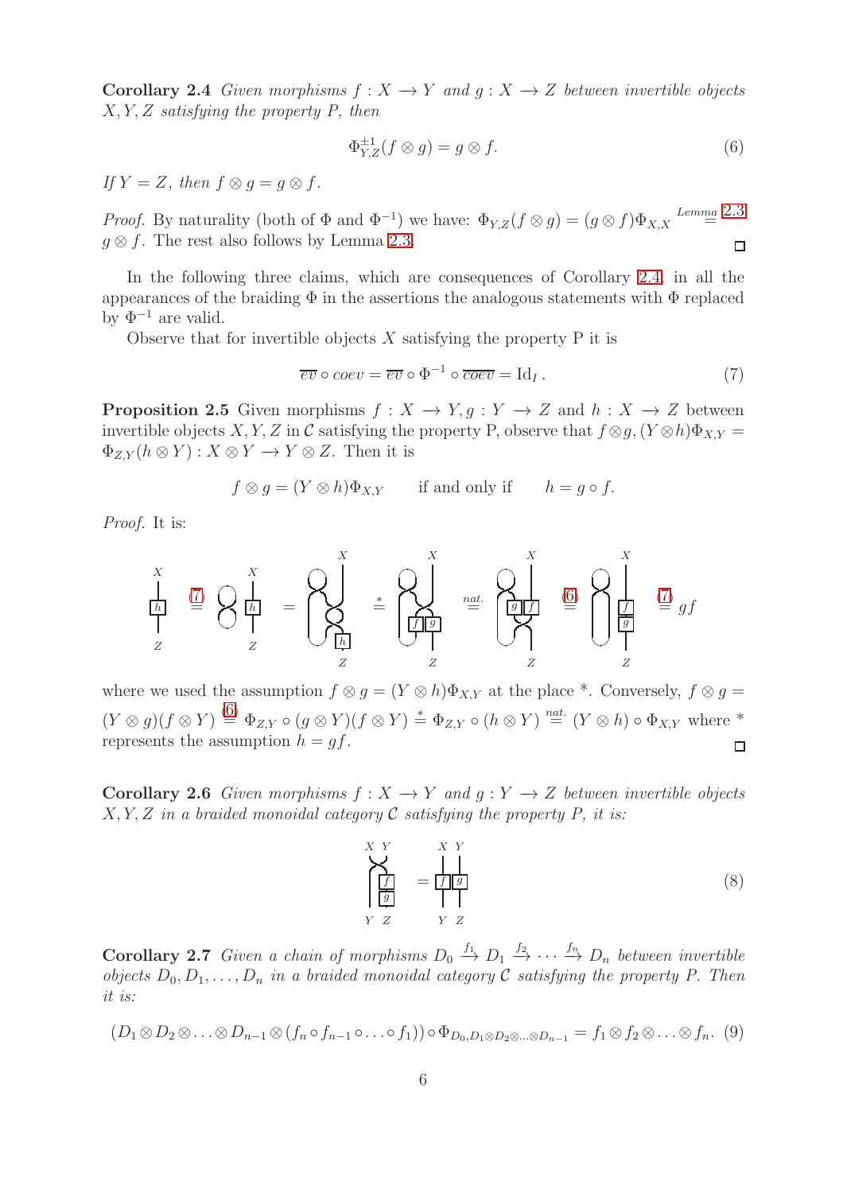**Corollary 2.4** *Given morphisms $f : X \longrightarrow Y$ and $g : X \longrightarrow Z$ between invertible objects $X, Y, Z$ satisfying the property P, then*

$$\Phi^{\pm 1}_{Y,Z}(f \otimes g) = g \otimes f. \tag{6}$$

*If $Y = Z$, then $f \otimes g = g \otimes f$.*

*Proof.* By naturality (both of $\Phi$ and $\Phi^{-1}$) we have: $\Phi_{Y,Z}(f \otimes g) = (g \otimes f)\Phi_{X,X} \stackrel{Lemma\ 2.3}{=} g \otimes f$. The rest also follows by Lemma 2.3. □

In the following three claims, which are consequences of Corollary 2.4, in all the appearances of the braiding $\Phi$ in the assertions the analogous statements with $\Phi$ replaced by $\Phi^{-1}$ are valid.

Observe that for invertible objects $X$ satisfying the property P it is

$$\overline{ev} \circ coev = \overline{ev} \circ \Phi^{-1} \circ \overline{coev} = \mathrm{Id}_I\,. \tag{7}$$

**Proposition 2.5** Given morphisms $f : X \longrightarrow Y, g : Y \longrightarrow Z$ and $h : X \longrightarrow Z$ between invertible objects $X, Y, Z$ in $\mathcal{C}$ satisfying the property P, observe that $f \otimes g, (Y \otimes h)\Phi_{X,Y} = \Phi_{Z,Y}(h \otimes Y) : X \otimes Y \longrightarrow Y \otimes Z$. Then it is

$$f \otimes g = (Y \otimes h)\Phi_{X,Y} \qquad \text{if and only if} \qquad h = g \circ f.$$

*Proof.* It is:

[String diagram chain: $h \stackrel{(7)}{=} \cdots = \cdots \stackrel{*}{=} \cdots \stackrel{nat.}{=} \cdots \stackrel{(6)}{=} \cdots \stackrel{(7)}{=} gf$]

where we used the assumption $f \otimes g = (Y \otimes h)\Phi_{X,Y}$ at the place *. Conversely, $f \otimes g = (Y \otimes g)(f \otimes Y) \stackrel{(6)}{=} \Phi_{Z,Y} \circ (g \otimes Y)(f \otimes Y) \stackrel{*}{=} \Phi_{Z,Y} \circ (h \otimes Y) \stackrel{nat.}{=} (Y \otimes h) \circ \Phi_{X,Y}$ where * represents the assumption $h = gf$. □

**Corollary 2.6** *Given morphisms $f : X \longrightarrow Y$ and $g : Y \longrightarrow Z$ between invertible objects $X, Y, Z$ in a braided monoidal category $\mathcal{C}$ satisfying the property P, it is:*

[String diagram: braiding of $X, Y$ followed by $f$ then $g$ on one strand, outputs $Y\ Z$ $=$ $f \otimes g$ with inputs $X\ Y$, outputs $Y\ Z$] (8)

**Corollary 2.7** *Given a chain of morphisms $D_0 \xrightarrow{f_1} D_1 \xrightarrow{f_2} \cdots \xrightarrow{f_n} D_n$ between invertible objects $D_0, D_1, \ldots, D_n$ in a braided monoidal category $\mathcal{C}$ satisfying the property P. Then it is:*

$$(D_1 \otimes D_2 \otimes \ldots \otimes D_{n-1} \otimes (f_n \circ f_{n-1} \circ \ldots \circ f_1)) \circ \Phi_{D_0, D_1 \otimes D_2 \otimes \ldots \otimes D_{n-1}} = f_1 \otimes f_2 \otimes \ldots \otimes f_n. \tag{9}$$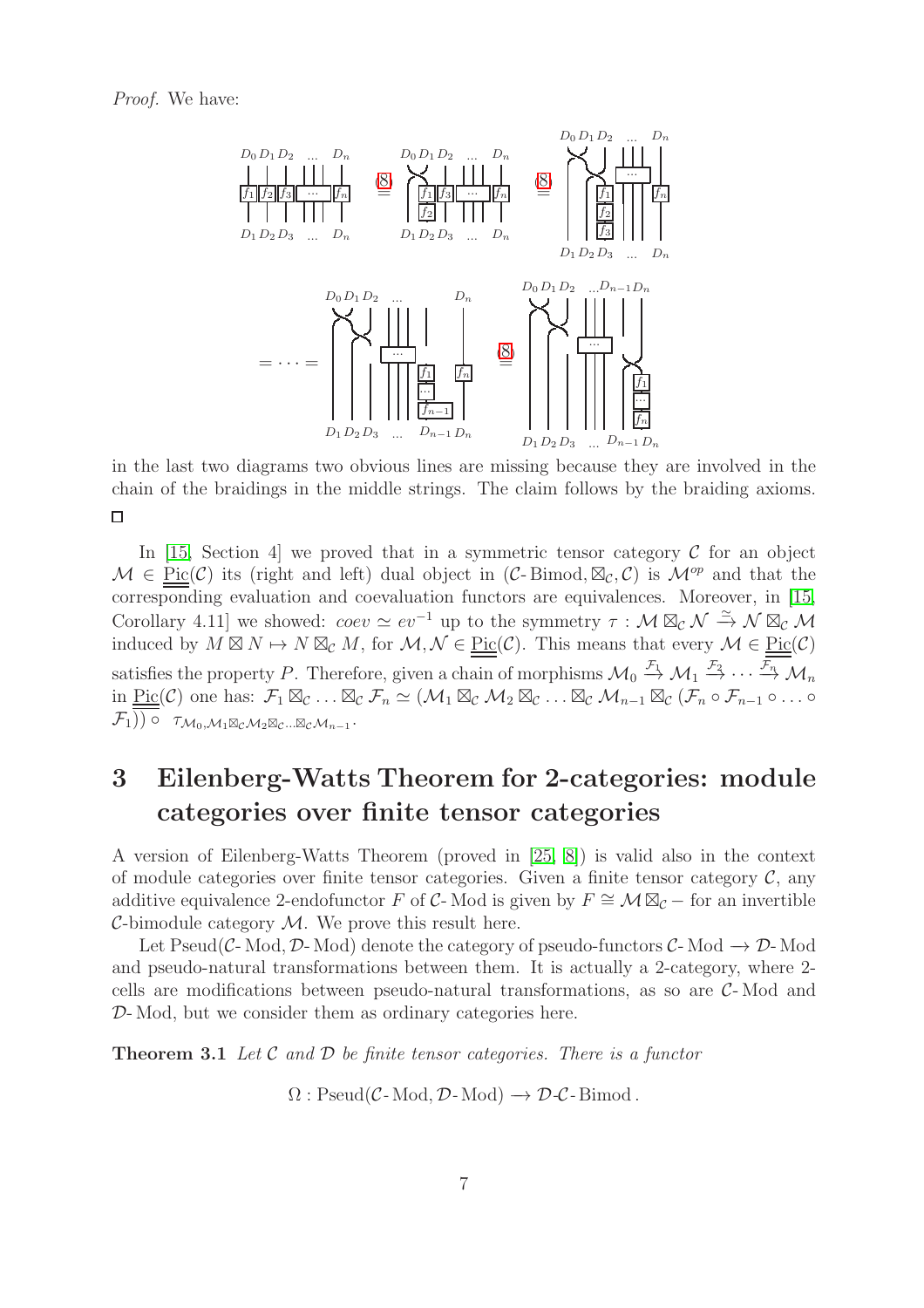*Proof.* We have:

in the last two diagrams two obvious lines are missing because they are involved in the chain of the braidings in the middle strings. The claim follows by the braiding axioms. □

In [15, Section 4] we proved that in a symmetric tensor category $\mathcal{C}$ for an object $\mathcal{M} \in \underline{\underline{\text{Pic}}}(\mathcal{C})$ its (right and left) dual object in $(\mathcal{C}\text{-Bimod}, \boxtimes_{\mathcal{C}}, \mathcal{C})$ is $\mathcal{M}^{op}$ and that the corresponding evaluation and coevaluation functors are equivalences. Moreover, in [15, Corollary 4.11] we showed: $coev \simeq ev^{-1}$ up to the symmetry $\tau : \mathcal{M} \boxtimes_{\mathcal{C}} \mathcal{N} \xrightarrow{\simeq} \mathcal{N} \boxtimes_{\mathcal{C}} \mathcal{M}$ induced by $M \boxtimes N \mapsto N \boxtimes_{\mathcal{C}} M$, for $\mathcal{M}, \mathcal{N} \in \underline{\underline{\text{Pic}}}(\mathcal{C})$. This means that every $\mathcal{M} \in \underline{\underline{\text{Pic}}}(\mathcal{C})$ satisfies the property $P$. Therefore, given a chain of morphisms $\mathcal{M}_0 \xrightarrow{\mathcal{F}_1} \mathcal{M}_1 \xrightarrow{\mathcal{F}_2} \cdots \xrightarrow{\mathcal{F}_n} \mathcal{M}_n$ in $\underline{\underline{\text{Pic}}}(\mathcal{C})$ one has: $\mathcal{F}_1 \boxtimes_{\mathcal{C}} \ldots \boxtimes_{\mathcal{C}} \mathcal{F}_n \simeq (\mathcal{M}_1 \boxtimes_{\mathcal{C}} \mathcal{M}_2 \boxtimes_{\mathcal{C}} \ldots \boxtimes_{\mathcal{C}} \mathcal{M}_{n-1} \boxtimes_{\mathcal{C}} (\mathcal{F}_n \circ \mathcal{F}_{n-1} \circ \ldots \circ \mathcal{F}_1)) \circ \; \tau_{\mathcal{M}_0, \mathcal{M}_1 \boxtimes_{\mathcal{C}} \mathcal{M}_2 \boxtimes_{\mathcal{C}} \ldots \boxtimes_{\mathcal{C}} \mathcal{M}_{n-1}}$.

# 3 Eilenberg-Watts Theorem for 2-categories: module categories over finite tensor categories

A version of Eilenberg-Watts Theorem (proved in [25, 8]) is valid also in the context of module categories over finite tensor categories. Given a finite tensor category $\mathcal{C}$, any additive equivalence 2-endofunctor $F$ of $\mathcal{C}$-Mod is given by $F \cong \mathcal{M} \boxtimes_{\mathcal{C}} -$ for an invertible $\mathcal{C}$-bimodule category $\mathcal{M}$. We prove this result here.

Let Pseud($\mathcal{C}$-Mod, $\mathcal{D}$-Mod) denote the category of pseudo-functors $\mathcal{C}\text{-Mod} \longrightarrow \mathcal{D}\text{-Mod}$ and pseudo-natural transformations between them. It is actually a 2-category, where 2-cells are modifications between pseudo-natural transformations, as so are $\mathcal{C}$-Mod and $\mathcal{D}$-Mod, but we consider them as ordinary categories here.

**Theorem 3.1** *Let $\mathcal{C}$ and $\mathcal{D}$ be finite tensor categories. There is a functor*

$$\Omega : \text{Pseud}(\mathcal{C}\text{-Mod}, \mathcal{D}\text{-Mod}) \longrightarrow \mathcal{D}\text{-}\mathcal{C}\text{-Bimod}.$$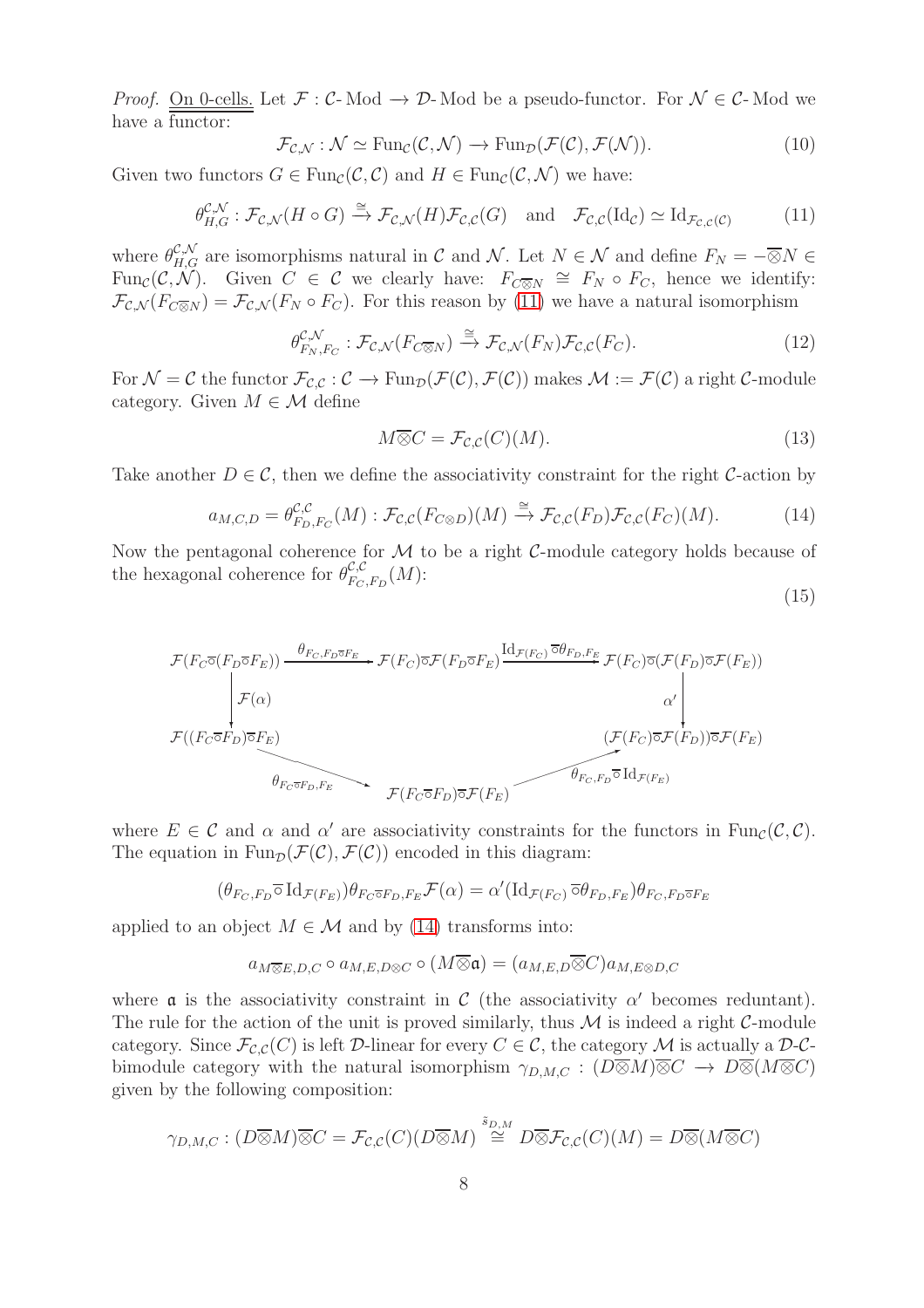*Proof.* <u>On 0-cells.</u> Let $\mathcal{F} : \mathcal{C}\text{-Mod} \to \mathcal{D}\text{-Mod}$ be a pseudo-functor. For $\mathcal{N} \in \mathcal{C}\text{-Mod}$ we have a functor:

$$\mathcal{F}_{\mathcal{C},\mathcal{N}} : \mathcal{N} \simeq \mathrm{Fun}_{\mathcal{C}}(\mathcal{C}, \mathcal{N}) \to \mathrm{Fun}_{\mathcal{D}}(\mathcal{F}(\mathcal{C}), \mathcal{F}(\mathcal{N})). \tag{10}$$

Given two functors $G \in \mathrm{Fun}_{\mathcal{C}}(\mathcal{C}, \mathcal{C})$ and $H \in \mathrm{Fun}_{\mathcal{C}}(\mathcal{C}, \mathcal{N})$ we have:

$$\theta^{\mathcal{C},\mathcal{N}}_{H,G} : \mathcal{F}_{\mathcal{C},\mathcal{N}}(H \circ G) \xrightarrow{\cong} \mathcal{F}_{\mathcal{C},\mathcal{N}}(H)\mathcal{F}_{\mathcal{C},\mathcal{C}}(G) \quad \text{and} \quad \mathcal{F}_{\mathcal{C},\mathcal{C}}(\mathrm{Id}_{\mathcal{C}}) \simeq \mathrm{Id}_{\mathcal{F}_{\mathcal{C},\mathcal{C}}(\mathcal{C})} \tag{11}$$

where $\theta^{\mathcal{C},\mathcal{N}}_{H,G}$ are isomorphisms natural in $\mathcal{C}$ and $\mathcal{N}$. Let $N \in \mathcal{N}$ and define $F_N = -\overline{\otimes} N \in \mathrm{Fun}_{\mathcal{C}}(\mathcal{C}, \mathcal{N})$. Given $C \in \mathcal{C}$ we clearly have: $F_{C\overline{\otimes}N} \cong F_N \circ F_C$, hence we identify: $\mathcal{F}_{\mathcal{C},\mathcal{N}}(F_{C\overline{\otimes}N}) = \mathcal{F}_{\mathcal{C},\mathcal{N}}(F_N \circ F_C)$. For this reason by (11) we have a natural isomorphism

$$\theta^{\mathcal{C},\mathcal{N}}_{F_N,F_C} : \mathcal{F}_{\mathcal{C},\mathcal{N}}(F_{C\overline{\otimes}N}) \xrightarrow{\cong} \mathcal{F}_{\mathcal{C},\mathcal{N}}(F_N)\mathcal{F}_{\mathcal{C},\mathcal{C}}(F_C). \tag{12}$$

For $\mathcal{N} = \mathcal{C}$ the functor $\mathcal{F}_{\mathcal{C},\mathcal{C}} : \mathcal{C} \to \mathrm{Fun}_{\mathcal{D}}(\mathcal{F}(\mathcal{C}), \mathcal{F}(\mathcal{C}))$ makes $\mathcal{M} := \mathcal{F}(\mathcal{C})$ a right $\mathcal{C}$-module category. Given $M \in \mathcal{M}$ define

$$M\overline{\otimes}C = \mathcal{F}_{\mathcal{C},\mathcal{C}}(C)(M). \tag{13}$$

Take another $D \in \mathcal{C}$, then we define the associativity constraint for the right $\mathcal{C}$-action by

$$a_{M,C,D} = \theta^{\mathcal{C},\mathcal{C}}_{F_D,F_C}(M) : \mathcal{F}_{\mathcal{C},\mathcal{C}}(F_{C\otimes D})(M) \xrightarrow{\cong} \mathcal{F}_{\mathcal{C},\mathcal{C}}(F_D)\mathcal{F}_{\mathcal{C},\mathcal{C}}(F_C)(M). \tag{14}$$

Now the pentagonal coherence for $\mathcal{M}$ to be a right $\mathcal{C}$-module category holds because of the hexagonal coherence for $\theta^{\mathcal{C},\mathcal{C}}_{F_C,F_D}(M)$:

$$\begin{array}{ccccc}
\mathcal{F}(F_C\overline{\circ}(F_D\overline{\circ}F_E)) & \xrightarrow{\theta_{F_C,F_D\overline{\circ}F_E}} & \mathcal{F}(F_C)\overline{\circ}\mathcal{F}(F_D\overline{\circ}F_E) & \xrightarrow{\mathrm{Id}_{\mathcal{F}(F_C)}\overline{\circ}\theta_{F_D,F_E}} & \mathcal{F}(F_C)\overline{\circ}(\mathcal{F}(F_D)\overline{\circ}\mathcal{F}(F_E)) \\
\downarrow \mathcal{F}(\alpha) & & & & \downarrow \alpha' \\
\mathcal{F}((F_C\overline{\circ}F_D)\overline{\circ}F_E) & \xrightarrow{\theta_{F_C\overline{\circ}F_D,F_E}} & \mathcal{F}(F_C\overline{\circ}F_D)\overline{\circ}\mathcal{F}(F_E) & \xrightarrow{\theta_{F_C,F_D}\overline{\circ}\mathrm{Id}_{\mathcal{F}(F_E)}} & (\mathcal{F}(F_C)\overline{\circ}\mathcal{F}(F_D))\overline{\circ}\mathcal{F}(F_E)
\end{array} \tag{15}$$

where $E \in \mathcal{C}$ and $\alpha$ and $\alpha'$ are associativity constraints for the functors in $\mathrm{Fun}_{\mathcal{C}}(\mathcal{C}, \mathcal{C})$. The equation in $\mathrm{Fun}_{\mathcal{D}}(\mathcal{F}(\mathcal{C}), \mathcal{F}(\mathcal{C}))$ encoded in this diagram:

$$(\theta_{F_C,F_D}\overline{\circ}\,\mathrm{Id}_{\mathcal{F}(F_E)})\theta_{F_C\overline{\circ}F_D,F_E}\mathcal{F}(\alpha) = \alpha'(\mathrm{Id}_{\mathcal{F}(F_C)}\,\overline{\circ}\theta_{F_D,F_E})\theta_{F_C,F_D\overline{\circ}F_E}$$

applied to an object $M \in \mathcal{M}$ and by (14) transforms into:

$$a_{M\overline{\otimes}E,D,C} \circ a_{M,E,D\otimes C} \circ (M\overline{\otimes}\mathfrak{a}) = (a_{M,E,D}\overline{\otimes}C)a_{M,E\otimes D,C}$$

where $\mathfrak{a}$ is the associativity constraint in $\mathcal{C}$ (the associativity $\alpha'$ becomes reduntant). The rule for the action of the unit is proved similarly, thus $\mathcal{M}$ is indeed a right $\mathcal{C}$-module category. Since $\mathcal{F}_{\mathcal{C},\mathcal{C}}(C)$ is left $\mathcal{D}$-linear for every $C \in \mathcal{C}$, the category $\mathcal{M}$ is actually a $\mathcal{D}$-$\mathcal{C}$-bimodule category with the natural isomorphism $\gamma_{D,M,C} : (D\overline{\otimes}M)\overline{\otimes}C \to D\overline{\otimes}(M\overline{\otimes}C)$ given by the following composition:

$$\gamma_{D,M,C} : (D\overline{\otimes}M)\overline{\otimes}C = \mathcal{F}_{\mathcal{C},\mathcal{C}}(C)(D\overline{\otimes}M) \overset{\tilde{s}_{D,M}}{\cong} D\overline{\otimes}\mathcal{F}_{\mathcal{C},\mathcal{C}}(C)(M) = D\overline{\otimes}(M\overline{\otimes}C)$$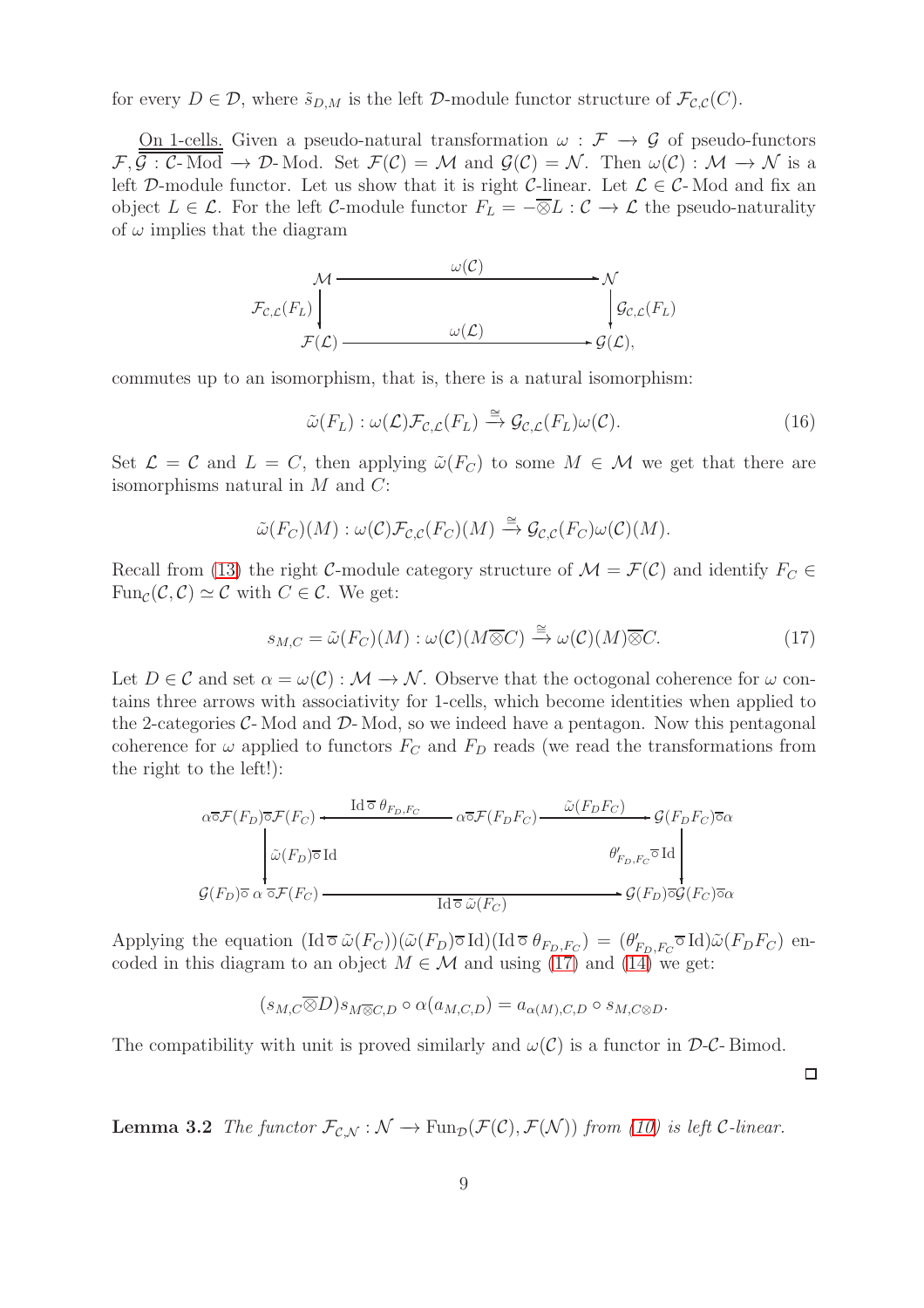for every $D \in \mathcal{D}$, where $\tilde{s}_{D,M}$ is the left $\mathcal{D}$-module functor structure of $\mathcal{F}_{\mathcal{C},\mathcal{C}}(C)$.

<u>On 1-cells.</u> Given a pseudo-natural transformation $\omega : \mathcal{F} \longrightarrow \mathcal{G}$ of pseudo-functors $\mathcal{F}, \mathcal{G} : \mathcal{C}\text{-}\mathrm{Mod} \longrightarrow \mathcal{D}\text{-}\mathrm{Mod}$. Set $\mathcal{F}(\mathcal{C}) = \mathcal{M}$ and $\mathcal{G}(\mathcal{C}) = \mathcal{N}$. Then $\omega(\mathcal{C}) : \mathcal{M} \to \mathcal{N}$ is a left $\mathcal{D}$-module functor. Let us show that it is right $\mathcal{C}$-linear. Let $\mathcal{L} \in \mathcal{C}\text{-}\mathrm{Mod}$ and fix an object $L \in \mathcal{L}$. For the left $\mathcal{C}$-module functor $F_L = -\overline{\otimes} L : \mathcal{C} \to \mathcal{L}$ the pseudo-naturality of $\omega$ implies that the diagram

$$
\begin{array}{ccc}
\mathcal{M} & \xrightarrow{\quad \omega(\mathcal{C}) \quad} & \mathcal{N} \\
{\scriptstyle \mathcal{F}_{\mathcal{C},\mathcal{L}}(F_L)} \big\downarrow & & \big\downarrow {\scriptstyle \mathcal{G}_{\mathcal{C},\mathcal{L}}(F_L)} \\
\mathcal{F}(\mathcal{L}) & \xrightarrow{\quad \omega(\mathcal{L}) \quad} & \mathcal{G}(\mathcal{L}),
\end{array}
$$

commutes up to an isomorphism, that is, there is a natural isomorphism:

$$
\tilde{\omega}(F_L) : \omega(\mathcal{L})\mathcal{F}_{\mathcal{C},\mathcal{L}}(F_L) \xrightarrow{\cong} \mathcal{G}_{\mathcal{C},\mathcal{L}}(F_L)\omega(\mathcal{C}). \tag{16}
$$

Set $\mathcal{L} = \mathcal{C}$ and $L = C$, then applying $\tilde{\omega}(F_C)$ to some $M \in \mathcal{M}$ we get that there are isomorphisms natural in $M$ and $C$:

$$
\tilde{\omega}(F_C)(M) : \omega(\mathcal{C})\mathcal{F}_{\mathcal{C},\mathcal{C}}(F_C)(M) \xrightarrow{\cong} \mathcal{G}_{\mathcal{C},\mathcal{C}}(F_C)\omega(\mathcal{C})(M).
$$

Recall from (13) the right $\mathcal{C}$-module category structure of $\mathcal{M} = \mathcal{F}(\mathcal{C})$ and identify $F_C \in \mathrm{Fun}_{\mathcal{C}}(\mathcal{C}, \mathcal{C}) \simeq \mathcal{C}$ with $C \in \mathcal{C}$. We get:

$$
s_{M,C} = \tilde{\omega}(F_C)(M) : \omega(\mathcal{C})(M \overline{\otimes} C) \xrightarrow{\cong} \omega(\mathcal{C})(M) \overline{\otimes} C. \tag{17}
$$

Let $D \in \mathcal{C}$ and set $\alpha = \omega(\mathcal{C}) : \mathcal{M} \to \mathcal{N}$. Observe that the octogonal coherence for $\omega$ contains three arrows with associativity for 1-cells, which become identities when applied to the 2-categories $\mathcal{C}\text{-}\mathrm{Mod}$ and $\mathcal{D}\text{-}\mathrm{Mod}$, so we indeed have a pentagon. Now this pentagonal coherence for $\omega$ applied to functors $F_C$ and $F_D$ reads (we read the transformations from the right to the left!):

$$
\begin{array}{ccccc}
\alpha \overline{\circ} \mathcal{F}(F_D) \overline{\circ} \mathcal{F}(F_C) & \xleftarrow{\ \mathrm{Id} \overline{\circ}\, \theta_{F_D,F_C}\ } & \alpha \overline{\circ} \mathcal{F}(F_D F_C) & \xrightarrow{\ \tilde{\omega}(F_D F_C)\ } & \mathcal{G}(F_D F_C) \overline{\circ} \alpha \\
\big\downarrow {\scriptstyle \tilde{\omega}(F_D) \overline{\circ} \mathrm{Id}} & & & & \big\downarrow {\scriptstyle \theta'_{F_D,F_C} \overline{\circ} \mathrm{Id}} \\
\mathcal{G}(F_D) \overline{\circ}\, \alpha\, \overline{\circ} \mathcal{F}(F_C) & & \xrightarrow{\quad \mathrm{Id} \overline{\circ}\, \tilde{\omega}(F_C) \quad} & & \mathcal{G}(F_D) \overline{\circ} \mathcal{G}(F_C) \overline{\circ} \alpha
\end{array}
$$

Applying the equation $(\mathrm{Id} \overline{\circ}\, \tilde{\omega}(F_C))(\tilde{\omega}(F_D) \overline{\circ} \mathrm{Id})(\mathrm{Id} \overline{\circ}\, \theta_{F_D,F_C}) = (\theta'_{F_D,F_C} \overline{\circ} \mathrm{Id})\tilde{\omega}(F_D F_C)$ encoded in this diagram to an object $M \in \mathcal{M}$ and using (17) and (14) we get:

$$
(s_{M,C} \overline{\otimes} D) s_{M \overline{\otimes} C, D} \circ \alpha(a_{M,C,D}) = a_{\alpha(M),C,D} \circ s_{M, C \otimes D}.
$$

The compatibility with unit is proved similarly and $\omega(\mathcal{C})$ is a functor in $\mathcal{D}\text{-}\mathcal{C}\text{-}\mathrm{Bimod}$.

□

**Lemma 3.2** *The functor $\mathcal{F}_{\mathcal{C},\mathcal{N}} : \mathcal{N} \to \mathrm{Fun}_{\mathcal{D}}(\mathcal{F}(\mathcal{C}), \mathcal{F}(\mathcal{N}))$ from (10) is left $\mathcal{C}$-linear.*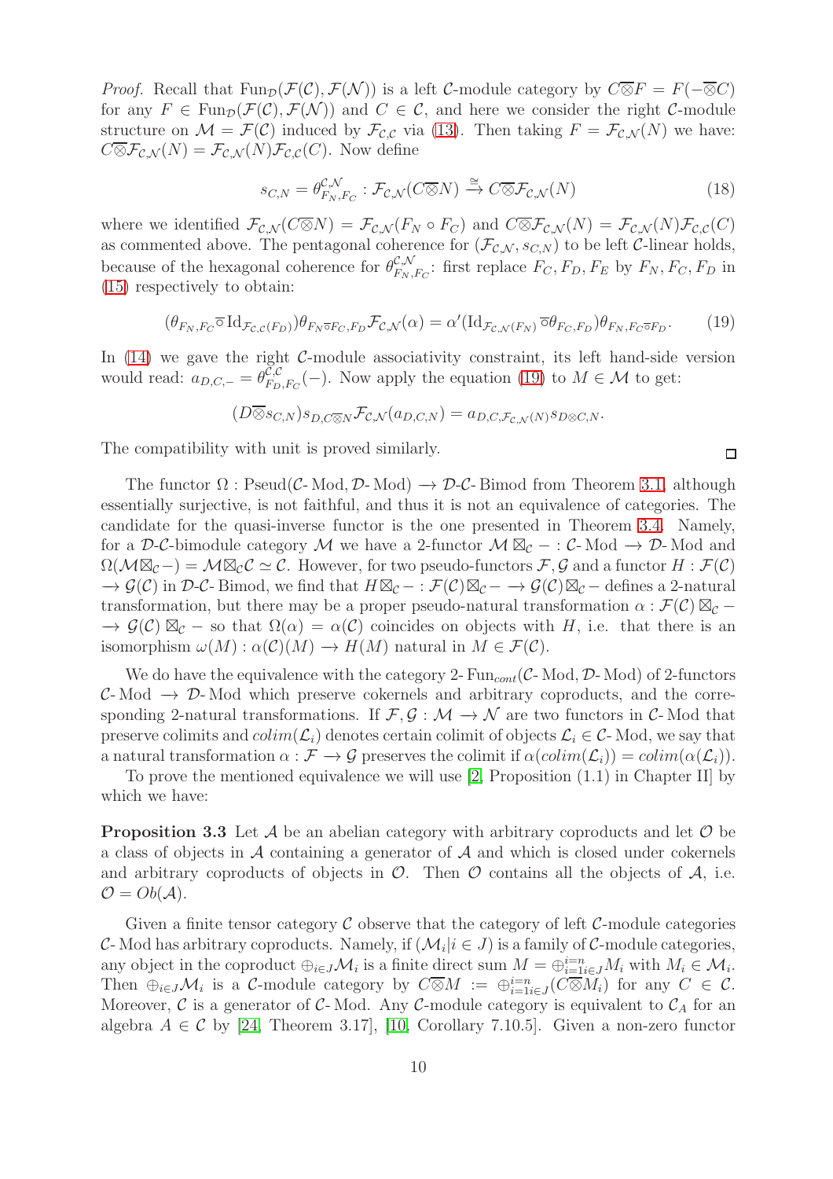*Proof.* Recall that $\text{Fun}_{\mathcal{D}}(\mathcal{F}(\mathcal{C}), \mathcal{F}(\mathcal{N}))$ is a left $\mathcal{C}$-module category by $C\overline{\otimes}F = F(-\overline{\otimes}C)$ for any $F \in \text{Fun}_{\mathcal{D}}(\mathcal{F}(\mathcal{C}), \mathcal{F}(\mathcal{N}))$ and $C \in \mathcal{C}$, and here we consider the right $\mathcal{C}$-module structure on $\mathcal{M} = \mathcal{F}(\mathcal{C})$ induced by $\mathcal{F}_{\mathcal{C},\mathcal{C}}$ via (13). Then taking $F = \mathcal{F}_{\mathcal{C},\mathcal{N}}(N)$ we have: $C\overline{\otimes}\mathcal{F}_{\mathcal{C},\mathcal{N}}(N) = \mathcal{F}_{\mathcal{C},\mathcal{N}}(N)\mathcal{F}_{\mathcal{C},\mathcal{C}}(C)$. Now define

$$s_{C,N} = \theta^{\mathcal{C},\mathcal{N}}_{F_N,F_C} : \mathcal{F}_{\mathcal{C},\mathcal{N}}(C\overline{\otimes}N) \xrightarrow{\cong} C\overline{\otimes}\mathcal{F}_{\mathcal{C},\mathcal{N}}(N) \tag{18}$$

where we identified $\mathcal{F}_{\mathcal{C},\mathcal{N}}(C\overline{\otimes}N) = \mathcal{F}_{\mathcal{C},\mathcal{N}}(F_N \circ F_C)$ and $C\overline{\otimes}\mathcal{F}_{\mathcal{C},\mathcal{N}}(N) = \mathcal{F}_{\mathcal{C},\mathcal{N}}(N)\mathcal{F}_{\mathcal{C},\mathcal{C}}(C)$ as commented above. The pentagonal coherence for $(\mathcal{F}_{\mathcal{C},\mathcal{N}}, s_{C,N})$ to be left $\mathcal{C}$-linear holds, because of the hexagonal coherence for $\theta^{\mathcal{C},\mathcal{N}}_{F_N,F_C}$: first replace $F_C, F_D, F_E$ by $F_N, F_C, F_D$ in (15) respectively to obtain:

$$(\theta_{F_N,F_C}\overline{\circ}\,\text{Id}_{\mathcal{F}_{\mathcal{C},\mathcal{C}}(F_D)})\theta_{F_N\overline{\circ}F_C,F_D}\mathcal{F}_{\mathcal{C},\mathcal{N}}(\alpha) = \alpha'(\text{Id}_{\mathcal{F}_{\mathcal{C},\mathcal{N}}(F_N)}\,\overline{\circ}\theta_{F_C,F_D})\theta_{F_N,F_C\overline{\circ}F_D}. \tag{19}$$

In (14) we gave the right $\mathcal{C}$-module associativity constraint, its left hand-side version would read: $a_{D,C,-} = \theta^{\mathcal{C},\mathcal{C}}_{F_D,F_C}(-)$. Now apply the equation (19) to $M \in \mathcal{M}$ to get:

$$(D\overline{\otimes}s_{C,N})s_{D,C\overline{\otimes}N}\mathcal{F}_{\mathcal{C},\mathcal{N}}(a_{D,C,N}) = a_{D,C,\mathcal{F}_{\mathcal{C},\mathcal{N}}(N)}s_{D\otimes C,N}.$$

The compatibility with unit is proved similarly. □

The functor $\Omega : \text{Pseud}(\mathcal{C}\text{-Mod}, \mathcal{D}\text{-Mod}) \longrightarrow \mathcal{D}\text{-}\mathcal{C}\text{-Bimod}$ from Theorem 3.1, although essentially surjective, is not faithful, and thus it is not an equivalence of categories. The candidate for the quasi-inverse functor is the one presented in Theorem 3.4. Namely, for a $\mathcal{D}$-$\mathcal{C}$-bimodule category $\mathcal{M}$ we have a 2-functor $\mathcal{M} \boxtimes_{\mathcal{C}} - : \mathcal{C}\text{-Mod} \to \mathcal{D}\text{-Mod}$ and $\Omega(\mathcal{M}\boxtimes_{\mathcal{C}}-) = \mathcal{M}\boxtimes_{\mathcal{C}}\mathcal{C} \simeq \mathcal{C}$. However, for two pseudo-functors $\mathcal{F}, \mathcal{G}$ and a functor $H : \mathcal{F}(\mathcal{C}) \longrightarrow \mathcal{G}(\mathcal{C})$ in $\mathcal{D}$-$\mathcal{C}$-Bimod, we find that $H\boxtimes_{\mathcal{C}} - : \mathcal{F}(\mathcal{C})\boxtimes_{\mathcal{C}} - \longrightarrow \mathcal{G}(\mathcal{C})\boxtimes_{\mathcal{C}} -$ defines a 2-natural transformation, but there may be a proper pseudo-natural transformation $\alpha : \mathcal{F}(\mathcal{C}) \boxtimes_{\mathcal{C}} - \longrightarrow \mathcal{G}(\mathcal{C}) \boxtimes_{\mathcal{C}} -$ so that $\Omega(\alpha) = \alpha(\mathcal{C})$ coincides on objects with $H$, i.e. that there is an isomorphism $\omega(M) : \alpha(\mathcal{C})(M) \longrightarrow H(M)$ natural in $M \in \mathcal{F}(\mathcal{C})$.

We do have the equivalence with the category $2\text{-}\text{Fun}_{cont}(\mathcal{C}\text{-Mod}, \mathcal{D}\text{-Mod})$ of 2-functors $\mathcal{C}\text{-Mod} \longrightarrow \mathcal{D}\text{-Mod}$ which preserve cokernels and arbitrary coproducts, and the corresponding 2-natural transformations. If $\mathcal{F}, \mathcal{G} : \mathcal{M} \longrightarrow \mathcal{N}$ are two functors in $\mathcal{C}$-Mod that preserve colimits and $colim(\mathcal{L}_i)$ denotes certain colimit of objects $\mathcal{L}_i \in \mathcal{C}$-Mod, we say that a natural transformation $\alpha : \mathcal{F} \longrightarrow \mathcal{G}$ preserves the colimit if $\alpha(colim(\mathcal{L}_i)) = colim(\alpha(\mathcal{L}_i))$.

To prove the mentioned equivalence we will use [2, Proposition (1.1) in Chapter II] by which we have:

**Proposition 3.3** Let $\mathcal{A}$ be an abelian category with arbitrary coproducts and let $\mathcal{O}$ be a class of objects in $\mathcal{A}$ containing a generator of $\mathcal{A}$ and which is closed under cokernels and arbitrary coproducts of objects in $\mathcal{O}$. Then $\mathcal{O}$ contains all the objects of $\mathcal{A}$, i.e. $\mathcal{O} = Ob(\mathcal{A})$.

Given a finite tensor category $\mathcal{C}$ observe that the category of left $\mathcal{C}$-module categories $\mathcal{C}$-Mod has arbitrary coproducts. Namely, if $(\mathcal{M}_i | i \in J)$ is a family of $\mathcal{C}$-module categories, any object in the coproduct $\oplus_{i\in J}\mathcal{M}_i$ is a finite direct sum $M = \oplus_{i=1 i\in J}^{i=n} M_i$ with $M_i \in \mathcal{M}_i$. Then $\oplus_{i\in J}\mathcal{M}_i$ is a $\mathcal{C}$-module category by $C\overline{\otimes}M := \oplus_{i=1 i\in J}^{i=n}(C\overline{\otimes}M_i)$ for any $C \in \mathcal{C}$. Moreover, $\mathcal{C}$ is a generator of $\mathcal{C}$-Mod. Any $\mathcal{C}$-module category is equivalent to $\mathcal{C}_A$ for an algebra $A \in \mathcal{C}$ by [24, Theorem 3.17], [10, Corollary 7.10.5]. Given a non-zero functor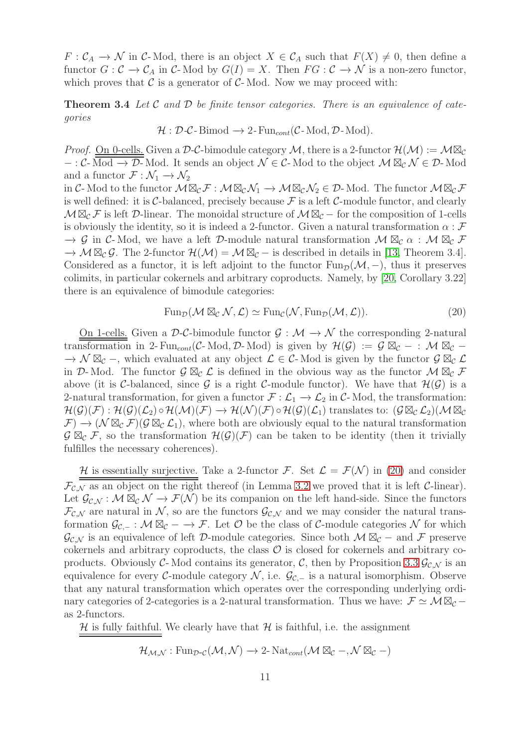$F : \mathcal{C}_A \to \mathcal{N}$ in $\mathcal{C}$-Mod, there is an object $X \in \mathcal{C}_A$ such that $F(X) \neq 0$, then define a functor $G : \mathcal{C} \to \mathcal{C}_A$ in $\mathcal{C}$-Mod by $G(I) = X$. Then $FG : \mathcal{C} \to \mathcal{N}$ is a non-zero functor, which proves that $\mathcal{C}$ is a generator of $\mathcal{C}$-Mod. Now we may proceed with:

**Theorem 3.4** *Let $\mathcal{C}$ and $\mathcal{D}$ be finite tensor categories. There is an equivalence of categories*

$$\mathcal{H} : \mathcal{D}\text{-}\mathcal{C}\text{-Bimod} \to 2\text{-Fun}_{cont}(\mathcal{C}\text{-Mod}, \mathcal{D}\text{-Mod}).$$

*Proof.* On 0-cells. Given a $\mathcal{D}$-$\mathcal{C}$-bimodule category $\mathcal{M}$, there is a 2-functor $\mathcal{H}(\mathcal{M}) := \mathcal{M}\boxtimes_{\mathcal{C}} - : \mathcal{C}\text{-Mod} \to \mathcal{D}\text{-Mod}$. It sends an object $\mathcal{N} \in \mathcal{C}$-Mod to the object $\mathcal{M} \boxtimes_{\mathcal{C}} \mathcal{N} \in \mathcal{D}$-Mod and a functor $\mathcal{F} : \mathcal{N}_1 \to \mathcal{N}_2$ in $\mathcal{C}$-Mod to the functor $\mathcal{M}\boxtimes_{\mathcal{C}}\mathcal{F} : \mathcal{M}\boxtimes_{\mathcal{C}}\mathcal{N}_1 \to \mathcal{M}\boxtimes_{\mathcal{C}}\mathcal{N}_2 \in \mathcal{D}$-Mod. The functor $\mathcal{M}\boxtimes_{\mathcal{C}}\mathcal{F}$ is well defined: it is $\mathcal{C}$-balanced, precisely because $\mathcal{F}$ is a left $\mathcal{C}$-module functor, and clearly $\mathcal{M}\boxtimes_{\mathcal{C}}\mathcal{F}$ is left $\mathcal{D}$-linear. The monoidal structure of $\mathcal{M}\boxtimes_{\mathcal{C}} -$ for the composition of 1-cells is obviously the identity, so it is indeed a 2-functor. Given a natural transformation $\alpha : \mathcal{F} \to \mathcal{G}$ in $\mathcal{C}$-Mod, we have a left $\mathcal{D}$-module natural transformation $\mathcal{M} \boxtimes_{\mathcal{C}} \alpha : \mathcal{M} \boxtimes_{\mathcal{C}} \mathcal{F} \to \mathcal{M}\boxtimes_{\mathcal{C}}\mathcal{G}$. The 2-functor $\mathcal{H}(\mathcal{M}) = \mathcal{M}\boxtimes_{\mathcal{C}} -$ is described in details in [13, Theorem 3.4]. Considered as a functor, it is left adjoint to the functor $\text{Fun}_{\mathcal{D}}(\mathcal{M}, -)$, thus it preserves colimits, in particular cokernels and arbitrary coproducts. Namely, by [20, Corollary 3.22] there is an equivalence of bimodule categories:

$$\text{Fun}_{\mathcal{D}}(\mathcal{M} \boxtimes_{\mathcal{C}} \mathcal{N}, \mathcal{L}) \simeq \text{Fun}_{\mathcal{C}}(\mathcal{N}, \text{Fun}_{\mathcal{D}}(\mathcal{M}, \mathcal{L})). \tag{20}$$

On 1-cells. Given a $\mathcal{D}$-$\mathcal{C}$-bimodule functor $\mathcal{G} : \mathcal{M} \to \mathcal{N}$ the corresponding 2-natural transformation in $2\text{-Fun}_{cont}(\mathcal{C}\text{-Mod}, \mathcal{D}\text{-Mod})$ is given by $\mathcal{H}(\mathcal{G}) := \mathcal{G} \boxtimes_{\mathcal{C}} - : \mathcal{M} \boxtimes_{\mathcal{C}} - \to \mathcal{N} \boxtimes_{\mathcal{C}} -$, which evaluated at any object $\mathcal{L} \in \mathcal{C}$-Mod is given by the functor $\mathcal{G} \boxtimes_{\mathcal{C}} \mathcal{L}$ in $\mathcal{D}$-Mod. The functor $\mathcal{G} \boxtimes_{\mathcal{C}} \mathcal{L}$ is defined in the obvious way as the functor $\mathcal{M} \boxtimes_{\mathcal{C}} \mathcal{F}$ above (it is $\mathcal{C}$-balanced, since $\mathcal{G}$ is a right $\mathcal{C}$-module functor). We have that $\mathcal{H}(\mathcal{G})$ is a 2-natural transformation, for given a functor $\mathcal{F} : \mathcal{L}_1 \to \mathcal{L}_2$ in $\mathcal{C}$-Mod, the transformation: $\mathcal{H}(\mathcal{G})(\mathcal{F}) : \mathcal{H}(\mathcal{G})(\mathcal{L}_2) \circ \mathcal{H}(\mathcal{M})(\mathcal{F}) \to \mathcal{H}(\mathcal{N})(\mathcal{F}) \circ \mathcal{H}(\mathcal{G})(\mathcal{L}_1)$ translates to: $(\mathcal{G} \boxtimes_{\mathcal{C}} \mathcal{L}_2)(\mathcal{M} \boxtimes_{\mathcal{C}} \mathcal{F}) \to (\mathcal{N} \boxtimes_{\mathcal{C}} \mathcal{F})(\mathcal{G} \boxtimes_{\mathcal{C}} \mathcal{L}_1)$, where both are obviously equal to the natural transformation $\mathcal{G} \boxtimes_{\mathcal{C}} \mathcal{F}$, so the transformation $\mathcal{H}(\mathcal{G})(\mathcal{F})$ can be taken to be identity (then it trivially fulfilles the necessary coherences).

$\mathcal{H}$ is essentially surjective. Take a 2-functor $\mathcal{F}$. Set $\mathcal{L} = \mathcal{F}(\mathcal{N})$ in (20) and consider $\mathcal{F}_{\mathcal{C},\mathcal{N}}$ as an object on the right thereof (in Lemma 3.2 we proved that it is left $\mathcal{C}$-linear). Let $\mathcal{G}_{\mathcal{C},\mathcal{N}} : \mathcal{M} \boxtimes_{\mathcal{C}} \mathcal{N} \to \mathcal{F}(\mathcal{N})$ be its companion on the left hand-side. Since the functors $\mathcal{F}_{\mathcal{C},\mathcal{N}}$ are natural in $\mathcal{N}$, so are the functors $\mathcal{G}_{\mathcal{C},\mathcal{N}}$ and we may consider the natural transformation $\mathcal{G}_{\mathcal{C},-} : \mathcal{M} \boxtimes_{\mathcal{C}} - \to \mathcal{F}$. Let $\mathcal{O}$ be the class of $\mathcal{C}$-module categories $\mathcal{N}$ for which $\mathcal{G}_{\mathcal{C},\mathcal{N}}$ is an equivalence of left $\mathcal{D}$-module categories. Since both $\mathcal{M} \boxtimes_{\mathcal{C}} -$ and $\mathcal{F}$ preserve cokernels and arbitrary coproducts, the class $\mathcal{O}$ is closed for cokernels and arbitrary coproducts. Obviously $\mathcal{C}$-Mod contains its generator, $\mathcal{C}$, then by Proposition 3.3 $\mathcal{G}_{\mathcal{C},\mathcal{N}}$ is an equivalence for every $\mathcal{C}$-module category $\mathcal{N}$, i.e. $\mathcal{G}_{\mathcal{C},-}$ is a natural isomorphism. Observe that any natural transformation which operates over the corresponding underlying ordinary categories of 2-categories is a 2-natural transformation. Thus we have: $\mathcal{F} \simeq \mathcal{M}\boxtimes_{\mathcal{C}} -$ as 2-functors.

$\mathcal{H}$ is fully faithful. We clearly have that $\mathcal{H}$ is faithful, i.e. the assignment

$$\mathcal{H}_{\mathcal{M},\mathcal{N}} : \text{Fun}_{\mathcal{D}\text{-}\mathcal{C}}(\mathcal{M}, \mathcal{N}) \to 2\text{-Nat}_{cont}(\mathcal{M} \boxtimes_{\mathcal{C}} -, \mathcal{N} \boxtimes_{\mathcal{C}} -)$$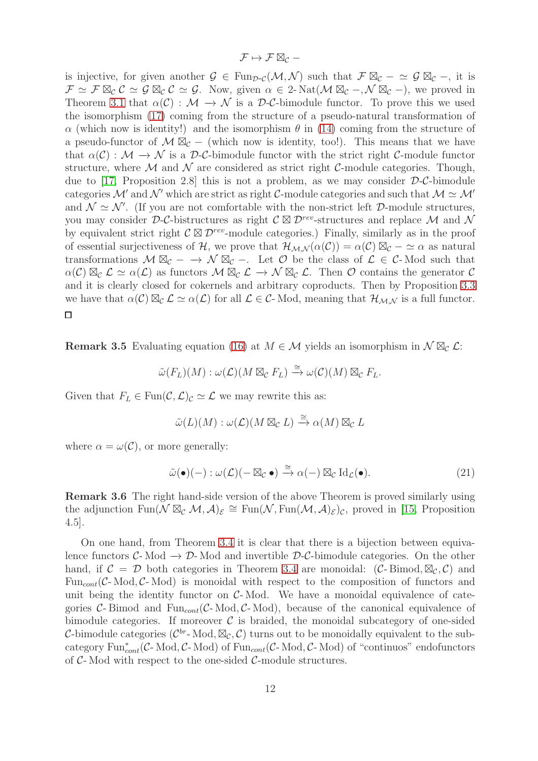$$\mathcal{F} \mapsto \mathcal{F} \boxtimes_{\mathcal{C}} -$$

is injective, for given another $\mathcal{G} \in \operatorname{Fun}_{\mathcal{D}\text{-}\mathcal{C}}(\mathcal{M}, \mathcal{N})$ such that $\mathcal{F} \boxtimes_{\mathcal{C}} - \simeq \mathcal{G} \boxtimes_{\mathcal{C}} -$, it is $\mathcal{F} \simeq \mathcal{F} \boxtimes_{\mathcal{C}} \mathcal{C} \simeq \mathcal{G} \boxtimes_{\mathcal{C}} \mathcal{C} \simeq \mathcal{G}$. Now, given $\alpha \in 2\text{-}\operatorname{Nat}(\mathcal{M} \boxtimes_{\mathcal{C}} -, \mathcal{N} \boxtimes_{\mathcal{C}} -)$, we proved in Theorem 3.1 that $\alpha(\mathcal{C}) : \mathcal{M} \to \mathcal{N}$ is a $\mathcal{D}$-$\mathcal{C}$-bimodule functor. To prove this we used the isomorphism (17) coming from the structure of a pseudo-natural transformation of $\alpha$ (which now is identity!) and the isomorphism $\theta$ in (14) coming from the structure of a pseudo-functor of $\mathcal{M} \boxtimes_{\mathcal{C}} -$ (which now is identity, too!). This means that we have that $\alpha(\mathcal{C}) : \mathcal{M} \to \mathcal{N}$ is a $\mathcal{D}$-$\mathcal{C}$-bimodule functor with the strict right $\mathcal{C}$-module functor structure, where $\mathcal{M}$ and $\mathcal{N}$ are considered as strict right $\mathcal{C}$-module categories. Though, due to [17, Proposition 2.8] this is not a problem, as we may consider $\mathcal{D}$-$\mathcal{C}$-bimodule categories $\mathcal{M}'$ and $\mathcal{N}'$ which are strict as right $\mathcal{C}$-module categories and such that $\mathcal{M} \simeq \mathcal{M}'$ and $\mathcal{N} \simeq \mathcal{N}'$. (If you are not comfortable with the non-strict left $\mathcal{D}$-module structures, you may consider $\mathcal{D}$-$\mathcal{C}$-bistructures as right $\mathcal{C} \boxtimes \mathcal{D}^{rev}$-structures and replace $\mathcal{M}$ and $\mathcal{N}$ by equivalent strict right $\mathcal{C} \boxtimes \mathcal{D}^{rev}$-module categories.) Finally, similarly as in the proof of essential surjectiveness of $\mathcal{H}$, we prove that $\mathcal{H}_{\mathcal{M},\mathcal{N}}(\alpha(\mathcal{C})) = \alpha(\mathcal{C}) \boxtimes_{\mathcal{C}} - \simeq \alpha$ as natural transformations $\mathcal{M} \boxtimes_{\mathcal{C}} - \to \mathcal{N} \boxtimes_{\mathcal{C}} -$. Let $\mathcal{O}$ be the class of $\mathcal{L} \in \mathcal{C}\text{-}\operatorname{Mod}$ such that $\alpha(\mathcal{C}) \boxtimes_{\mathcal{C}} \mathcal{L} \simeq \alpha(\mathcal{L})$ as functors $\mathcal{M} \boxtimes_{\mathcal{C}} \mathcal{L} \to \mathcal{N} \boxtimes_{\mathcal{C}} \mathcal{L}$. Then $\mathcal{O}$ contains the generator $\mathcal{C}$ and it is clearly closed for cokernels and arbitrary coproducts. Then by Proposition 3.3 we have that $\alpha(\mathcal{C}) \boxtimes_{\mathcal{C}} \mathcal{L} \simeq \alpha(\mathcal{L})$ for all $\mathcal{L} \in \mathcal{C}\text{-}\operatorname{Mod}$, meaning that $\mathcal{H}_{\mathcal{M},\mathcal{N}}$ is a full functor.
□

**Remark 3.5** Evaluating equation (16) at $M \in \mathcal{M}$ yields an isomorphism in $\mathcal{N} \boxtimes_{\mathcal{C}} \mathcal{L}$:

$$\tilde{\omega}(F_L)(M) : \omega(\mathcal{L})(M \boxtimes_{\mathcal{C}} F_L) \xrightarrow{\cong} \omega(\mathcal{C})(M) \boxtimes_{\mathcal{C}} F_L.$$

Given that $F_L \in \operatorname{Fun}(\mathcal{C}, \mathcal{L})_{\mathcal{C}} \simeq \mathcal{L}$ we may rewrite this as:

$$\tilde{\omega}(L)(M) : \omega(\mathcal{L})(M \boxtimes_{\mathcal{C}} L) \xrightarrow{\cong} \alpha(M) \boxtimes_{\mathcal{C}} L$$

where $\alpha = \omega(\mathcal{C})$, or more generally:

$$\tilde{\omega}(\bullet)(-) : \omega(\mathcal{L})(- \boxtimes_{\mathcal{C}} \bullet) \xrightarrow{\cong} \alpha(-) \boxtimes_{\mathcal{C}} \operatorname{Id}_{\mathcal{L}}(\bullet). \tag{21}$$

**Remark 3.6** The right hand-side version of the above Theorem is proved similarly using the adjunction $\operatorname{Fun}(\mathcal{N} \boxtimes_{\mathcal{C}} \mathcal{M}, \mathcal{A})_{\mathcal{E}} \cong \operatorname{Fun}(\mathcal{N}, \operatorname{Fun}(\mathcal{M}, \mathcal{A})_{\mathcal{E}})_{\mathcal{C}}$, proved in [15, Proposition 4.5].

On one hand, from Theorem 3.4 it is clear that there is a bijection between equivalence functors $\mathcal{C}\text{-}\operatorname{Mod} \to \mathcal{D}\text{-}\operatorname{Mod}$ and invertible $\mathcal{D}$-$\mathcal{C}$-bimodule categories. On the other hand, if $\mathcal{C} = \mathcal{D}$ both categories in Theorem 3.4 are monoidal: $(\mathcal{C}\text{-}\operatorname{Bimod}, \boxtimes_{\mathcal{C}}, \mathcal{C})$ and $\operatorname{Fun}_{cont}(\mathcal{C}\text{-}\operatorname{Mod}, \mathcal{C}\text{-}\operatorname{Mod})$ is monoidal with respect to the composition of functors and unit being the identity functor on $\mathcal{C}\text{-}\operatorname{Mod}$. We have a monoidal equivalence of categories $\mathcal{C}\text{-}\operatorname{Bimod}$ and $\operatorname{Fun}_{cont}(\mathcal{C}\text{-}\operatorname{Mod}, \mathcal{C}\text{-}\operatorname{Mod})$, because of the canonical equivalence of bimodule categories. If moreover $\mathcal{C}$ is braided, the monoidal subcategory of one-sided $\mathcal{C}$-bimodule categories $(\mathcal{C}^{br}\text{-}\operatorname{Mod}, \boxtimes_{\mathcal{C}}, \mathcal{C})$ turns out to be monoidally equivalent to the subcategory $\operatorname{Fun}^{*}_{cont}(\mathcal{C}\text{-}\operatorname{Mod}, \mathcal{C}\text{-}\operatorname{Mod})$ of $\operatorname{Fun}_{cont}(\mathcal{C}\text{-}\operatorname{Mod}, \mathcal{C}\text{-}\operatorname{Mod})$ of "continuos" endofunctors of $\mathcal{C}\text{-}\operatorname{Mod}$ with respect to the one-sided $\mathcal{C}$-module structures.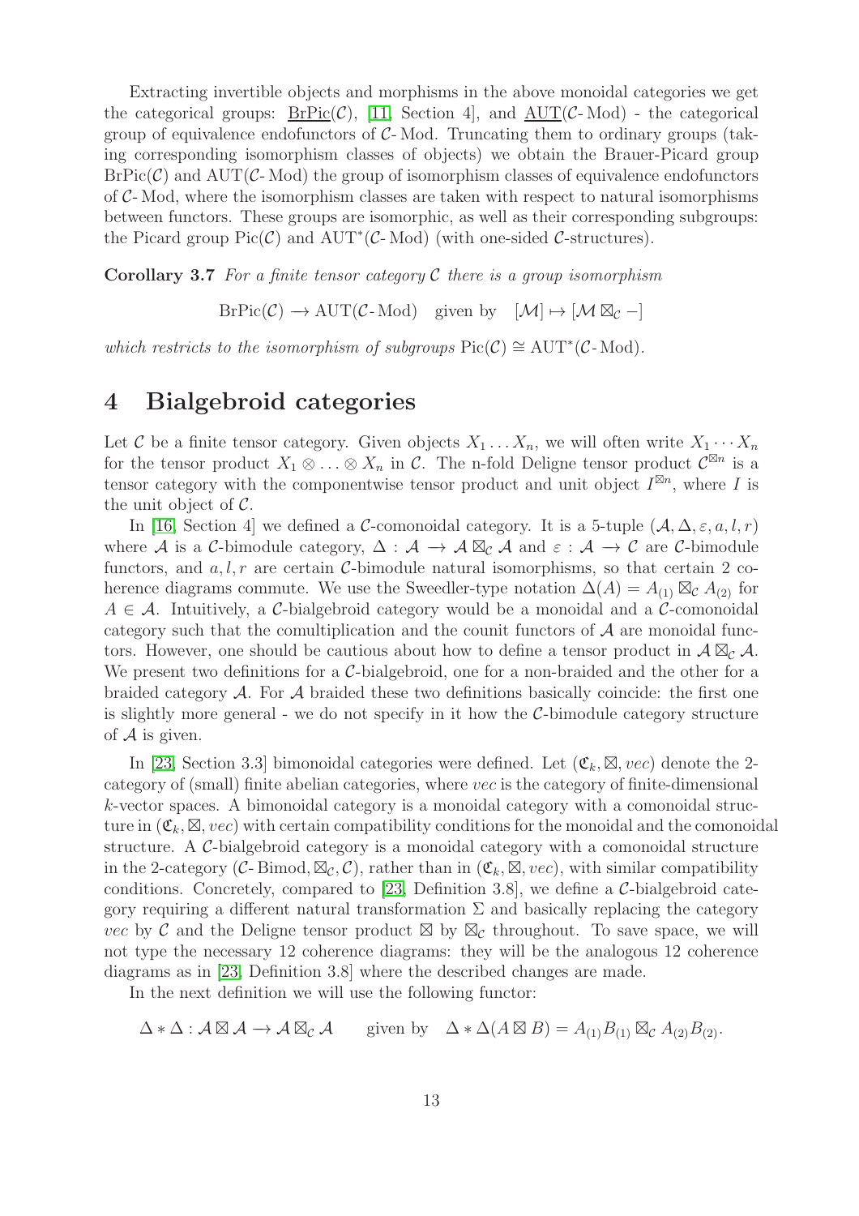Extracting invertible objects and morphisms in the above monoidal categories we get the categorical groups: $\underline{\mathrm{BrPic}}(\mathcal{C})$, [11, Section 4], and $\underline{\mathrm{AUT}}(\mathcal{C}\text{-}\mathrm{Mod})$ - the categorical group of equivalence endofunctors of $\mathcal{C}$-Mod. Truncating them to ordinary groups (taking corresponding isomorphism classes of objects) we obtain the Brauer-Picard group $\mathrm{BrPic}(\mathcal{C})$ and $\mathrm{AUT}(\mathcal{C}\text{-}\mathrm{Mod})$ the group of isomorphism classes of equivalence endofunctors of $\mathcal{C}$-Mod, where the isomorphism classes are taken with respect to natural isomorphisms between functors. These groups are isomorphic, as well as their corresponding subgroups: the Picard group $\mathrm{Pic}(\mathcal{C})$ and $\mathrm{AUT}^*(\mathcal{C}\text{-}\mathrm{Mod})$ (with one-sided $\mathcal{C}$-structures).

**Corollary 3.7** *For a finite tensor category $\mathcal{C}$ there is a group isomorphism*

$$\mathrm{BrPic}(\mathcal{C}) \longrightarrow \mathrm{AUT}(\mathcal{C}\text{-}\mathrm{Mod}) \quad \text{given by} \quad [\mathcal{M}] \mapsto [\mathcal{M} \boxtimes_{\mathcal{C}} -]$$

*which restricts to the isomorphism of subgroups $\mathrm{Pic}(\mathcal{C}) \cong \mathrm{AUT}^*(\mathcal{C}\text{-}\mathrm{Mod})$.*

# 4 Bialgebroid categories

Let $\mathcal{C}$ be a finite tensor category. Given objects $X_1 \dots X_n$, we will often write $X_1 \cdots X_n$ for the tensor product $X_1 \otimes \dots \otimes X_n$ in $\mathcal{C}$. The n-fold Deligne tensor product $\mathcal{C}^{\boxtimes n}$ is a tensor category with the componentwise tensor product and unit object $I^{\boxtimes n}$, where $I$ is the unit object of $\mathcal{C}$.

In [16, Section 4] we defined a $\mathcal{C}$-comonoidal category. It is a 5-tuple $(\mathcal{A}, \Delta, \varepsilon, a, l, r)$ where $\mathcal{A}$ is a $\mathcal{C}$-bimodule category, $\Delta : \mathcal{A} \to \mathcal{A} \boxtimes_{\mathcal{C}} \mathcal{A}$ and $\varepsilon : \mathcal{A} \to \mathcal{C}$ are $\mathcal{C}$-bimodule functors, and $a, l, r$ are certain $\mathcal{C}$-bimodule natural isomorphisms, so that certain 2 coherence diagrams commute. We use the Sweedler-type notation $\Delta(A) = A_{(1)} \boxtimes_{\mathcal{C}} A_{(2)}$ for $A \in \mathcal{A}$. Intuitively, a $\mathcal{C}$-bialgebroid category would be a monoidal and a $\mathcal{C}$-comonoidal category such that the comultiplication and the counit functors of $\mathcal{A}$ are monoidal functors. However, one should be cautious about how to define a tensor product in $\mathcal{A} \boxtimes_{\mathcal{C}} \mathcal{A}$. We present two definitions for a $\mathcal{C}$-bialgebroid, one for a non-braided and the other for a braided category $\mathcal{A}$. For $\mathcal{A}$ braided these two definitions basically coincide: the first one is slightly more general - we do not specify in it how the $\mathcal{C}$-bimodule category structure of $\mathcal{A}$ is given.

In [23, Section 3.3] bimonoidal categories were defined. Let $(\mathfrak{C}_k, \boxtimes, vec)$ denote the 2-category of (small) finite abelian categories, where $vec$ is the category of finite-dimensional $k$-vector spaces. A bimonoidal category is a monoidal category with a comonoidal structure in $(\mathfrak{C}_k, \boxtimes, vec)$ with certain compatibility conditions for the monoidal and the comonoidal structure. A $\mathcal{C}$-bialgebroid category is a monoidal category with a comonoidal structure in the 2-category $(\mathcal{C}\text{-}\mathrm{Bimod}, \boxtimes_{\mathcal{C}}, \mathcal{C})$, rather than in $(\mathfrak{C}_k, \boxtimes, vec)$, with similar compatibility conditions. Concretely, compared to [23, Definition 3.8], we define a $\mathcal{C}$-bialgebroid category requiring a different natural transformation $\Sigma$ and basically replacing the category $vec$ by $\mathcal{C}$ and the Deligne tensor product $\boxtimes$ by $\boxtimes_{\mathcal{C}}$ throughout. To save space, we will not type the necessary 12 coherence diagrams: they will be the analogous 12 coherence diagrams as in [23, Definition 3.8] where the described changes are made.

In the next definition we will use the following functor:

$$\Delta * \Delta : \mathcal{A} \boxtimes \mathcal{A} \longrightarrow \mathcal{A} \boxtimes_{\mathcal{C}} \mathcal{A} \qquad \text{given by} \quad \Delta * \Delta(A \boxtimes B) = A_{(1)}B_{(1)} \boxtimes_{\mathcal{C}} A_{(2)}B_{(2)}.$$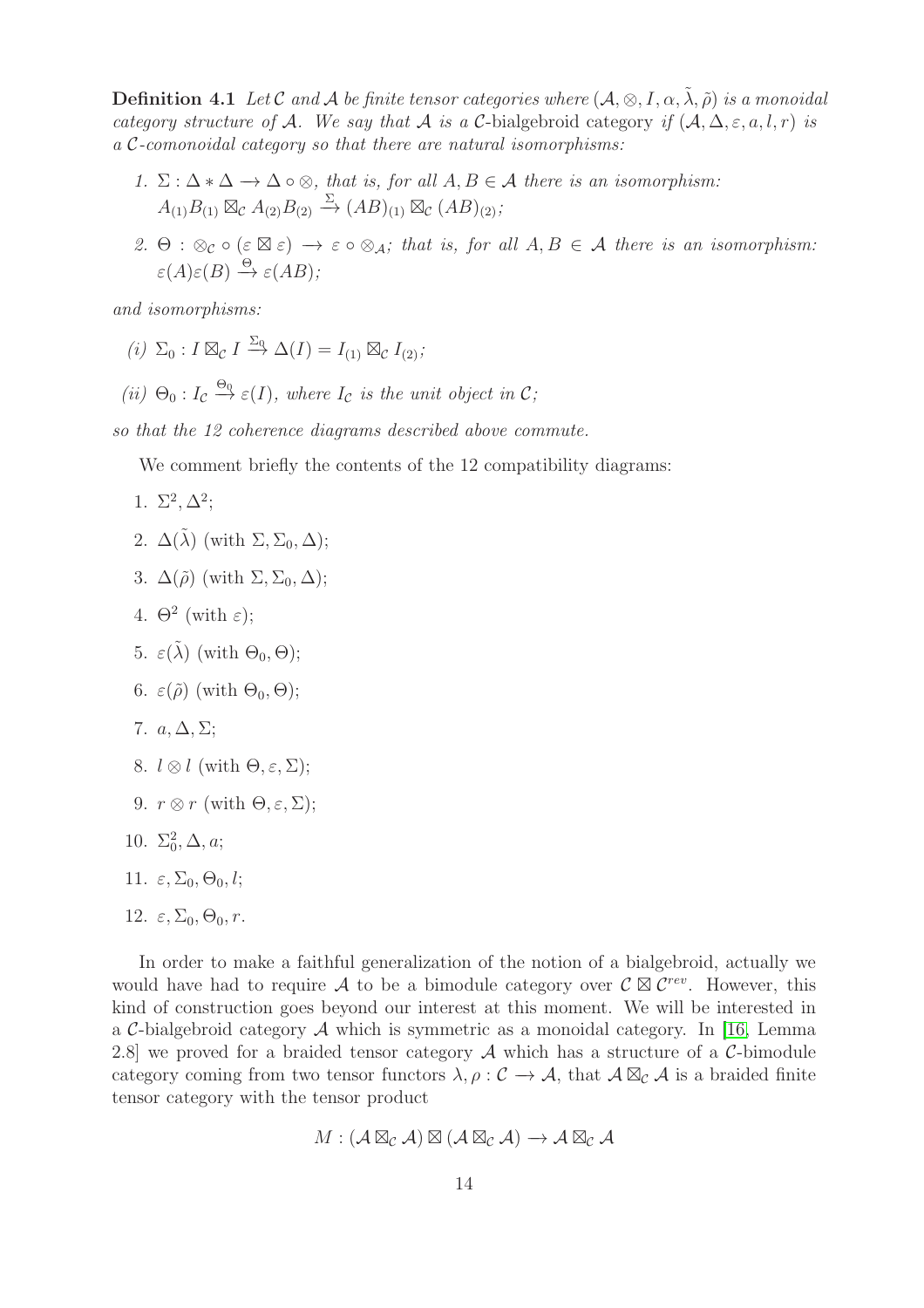**Definition 4.1** *Let $\mathcal{C}$ and $\mathcal{A}$ be finite tensor categories where $(\mathcal{A}, \otimes, I, \alpha, \tilde{\lambda}, \tilde{\rho})$ is a monoidal category structure of $\mathcal{A}$. We say that $\mathcal{A}$ is a* $\mathcal{C}$-bialgebroid category *if $(\mathcal{A}, \Delta, \varepsilon, a, l, r)$ is a $\mathcal{C}$-comonoidal category so that there are natural isomorphisms:*

1. *$\Sigma : \Delta * \Delta \longrightarrow \Delta \circ \otimes$, that is, for all $A, B \in \mathcal{A}$ there is an isomorphism: $A_{(1)}B_{(1)} \boxtimes_{\mathcal{C}} A_{(2)}B_{(2)} \xrightarrow{\Sigma} (AB)_{(1)} \boxtimes_{\mathcal{C}} (AB)_{(2)}$;*
2. *$\Theta : \otimes_{\mathcal{C}} \circ (\varepsilon \boxtimes \varepsilon) \longrightarrow \varepsilon \circ \otimes_{\mathcal{A}}$; that is, for all $A, B \in \mathcal{A}$ there is an isomorphism: $\varepsilon(A)\varepsilon(B) \xrightarrow{\Theta} \varepsilon(AB)$;*

*and isomorphisms:*

*(i) $\Sigma_0 : I \boxtimes_{\mathcal{C}} I \xrightarrow{\Sigma_0} \Delta(I) = I_{(1)} \boxtimes_{\mathcal{C}} I_{(2)}$;*

*(ii) $\Theta_0 : I_{\mathcal{C}} \xrightarrow{\Theta_0} \varepsilon(I)$, where $I_{\mathcal{C}}$ is the unit object in $\mathcal{C}$;*

*so that the 12 coherence diagrams described above commute.*

We comment briefly the contents of the 12 compatibility diagrams:

1. $\Sigma^2, \Delta^2$;
2. $\Delta(\tilde{\lambda})$ (with $\Sigma, \Sigma_0, \Delta$);
3. $\Delta(\tilde{\rho})$ (with $\Sigma, \Sigma_0, \Delta$);
4. $\Theta^2$ (with $\varepsilon$);
5. $\varepsilon(\tilde{\lambda})$ (with $\Theta_0, \Theta$);
6. $\varepsilon(\tilde{\rho})$ (with $\Theta_0, \Theta$);
7. $a, \Delta, \Sigma$;
8. $l \otimes l$ (with $\Theta, \varepsilon, \Sigma$);
9. $r \otimes r$ (with $\Theta, \varepsilon, \Sigma$);
10. $\Sigma_0^2, \Delta, a$;
11. $\varepsilon, \Sigma_0, \Theta_0, l$;
12. $\varepsilon, \Sigma_0, \Theta_0, r$.

In order to make a faithful generalization of the notion of a bialgebroid, actually we would have had to require $\mathcal{A}$ to be a bimodule category over $\mathcal{C} \boxtimes \mathcal{C}^{rev}$. However, this kind of construction goes beyond our interest at this moment. We will be interested in a $\mathcal{C}$-bialgebroid category $\mathcal{A}$ which is symmetric as a monoidal category. In [16, Lemma 2.8] we proved for a braided tensor category $\mathcal{A}$ which has a structure of a $\mathcal{C}$-bimodule category coming from two tensor functors $\lambda, \rho : \mathcal{C} \longrightarrow \mathcal{A}$, that $\mathcal{A} \boxtimes_{\mathcal{C}} \mathcal{A}$ is a braided finite tensor category with the tensor product

$$M : (\mathcal{A} \boxtimes_{\mathcal{C}} \mathcal{A}) \boxtimes (\mathcal{A} \boxtimes_{\mathcal{C}} \mathcal{A}) \to \mathcal{A} \boxtimes_{\mathcal{C}} \mathcal{A}$$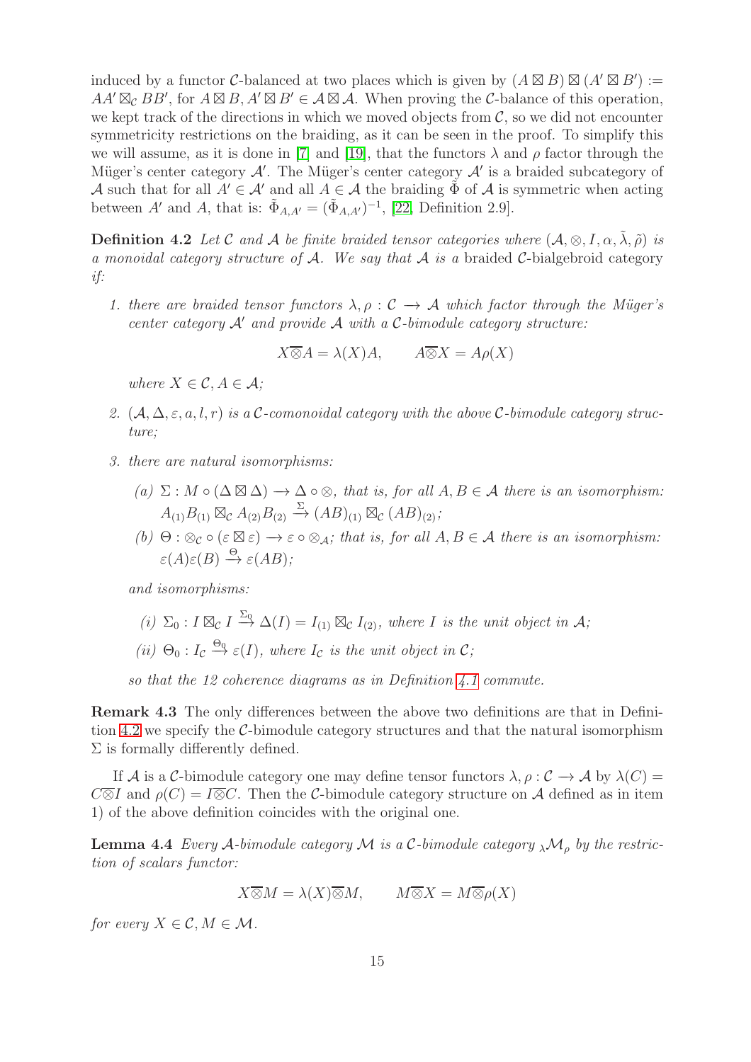induced by a functor $\mathcal{C}$-balanced at two places which is given by $(A \boxtimes B) \boxtimes (A' \boxtimes B') := AA' \boxtimes_{\mathcal{C}} BB'$, for $A \boxtimes B, A' \boxtimes B' \in \mathcal{A} \boxtimes \mathcal{A}$. When proving the $\mathcal{C}$-balance of this operation, we kept track of the directions in which we moved objects from $\mathcal{C}$, so we did not encounter symmetricity restrictions on the braiding, as it can be seen in the proof. To simplify this we will assume, as it is done in [7] and [19], that the functors $\lambda$ and $\rho$ factor through the Müger's center category $\mathcal{A}'$. The Müger's center category $\mathcal{A}'$ is a braided subcategory of $\mathcal{A}$ such that for all $A' \in \mathcal{A}'$ and all $A \in \mathcal{A}$ the braiding $\tilde{\Phi}$ of $\mathcal{A}$ is symmetric when acting between $A'$ and $A$, that is: $\tilde{\Phi}_{A,A'} = (\tilde{\Phi}_{A,A'})^{-1}$, [22, Definition 2.9].

**Definition 4.2** *Let $\mathcal{C}$ and $\mathcal{A}$ be finite braided tensor categories where $(\mathcal{A}, \otimes, I, \alpha, \tilde{\lambda}, \tilde{\rho})$ is a monoidal category structure of $\mathcal{A}$. We say that $\mathcal{A}$ is a* braided $\mathcal{C}$-bialgebroid category *if:*

1. *there are braided tensor functors $\lambda, \rho : \mathcal{C} \longrightarrow \mathcal{A}$ which factor through the Müger's center category $\mathcal{A}'$ and provide $\mathcal{A}$ with a $\mathcal{C}$-bimodule category structure:*
$$X \overline{\otimes} A = \lambda(X)A, \qquad A \overline{\otimes} X = A\rho(X)$$
*where $X \in \mathcal{C}, A \in \mathcal{A}$;*
2. *$(\mathcal{A}, \Delta, \varepsilon, a, l, r)$ is a $\mathcal{C}$-comonoidal category with the above $\mathcal{C}$-bimodule category structure;*
3. *there are natural isomorphisms:*
   *(a) $\Sigma : M \circ (\Delta \boxtimes \Delta) \longrightarrow \Delta \circ \otimes$, that is, for all $A, B \in \mathcal{A}$ there is an isomorphism: $A_{(1)}B_{(1)} \boxtimes_{\mathcal{C}} A_{(2)}B_{(2)} \xrightarrow{\Sigma} (AB)_{(1)} \boxtimes_{\mathcal{C}} (AB)_{(2)}$;*
   *(b) $\Theta : \otimes_{\mathcal{C}} \circ (\varepsilon \boxtimes \varepsilon) \longrightarrow \varepsilon \circ \otimes_{\mathcal{A}}$; that is, for all $A, B \in \mathcal{A}$ there is an isomorphism: $\varepsilon(A)\varepsilon(B) \xrightarrow{\Theta} \varepsilon(AB)$;*

   *and isomorphisms:*

   *(i) $\Sigma_0 : I \boxtimes_{\mathcal{C}} I \xrightarrow{\Sigma_0} \Delta(I) = I_{(1)} \boxtimes_{\mathcal{C}} I_{(2)}$, where $I$ is the unit object in $\mathcal{A}$;*
   *(ii) $\Theta_0 : I_{\mathcal{C}} \xrightarrow{\Theta_0} \varepsilon(I)$, where $I_{\mathcal{C}}$ is the unit object in $\mathcal{C}$;*

   *so that the 12 coherence diagrams as in Definition 4.1 commute.*

**Remark 4.3** The only differences between the above two definitions are that in Definition 4.2 we specify the $\mathcal{C}$-bimodule category structures and that the natural isomorphism $\Sigma$ is formally differently defined.

If $\mathcal{A}$ is a $\mathcal{C}$-bimodule category one may define tensor functors $\lambda, \rho : \mathcal{C} \longrightarrow \mathcal{A}$ by $\lambda(C) = C\overline{\otimes}I$ and $\rho(C) = I\overline{\otimes}C$. Then the $\mathcal{C}$-bimodule category structure on $\mathcal{A}$ defined as in item 1) of the above definition coincides with the original one.

**Lemma 4.4** *Every $\mathcal{A}$-bimodule category $\mathcal{M}$ is a $\mathcal{C}$-bimodule category ${}_{\lambda}\mathcal{M}_{\rho}$ by the restriction of scalars functor:*
$$X \overline{\otimes} M = \lambda(X) \overline{\otimes} M, \qquad M \overline{\otimes} X = M \overline{\otimes} \rho(X)$$
*for every $X \in \mathcal{C}, M \in \mathcal{M}$.*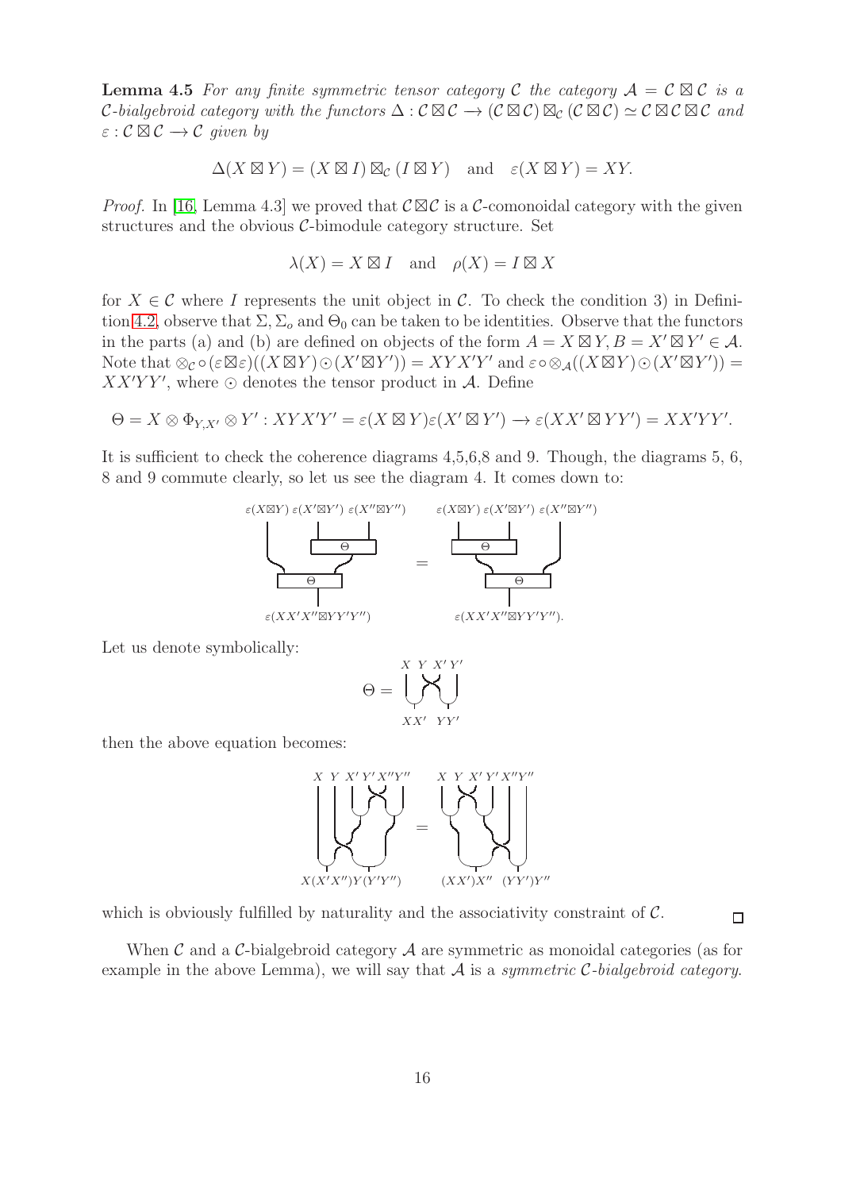**Lemma 4.5** *For any finite symmetric tensor category $\mathcal{C}$ the category $\mathcal{A} = \mathcal{C} \boxtimes \mathcal{C}$ is a $\mathcal{C}$-bialgebroid category with the functors $\Delta : \mathcal{C} \boxtimes \mathcal{C} \to (\mathcal{C} \boxtimes \mathcal{C}) \boxtimes_{\mathcal{C}} (\mathcal{C} \boxtimes \mathcal{C}) \simeq \mathcal{C} \boxtimes \mathcal{C} \boxtimes \mathcal{C}$ and $\varepsilon : \mathcal{C} \boxtimes \mathcal{C} \to \mathcal{C}$ given by*

$$\Delta(X \boxtimes Y) = (X \boxtimes I) \boxtimes_{\mathcal{C}} (I \boxtimes Y) \quad \text{and} \quad \varepsilon(X \boxtimes Y) = XY.$$

*Proof.* In [16, Lemma 4.3] we proved that $\mathcal{C} \boxtimes \mathcal{C}$ is a $\mathcal{C}$-comonoidal category with the given structures and the obvious $\mathcal{C}$-bimodule category structure. Set

$$\lambda(X) = X \boxtimes I \quad \text{and} \quad \rho(X) = I \boxtimes X$$

for $X \in \mathcal{C}$ where $I$ represents the unit object in $\mathcal{C}$. To check the condition 3) in Definition 4.2, observe that $\Sigma, \Sigma_o$ and $\Theta_0$ can be taken to be identities. Observe that the functors in the parts (a) and (b) are defined on objects of the form $A = X \boxtimes Y, B = X' \boxtimes Y' \in \mathcal{A}$. Note that $\otimes_{\mathcal{C}} \circ (\varepsilon \boxtimes \varepsilon)((X \boxtimes Y) \odot (X' \boxtimes Y')) = XYX'Y'$ and $\varepsilon \circ \otimes_{\mathcal{A}}((X \boxtimes Y) \odot (X' \boxtimes Y')) = XX'YY'$, where $\odot$ denotes the tensor product in $\mathcal{A}$. Define

$$\Theta = X \otimes \Phi_{Y,X'} \otimes Y' : XYX'Y' = \varepsilon(X \boxtimes Y)\varepsilon(X' \boxtimes Y') \to \varepsilon(XX' \boxtimes YY') = XX'YY'.$$

It is sufficient to check the coherence diagrams 4,5,6,8 and 9. Though, the diagrams 5, 6, 8 and 9 commute clearly, so let us see the diagram 4. It comes down to:

[String diagram equation: the composite $\varepsilon(X\boxtimes Y)\,\varepsilon(X'\boxtimes Y')\,\varepsilon(X''\boxtimes Y'') \to \varepsilon(XX'X''\boxtimes YY'Y'')$ obtained by first applying $\Theta$ to the right two factors and then $\Theta$ = the composite obtained by first applying $\Theta$ to the left two factors and then $\Theta$.]

Let us denote symbolically:

[String diagram: $\Theta$ drawn as strands $X\ Y\ X'\ Y'$ with $Y$ and $X'$ crossing, then merged into $XX'$ and $YY'$.]

then the above equation becomes:

[String diagram equation with inputs $X\ Y\ X'\ Y'\ X''\ Y''$: left side with outputs $X(X'X'')Y(Y'Y'')$, right side with outputs $(XX')X''\ (YY')Y''$.]

which is obviously fulfilled by naturality and the associativity constraint of $\mathcal{C}$. $\square$

When $\mathcal{C}$ and a $\mathcal{C}$-bialgebroid category $\mathcal{A}$ are symmetric as monoidal categories (as for example in the above Lemma), we will say that $\mathcal{A}$ is a *symmetric $\mathcal{C}$-bialgebroid category*.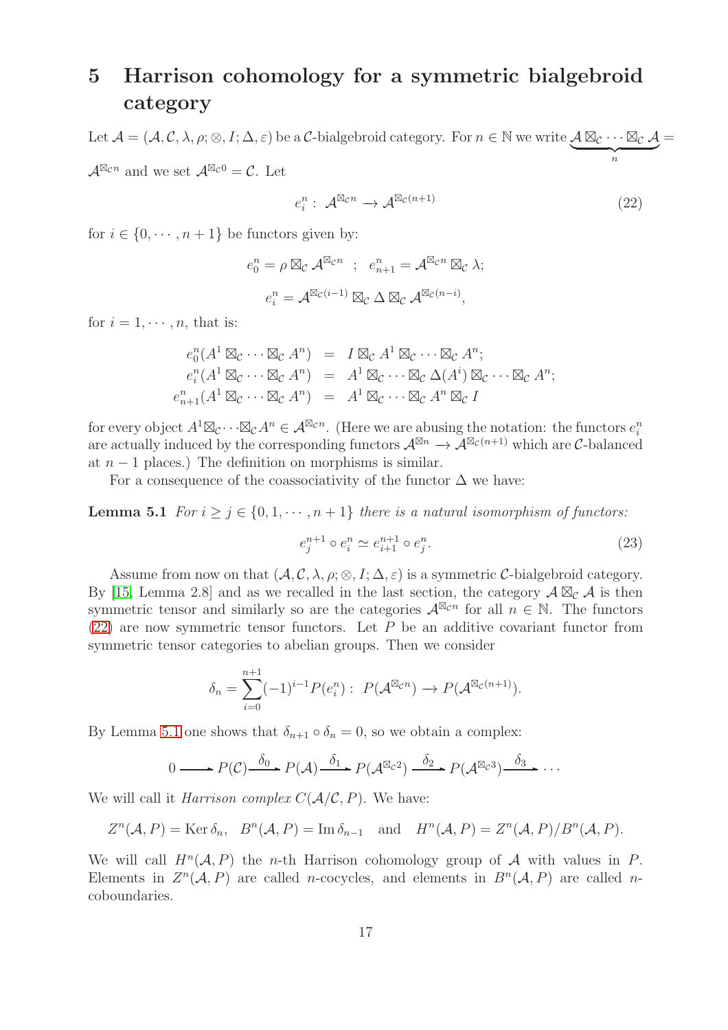# 5 Harrison cohomology for a symmetric bialgebroid category

Let $\mathcal{A} = (\mathcal{A}, \mathcal{C}, \lambda, \rho; \otimes, I; \Delta, \varepsilon)$ be a $\mathcal{C}$-bialgebroid category. For $n \in \mathbb{N}$ we write $\underbrace{\mathcal{A} \boxtimes_{\mathcal{C}} \cdots \boxtimes_{\mathcal{C}} \mathcal{A}}_{n} = \mathcal{A}^{\boxtimes_{\mathcal{C}} n}$ and we set $\mathcal{A}^{\boxtimes_{\mathcal{C}} 0} = \mathcal{C}$. Let

$$e_i^n : \mathcal{A}^{\boxtimes_{\mathcal{C}} n} \longrightarrow \mathcal{A}^{\boxtimes_{\mathcal{C}}(n+1)} \tag{22}$$

for $i \in \{0, \cdots, n+1\}$ be functors given by:

$$e_0^n = \rho \boxtimes_{\mathcal{C}} \mathcal{A}^{\boxtimes_{\mathcal{C}} n} \;\; ; \;\; e_{n+1}^n = \mathcal{A}^{\boxtimes_{\mathcal{C}} n} \boxtimes_{\mathcal{C}} \lambda;$$

$$e_i^n = \mathcal{A}^{\boxtimes_{\mathcal{C}}(i-1)} \boxtimes_{\mathcal{C}} \Delta \boxtimes_{\mathcal{C}} \mathcal{A}^{\boxtimes_{\mathcal{C}}(n-i)},$$

for $i = 1, \cdots, n$, that is:

$$\begin{aligned} e_0^n(A^1 \boxtimes_{\mathcal{C}} \cdots \boxtimes_{\mathcal{C}} A^n) &= I \boxtimes_{\mathcal{C}} A^1 \boxtimes_{\mathcal{C}} \cdots \boxtimes_{\mathcal{C}} A^n; \\ e_i^n(A^1 \boxtimes_{\mathcal{C}} \cdots \boxtimes_{\mathcal{C}} A^n) &= A^1 \boxtimes_{\mathcal{C}} \cdots \boxtimes_{\mathcal{C}} \Delta(A^i) \boxtimes_{\mathcal{C}} \cdots \boxtimes_{\mathcal{C}} A^n; \\ e_{n+1}^n(A^1 \boxtimes_{\mathcal{C}} \cdots \boxtimes_{\mathcal{C}} A^n) &= A^1 \boxtimes_{\mathcal{C}} \cdots \boxtimes_{\mathcal{C}} A^n \boxtimes_{\mathcal{C}} I \end{aligned}$$

for every object $A^1 \boxtimes_{\mathcal{C}} \cdots \boxtimes_{\mathcal{C}} A^n \in \mathcal{A}^{\boxtimes_{\mathcal{C}} n}$. (Here we are abusing the notation: the functors $e_i^n$ are actually induced by the corresponding functors $\mathcal{A}^{\boxtimes n} \to \mathcal{A}^{\boxtimes_{\mathcal{C}}(n+1)}$ which are $\mathcal{C}$-balanced at $n-1$ places.) The definition on morphisms is similar.

For a consequence of the coassociativity of the functor $\Delta$ we have:

**Lemma 5.1** *For $i \geq j \in \{0, 1, \cdots, n+1\}$ there is a natural isomorphism of functors:*

$$e_j^{n+1} \circ e_i^n \simeq e_{i+1}^{n+1} \circ e_j^n. \tag{23}$$

Assume from now on that $(\mathcal{A}, \mathcal{C}, \lambda, \rho; \otimes, I; \Delta, \varepsilon)$ is a symmetric $\mathcal{C}$-bialgebroid category. By [15, Lemma 2.8] and as we recalled in the last section, the category $\mathcal{A} \boxtimes_{\mathcal{C}} \mathcal{A}$ is then symmetric tensor and similarly so are the categories $\mathcal{A}^{\boxtimes_{\mathcal{C}} n}$ for all $n \in \mathbb{N}$. The functors (22) are now symmetric tensor functors. Let $P$ be an additive covariant functor from symmetric tensor categories to abelian groups. Then we consider

$$\delta_n = \sum_{i=0}^{n+1} (-1)^{i-1} P(e_i^n) : \; P(\mathcal{A}^{\boxtimes_{\mathcal{C}} n}) \to P(\mathcal{A}^{\boxtimes_{\mathcal{C}}(n+1)}).$$

By Lemma 5.1 one shows that $\delta_{n+1} \circ \delta_n = 0$, so we obtain a complex:

$$0 \longrightarrow P(\mathcal{C}) \xrightarrow{\delta_0} P(\mathcal{A}) \xrightarrow{\delta_1} P(\mathcal{A}^{\boxtimes_{\mathcal{C}} 2}) \xrightarrow{\delta_2} P(\mathcal{A}^{\boxtimes_{\mathcal{C}} 3}) \xrightarrow{\delta_3} \cdots$$

We will call it *Harrison complex* $C(\mathcal{A}/\mathcal{C}, P)$. We have:

$$Z^n(\mathcal{A}, P) = \operatorname{Ker} \delta_n, \quad B^n(\mathcal{A}, P) = \operatorname{Im} \delta_{n-1} \quad \text{and} \quad H^n(\mathcal{A}, P) = Z^n(\mathcal{A}, P)/B^n(\mathcal{A}, P).$$

We will call $H^n(\mathcal{A}, P)$ the $n$-th Harrison cohomology group of $\mathcal{A}$ with values in $P$. Elements in $Z^n(\mathcal{A}, P)$ are called $n$-cocycles, and elements in $B^n(\mathcal{A}, P)$ are called $n$-coboundaries.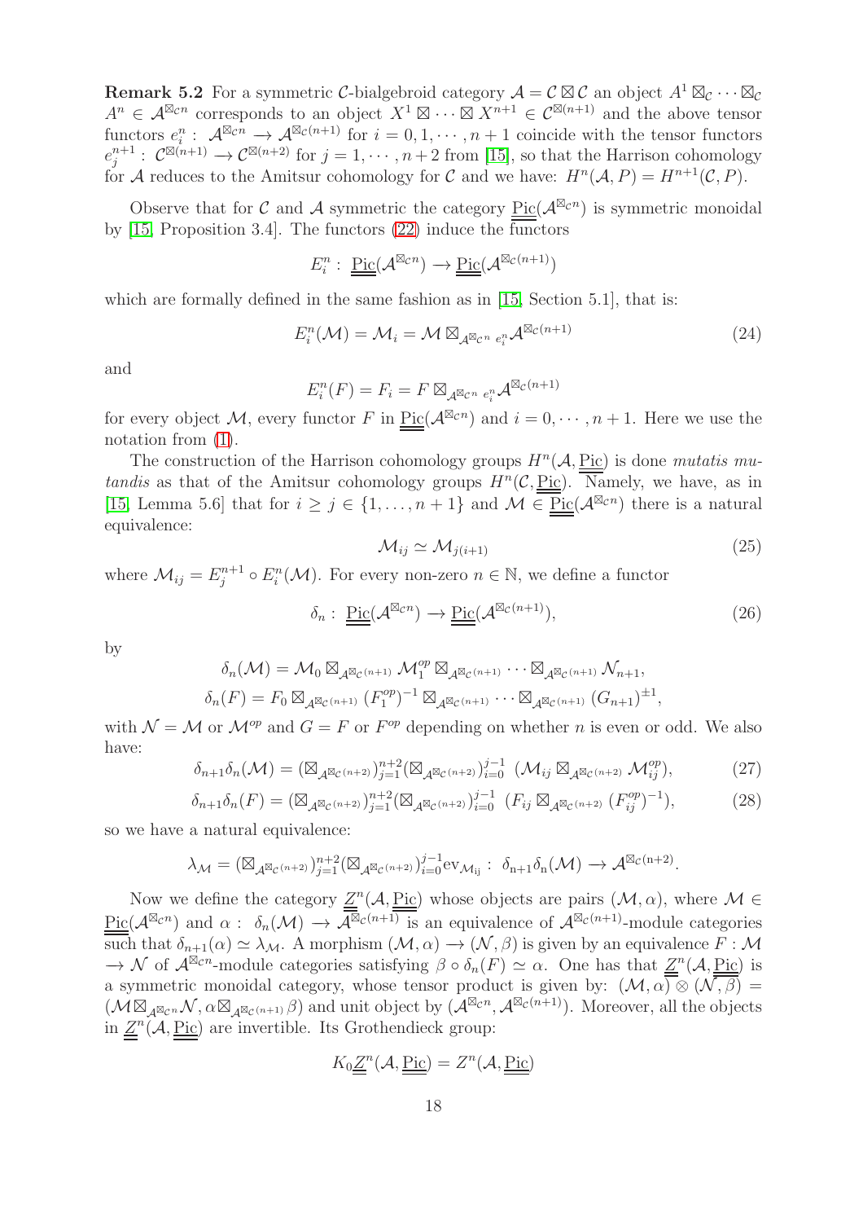**Remark 5.2** For a symmetric $\mathcal{C}$-bialgebroid category $\mathcal{A} = \mathcal{C} \boxtimes \mathcal{C}$ an object $A^1 \boxtimes_{\mathcal{C}} \cdots \boxtimes_{\mathcal{C}} A^n \in \mathcal{A}^{\boxtimes_{\mathcal{C}} n}$ corresponds to an object $X^1 \boxtimes \cdots \boxtimes X^{n+1} \in \mathcal{C}^{\boxtimes (n+1)}$ and the above tensor functors $e_i^n : \mathcal{A}^{\boxtimes_{\mathcal{C}} n} \to \mathcal{A}^{\boxtimes_{\mathcal{C}}(n+1)}$ for $i = 0, 1, \cdots, n+1$ coincide with the tensor functors $e_j^{n+1} : \mathcal{C}^{\boxtimes(n+1)} \to \mathcal{C}^{\boxtimes(n+2)}$ for $j = 1, \cdots, n+2$ from [15], so that the Harrison cohomology for $\mathcal{A}$ reduces to the Amitsur cohomology for $\mathcal{C}$ and we have: $H^n(\mathcal{A}, P) = H^{n+1}(\mathcal{C}, P)$.

Observe that for $\mathcal{C}$ and $\mathcal{A}$ symmetric the category $\underline{\underline{\mathrm{Pic}}}(\mathcal{A}^{\boxtimes_{\mathcal{C}} n})$ is symmetric monoidal by [15, Proposition 3.4]. The functors (22) induce the functors

$$E_i^n : \underline{\underline{\mathrm{Pic}}}(\mathcal{A}^{\boxtimes_{\mathcal{C}} n}) \to \underline{\underline{\mathrm{Pic}}}(\mathcal{A}^{\boxtimes_{\mathcal{C}}(n+1)})$$

which are formally defined in the same fashion as in [15, Section 5.1], that is:

$$E_i^n(\mathcal{M}) = \mathcal{M}_i = \mathcal{M} \boxtimes_{\mathcal{A}^{\boxtimes_{\mathcal{C}} n}} {}_{e_i^n}\mathcal{A}^{\boxtimes_{\mathcal{C}}(n+1)} \tag{24}$$

and

$$E_i^n(F) = F_i = F \boxtimes_{\mathcal{A}^{\boxtimes_{\mathcal{C}} n}} {}_{e_i^n}\mathcal{A}^{\boxtimes_{\mathcal{C}}(n+1)}$$

for every object $\mathcal{M}$, every functor $F$ in $\underline{\underline{\mathrm{Pic}}}(\mathcal{A}^{\boxtimes_{\mathcal{C}} n})$ and $i = 0, \cdots, n+1$. Here we use the notation from (1).

The construction of the Harrison cohomology groups $H^n(\mathcal{A}, \underline{\underline{\mathrm{Pic}}})$ is done *mutatis mutandis* as that of the Amitsur cohomology groups $H^n(\mathcal{C}, \underline{\underline{\mathrm{Pic}}})$. Namely, we have, as in [15, Lemma 5.6] that for $i \geq j \in \{1, \ldots, n+1\}$ and $\mathcal{M} \in \underline{\underline{\mathrm{Pic}}}(\mathcal{A}^{\boxtimes_{\mathcal{C}} n})$ there is a natural equivalence:

$$\mathcal{M}_{ij} \simeq \mathcal{M}_{j(i+1)} \tag{25}$$

where $\mathcal{M}_{ij} = E_j^{n+1} \circ E_i^n(\mathcal{M})$. For every non-zero $n \in \mathbb{N}$, we define a functor

$$\delta_n : \underline{\underline{\mathrm{Pic}}}(\mathcal{A}^{\boxtimes_{\mathcal{C}} n}) \to \underline{\underline{\mathrm{Pic}}}(\mathcal{A}^{\boxtimes_{\mathcal{C}}(n+1)}), \tag{26}$$

by

$$\delta_n(\mathcal{M}) = \mathcal{M}_0 \boxtimes_{\mathcal{A}^{\boxtimes_{\mathcal{C}}(n+1)}} \mathcal{M}_1^{op} \boxtimes_{\mathcal{A}^{\boxtimes_{\mathcal{C}}(n+1)}} \cdots \boxtimes_{\mathcal{A}^{\boxtimes_{\mathcal{C}}(n+1)}} \mathcal{N}_{n+1},$$
$$\delta_n(F) = F_0 \boxtimes_{\mathcal{A}^{\boxtimes_{\mathcal{C}}(n+1)}} (F_1^{op})^{-1} \boxtimes_{\mathcal{A}^{\boxtimes_{\mathcal{C}}(n+1)}} \cdots \boxtimes_{\mathcal{A}^{\boxtimes_{\mathcal{C}}(n+1)}} (G_{n+1})^{\pm 1},$$

with $\mathcal{N} = \mathcal{M}$ or $\mathcal{M}^{op}$ and $G = F$ or $F^{op}$ depending on whether $n$ is even or odd. We also have:

$$\delta_{n+1}\delta_n(\mathcal{M}) = (\boxtimes_{\mathcal{A}^{\boxtimes_{\mathcal{C}}(n+2)}})_{j=1}^{n+2} (\boxtimes_{\mathcal{A}^{\boxtimes_{\mathcal{C}}(n+2)}})_{i=0}^{j-1} \ (\mathcal{M}_{ij} \boxtimes_{\mathcal{A}^{\boxtimes_{\mathcal{C}}(n+2)}} \mathcal{M}_{ij}^{op}), \tag{27}$$

$$\delta_{n+1}\delta_n(F) = (\boxtimes_{\mathcal{A}^{\boxtimes_{\mathcal{C}}(n+2)}})_{j=1}^{n+2} (\boxtimes_{\mathcal{A}^{\boxtimes_{\mathcal{C}}(n+2)}})_{i=0}^{j-1} \ (F_{ij} \boxtimes_{\mathcal{A}^{\boxtimes_{\mathcal{C}}(n+2)}} (F_{ij}^{op})^{-1}), \tag{28}$$

so we have a natural equivalence:

$$\lambda_{\mathcal{M}} = (\boxtimes_{\mathcal{A}^{\boxtimes_{\mathcal{C}}(n+2)}})_{j=1}^{n+2} (\boxtimes_{\mathcal{A}^{\boxtimes_{\mathcal{C}}(n+2)}})_{i=0}^{j-1} \mathrm{ev}_{\mathcal{M}_{ij}} : \ \delta_{n+1}\delta_n(\mathcal{M}) \to \mathcal{A}^{\boxtimes_{\mathcal{C}}(n+2)}.$$

Now we define the category $\underline{\underline{Z}}^n(\mathcal{A}, \underline{\underline{\mathrm{Pic}}})$ whose objects are pairs $(\mathcal{M}, \alpha)$, where $\mathcal{M} \in \underline{\underline{\mathrm{Pic}}}(\mathcal{A}^{\boxtimes_{\mathcal{C}} n})$ and $\alpha : \ \delta_n(\mathcal{M}) \to \mathcal{A}^{\boxtimes_{\mathcal{C}}(n+1)}$ is an equivalence of $\mathcal{A}^{\boxtimes_{\mathcal{C}}(n+1)}$-module categories such that $\delta_{n+1}(\alpha) \simeq \lambda_{\mathcal{M}}$. A morphism $(\mathcal{M}, \alpha) \to (\mathcal{N}, \beta)$ is given by an equivalence $F : \mathcal{M} \to \mathcal{N}$ of $\mathcal{A}^{\boxtimes_{\mathcal{C}} n}$-module categories satisfying $\beta \circ \delta_n(F) \simeq \alpha$. One has that $\underline{\underline{Z}}^n(\mathcal{A}, \underline{\underline{\mathrm{Pic}}})$ is a symmetric monoidal category, whose tensor product is given by: $(\mathcal{M}, \alpha) \otimes (\mathcal{N}, \beta) = (\mathcal{M} \boxtimes_{\mathcal{A}^{\boxtimes_{\mathcal{C}} n}} \mathcal{N}, \alpha \boxtimes_{\mathcal{A}^{\boxtimes_{\mathcal{C}}(n+1)}} \beta)$ and unit object by $(\mathcal{A}^{\boxtimes_{\mathcal{C}} n}, \mathcal{A}^{\boxtimes_{\mathcal{C}}(n+1)})$. Moreover, all the objects in $\underline{\underline{Z}}^n(\mathcal{A}, \underline{\underline{\mathrm{Pic}}})$ are invertible. Its Grothendieck group:

$$K_0 \underline{\underline{Z}}^n(\mathcal{A}, \underline{\underline{\mathrm{Pic}}}) = Z^n(\mathcal{A}, \underline{\underline{\mathrm{Pic}}})$$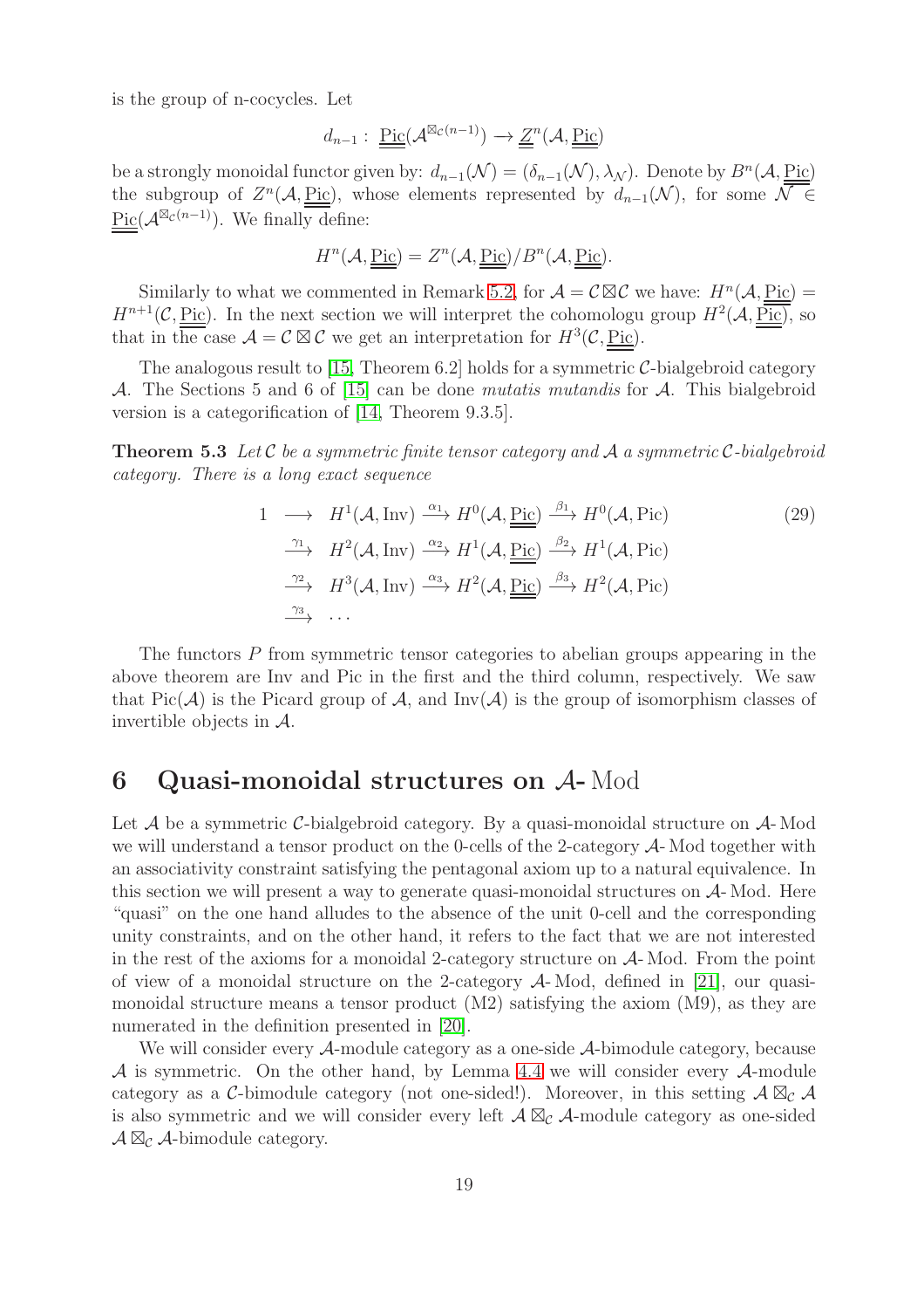is the group of n-cocycles. Let

$$d_{n-1}: \underline{\underline{\mathrm{Pic}}}(\mathcal{A}^{\boxtimes_{\mathcal{C}}(n-1)}) \to \underline{\underline{Z}}^n(\mathcal{A}, \underline{\mathrm{Pic}})$$

be a strongly monoidal functor given by: $d_{n-1}(\mathcal{N}) = (\delta_{n-1}(\mathcal{N}), \lambda_{\mathcal{N}})$. Denote by $B^n(\mathcal{A}, \underline{\underline{\mathrm{Pic}}})$ the subgroup of $Z^n(\mathcal{A}, \underline{\underline{\mathrm{Pic}}})$, whose elements represented by $d_{n-1}(\mathcal{N})$, for some $\mathcal{N} \in \underline{\underline{\mathrm{Pic}}}(\mathcal{A}^{\boxtimes_{\mathcal{C}}(n-1)})$. We finally define:

$$H^n(\mathcal{A}, \underline{\underline{\mathrm{Pic}}}) = Z^n(\mathcal{A}, \underline{\underline{\mathrm{Pic}}}) / B^n(\mathcal{A}, \underline{\underline{\mathrm{Pic}}}).$$

Similarly to what we commented in Remark 5.2, for $\mathcal{A} = \mathcal{C} \boxtimes \mathcal{C}$ we have: $H^n(\mathcal{A}, \underline{\underline{\mathrm{Pic}}}) = H^{n+1}(\mathcal{C}, \underline{\underline{\mathrm{Pic}}})$. In the next section we will interpret the cohomologu group $H^2(\mathcal{A}, \underline{\underline{\mathrm{Pic}}})$, so that in the case $\mathcal{A} = \mathcal{C} \boxtimes \mathcal{C}$ we get an interpretation for $H^3(\mathcal{C}, \underline{\underline{\mathrm{Pic}}})$.

The analogous result to [15, Theorem 6.2] holds for a symmetric $\mathcal{C}$-bialgebroid category $\mathcal{A}$. The Sections 5 and 6 of [15] can be done *mutatis mutandis* for $\mathcal{A}$. This bialgebroid version is a categorification of [14, Theorem 9.3.5].

**Theorem 5.3** *Let $\mathcal{C}$ be a symmetric finite tensor category and $\mathcal{A}$ a symmetric $\mathcal{C}$-bialgebroid category. There is a long exact sequence*

$$\begin{array}{rl} 1 \longrightarrow & H^1(\mathcal{A}, \mathrm{Inv}) \xrightarrow{\alpha_1} H^0(\mathcal{A}, \underline{\mathrm{Pic}}) \xrightarrow{\beta_1} H^0(\mathcal{A}, \mathrm{Pic}) \\ \xrightarrow{\gamma_1} & H^2(\mathcal{A}, \mathrm{Inv}) \xrightarrow{\alpha_2} H^1(\mathcal{A}, \underline{\mathrm{Pic}}) \xrightarrow{\beta_2} H^1(\mathcal{A}, \mathrm{Pic}) \\ \xrightarrow{\gamma_2} & H^3(\mathcal{A}, \mathrm{Inv}) \xrightarrow{\alpha_3} H^2(\mathcal{A}, \underline{\mathrm{Pic}}) \xrightarrow{\beta_3} H^2(\mathcal{A}, \mathrm{Pic}) \\ \xrightarrow{\gamma_3} & \cdots \end{array} \tag{29}$$

The functors $P$ from symmetric tensor categories to abelian groups appearing in the above theorem are Inv and Pic in the first and the third column, respectively. We saw that $\mathrm{Pic}(\mathcal{A})$ is the Picard group of $\mathcal{A}$, and $\mathrm{Inv}(\mathcal{A})$ is the group of isomorphism classes of invertible objects in $\mathcal{A}$.

## 6 Quasi-monoidal structures on $\mathcal{A}$-Mod

Let $\mathcal{A}$ be a symmetric $\mathcal{C}$-bialgebroid category. By a quasi-monoidal structure on $\mathcal{A}$-Mod we will understand a tensor product on the 0-cells of the 2-category $\mathcal{A}$-Mod together with an associativity constraint satisfying the pentagonal axiom up to a natural equivalence. In this section we will present a way to generate quasi-monoidal structures on $\mathcal{A}$-Mod. Here "quasi" on the one hand alludes to the absence of the unit 0-cell and the corresponding unity constraints, and on the other hand, it refers to the fact that we are not interested in the rest of the axioms for a monoidal 2-category structure on $\mathcal{A}$-Mod. From the point of view of a monoidal structure on the 2-category $\mathcal{A}$-Mod, defined in [21], our quasi-monoidal structure means a tensor product (M2) satisfying the axiom (M9), as they are numerated in the definition presented in [20].

We will consider every $\mathcal{A}$-module category as a one-side $\mathcal{A}$-bimodule category, because $\mathcal{A}$ is symmetric. On the other hand, by Lemma 4.4 we will consider every $\mathcal{A}$-module category as a $\mathcal{C}$-bimodule category (not one-sided!). Moreover, in this setting $\mathcal{A} \boxtimes_{\mathcal{C}} \mathcal{A}$ is also symmetric and we will consider every left $\mathcal{A} \boxtimes_{\mathcal{C}} \mathcal{A}$-module category as one-sided $\mathcal{A} \boxtimes_{\mathcal{C}} \mathcal{A}$-bimodule category.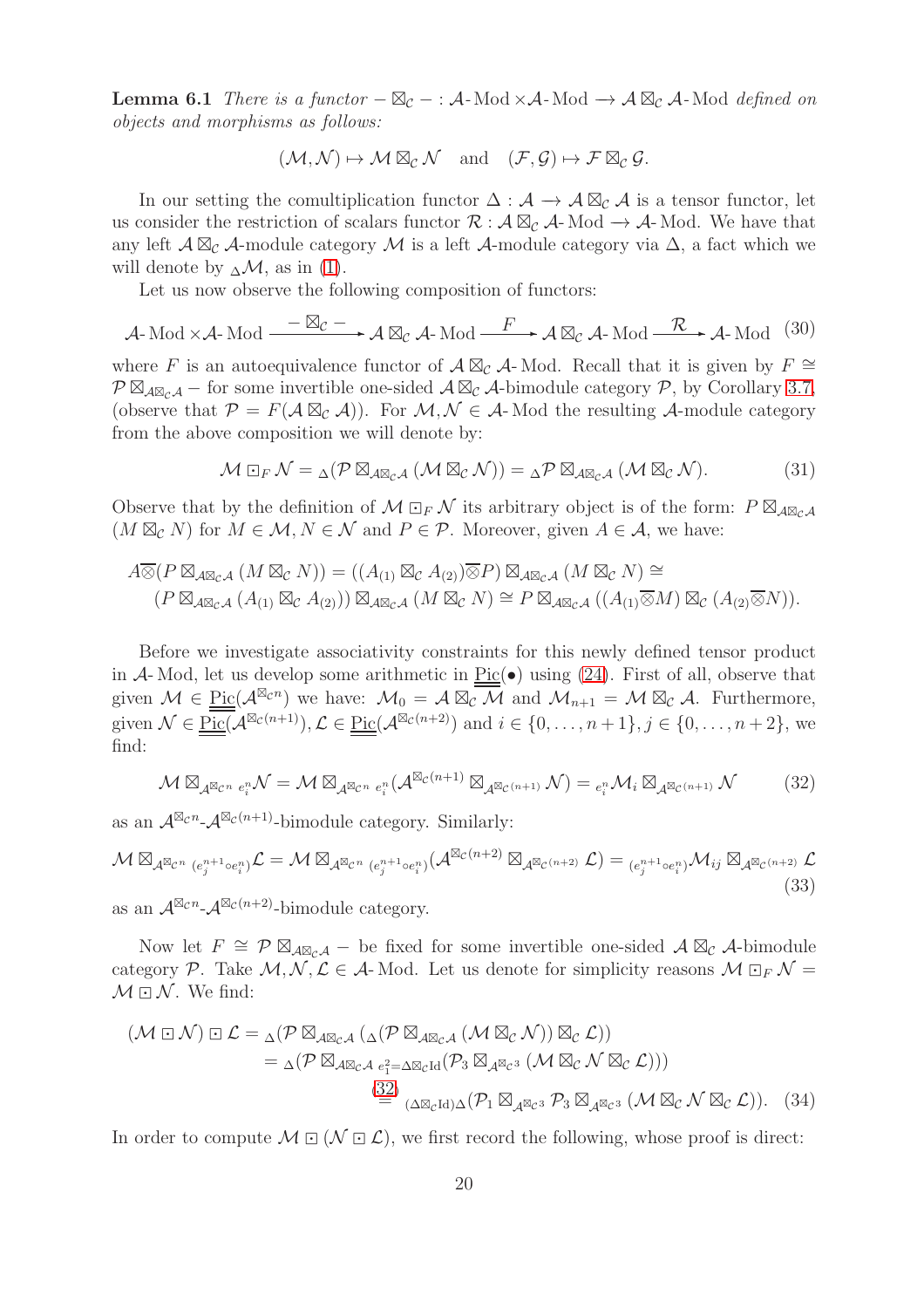**Lemma 6.1** *There is a functor* $-\boxtimes_{\mathcal{C}} - : \mathcal{A}\text{-}\mathrm{Mod} \times \mathcal{A}\text{-}\mathrm{Mod} \longrightarrow \mathcal{A}\boxtimes_{\mathcal{C}}\mathcal{A}\text{-}\mathrm{Mod}$ *defined on objects and morphisms as follows:*

$$(\mathcal{M},\mathcal{N}) \mapsto \mathcal{M}\boxtimes_{\mathcal{C}}\mathcal{N} \quad \text{and} \quad (\mathcal{F},\mathcal{G}) \mapsto \mathcal{F}\boxtimes_{\mathcal{C}}\mathcal{G}.$$

In our setting the comultiplication functor $\Delta : \mathcal{A} \longrightarrow \mathcal{A}\boxtimes_{\mathcal{C}}\mathcal{A}$ is a tensor functor, let us consider the restriction of scalars functor $\mathcal{R} : \mathcal{A}\boxtimes_{\mathcal{C}}\mathcal{A}\text{-}\mathrm{Mod} \longrightarrow \mathcal{A}\text{-}\mathrm{Mod}$. We have that any left $\mathcal{A}\boxtimes_{\mathcal{C}}\mathcal{A}$-module category $\mathcal{M}$ is a left $\mathcal{A}$-module category via $\Delta$, a fact which we will denote by ${}_{\Delta}\mathcal{M}$, as in (1).

Let us now observe the following composition of functors:

$$\mathcal{A}\text{-}\mathrm{Mod}\times\mathcal{A}\text{-}\mathrm{Mod} \xrightarrow{\ -\boxtimes_{\mathcal{C}}-\ } \mathcal{A}\boxtimes_{\mathcal{C}}\mathcal{A}\text{-}\mathrm{Mod} \xrightarrow{\ F\ } \mathcal{A}\boxtimes_{\mathcal{C}}\mathcal{A}\text{-}\mathrm{Mod} \xrightarrow{\ \mathcal{R}\ } \mathcal{A}\text{-}\mathrm{Mod} \tag{30}$$

where $F$ is an autoequivalence functor of $\mathcal{A}\boxtimes_{\mathcal{C}}\mathcal{A}\text{-}\mathrm{Mod}$. Recall that it is given by $F \cong \mathcal{P}\boxtimes_{\mathcal{A}\boxtimes_{\mathcal{C}}\mathcal{A}} -$ for some invertible one-sided $\mathcal{A}\boxtimes_{\mathcal{C}}\mathcal{A}$-bimodule category $\mathcal{P}$, by Corollary 3.7, (observe that $\mathcal{P} = F(\mathcal{A}\boxtimes_{\mathcal{C}}\mathcal{A})$). For $\mathcal{M},\mathcal{N} \in \mathcal{A}\text{-}\mathrm{Mod}$ the resulting $\mathcal{A}$-module category from the above composition we will denote by:

$$\mathcal{M}\boxdot_F\mathcal{N} = {}_{\Delta}(\mathcal{P}\boxtimes_{\mathcal{A}\boxtimes_{\mathcal{C}}\mathcal{A}}(\mathcal{M}\boxtimes_{\mathcal{C}}\mathcal{N})) = {}_{\Delta}\mathcal{P}\boxtimes_{\mathcal{A}\boxtimes_{\mathcal{C}}\mathcal{A}}(\mathcal{M}\boxtimes_{\mathcal{C}}\mathcal{N}). \tag{31}$$

Observe that by the definition of $\mathcal{M}\boxdot_F\mathcal{N}$ its arbitrary object is of the form: $P\boxtimes_{\mathcal{A}\boxtimes_{\mathcal{C}}\mathcal{A}}(M\boxtimes_{\mathcal{C}}N)$ for $M\in\mathcal{M}, N\in\mathcal{N}$ and $P\in\mathcal{P}$. Moreover, given $A\in\mathcal{A}$, we have:

$$\begin{aligned}
A\overline{\otimes}(P\boxtimes_{\mathcal{A}\boxtimes_{\mathcal{C}}\mathcal{A}}(M\boxtimes_{\mathcal{C}}N)) &= ((A_{(1)}\boxtimes_{\mathcal{C}}A_{(2)})\overline{\otimes}P)\boxtimes_{\mathcal{A}\boxtimes_{\mathcal{C}}\mathcal{A}}(M\boxtimes_{\mathcal{C}}N) \cong \\
(P\boxtimes_{\mathcal{A}\boxtimes_{\mathcal{C}}\mathcal{A}}(A_{(1)}\boxtimes_{\mathcal{C}}A_{(2)}))\boxtimes_{\mathcal{A}\boxtimes_{\mathcal{C}}\mathcal{A}}(M\boxtimes_{\mathcal{C}}N) &\cong P\boxtimes_{\mathcal{A}\boxtimes_{\mathcal{C}}\mathcal{A}}((A_{(1)}\overline{\otimes}M)\boxtimes_{\mathcal{C}}(A_{(2)}\overline{\otimes}N)).
\end{aligned}$$

Before we investigate associativity constraints for this newly defined tensor product in $\mathcal{A}\text{-}\mathrm{Mod}$, let us develop some arithmetic in $\underline{\underline{\mathrm{Pic}}}(\bullet)$ using (24). First of all, observe that given $\mathcal{M}\in\underline{\underline{\mathrm{Pic}}}(\mathcal{A}^{\boxtimes_{\mathcal{C}}n})$ we have: $\mathcal{M}_0 = \mathcal{A}\boxtimes_{\mathcal{C}}\mathcal{M}$ and $\mathcal{M}_{n+1} = \mathcal{M}\boxtimes_{\mathcal{C}}\mathcal{A}$. Furthermore, given $\mathcal{N}\in\underline{\underline{\mathrm{Pic}}}(\mathcal{A}^{\boxtimes_{\mathcal{C}}(n+1)}), \mathcal{L}\in\underline{\underline{\mathrm{Pic}}}(\mathcal{A}^{\boxtimes_{\mathcal{C}}(n+2)})$ and $i\in\{0,\dots,n+1\}, j\in\{0,\dots,n+2\}$, we find:

$$\mathcal{M}\boxtimes_{\mathcal{A}^{\boxtimes_{\mathcal{C}}n}}{}_{e_i^n}\mathcal{N} = \mathcal{M}\boxtimes_{\mathcal{A}^{\boxtimes_{\mathcal{C}}n}}{}_{e_i^n}(\mathcal{A}^{\boxtimes_{\mathcal{C}}(n+1)}\boxtimes_{\mathcal{A}^{\boxtimes_{\mathcal{C}}(n+1)}}\mathcal{N}) = {}_{e_i^n}\mathcal{M}_i\boxtimes_{\mathcal{A}^{\boxtimes_{\mathcal{C}}(n+1)}}\mathcal{N} \tag{32}$$

as an $\mathcal{A}^{\boxtimes_{\mathcal{C}}n}$-$\mathcal{A}^{\boxtimes_{\mathcal{C}}(n+1)}$-bimodule category. Similarly:

$$\mathcal{M}\boxtimes_{\mathcal{A}^{\boxtimes_{\mathcal{C}}n}}{}_{(e_j^{n+1}\circ e_i^n)}\mathcal{L} = \mathcal{M}\boxtimes_{\mathcal{A}^{\boxtimes_{\mathcal{C}}n}}{}_{(e_j^{n+1}\circ e_i^n)}(\mathcal{A}^{\boxtimes_{\mathcal{C}}(n+2)}\boxtimes_{\mathcal{A}^{\boxtimes_{\mathcal{C}}(n+2)}}\mathcal{L}) = {}_{(e_j^{n+1}\circ e_i^n)}\mathcal{M}_{ij}\boxtimes_{\mathcal{A}^{\boxtimes_{\mathcal{C}}(n+2)}}\mathcal{L} \tag{33}$$

as an $\mathcal{A}^{\boxtimes_{\mathcal{C}}n}$-$\mathcal{A}^{\boxtimes_{\mathcal{C}}(n+2)}$-bimodule category.

Now let $F\cong\mathcal{P}\boxtimes_{\mathcal{A}\boxtimes_{\mathcal{C}}\mathcal{A}} -$ be fixed for some invertible one-sided $\mathcal{A}\boxtimes_{\mathcal{C}}\mathcal{A}$-bimodule category $\mathcal{P}$. Take $\mathcal{M},\mathcal{N},\mathcal{L}\in\mathcal{A}\text{-}\mathrm{Mod}$. Let us denote for simplicity reasons $\mathcal{M}\boxdot_F\mathcal{N} = \mathcal{M}\boxdot\mathcal{N}$. We find:

$$\begin{aligned}
(\mathcal{M}\boxdot\mathcal{N})\boxdot\mathcal{L} &= {}_{\Delta}(\mathcal{P}\boxtimes_{\mathcal{A}\boxtimes_{\mathcal{C}}\mathcal{A}}({}_{\Delta}(\mathcal{P}\boxtimes_{\mathcal{A}\boxtimes_{\mathcal{C}}\mathcal{A}}(\mathcal{M}\boxtimes_{\mathcal{C}}\mathcal{N}))\boxtimes_{\mathcal{C}}\mathcal{L})) \\
&= {}_{\Delta}(\mathcal{P}\boxtimes_{\mathcal{A}\boxtimes_{\mathcal{C}}\mathcal{A}}{}_{e_1^2=\Delta\boxtimes_{\mathcal{C}}\mathrm{Id}}(\mathcal{P}_3\boxtimes_{\mathcal{A}^{\boxtimes_{\mathcal{C}}3}}(\mathcal{M}\boxtimes_{\mathcal{C}}\mathcal{N}\boxtimes_{\mathcal{C}}\mathcal{L}))) \\
&\overset{(32)}{=} {}_{(\Delta\boxtimes_{\mathcal{C}}\mathrm{Id})\Delta}(\mathcal{P}_1\boxtimes_{\mathcal{A}^{\boxtimes_{\mathcal{C}}3}}\mathcal{P}_3\boxtimes_{\mathcal{A}^{\boxtimes_{\mathcal{C}}3}}(\mathcal{M}\boxtimes_{\mathcal{C}}\mathcal{N}\boxtimes_{\mathcal{C}}\mathcal{L})).
\end{aligned} \tag{34}$$

In order to compute $\mathcal{M}\boxdot(\mathcal{N}\boxdot\mathcal{L})$, we first record the following, whose proof is direct: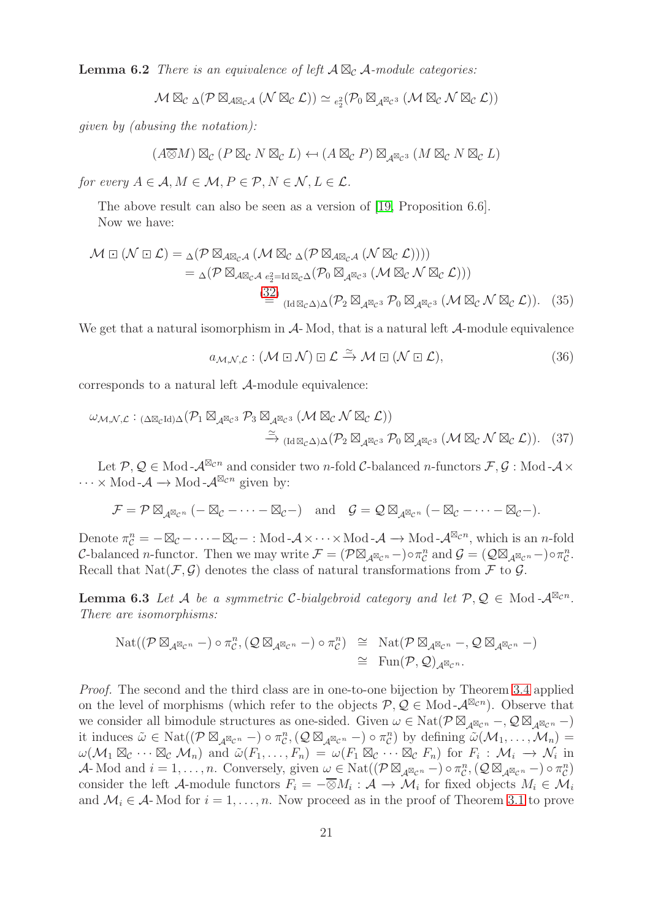**Lemma 6.2** *There is an equivalence of left $\mathcal{A}\boxtimes_{\mathcal{C}}\mathcal{A}$-module categories:*

$$\mathcal{M}\boxtimes_{\mathcal{C}}{}_{\Delta}(\mathcal{P}\boxtimes_{\mathcal{A}\boxtimes_{\mathcal{C}}\mathcal{A}}(\mathcal{N}\boxtimes_{\mathcal{C}}\mathcal{L}))\simeq{}_{e_2^2}(\mathcal{P}_0\boxtimes_{\mathcal{A}^{\boxtimes_{\mathcal{C}}3}}(\mathcal{M}\boxtimes_{\mathcal{C}}\mathcal{N}\boxtimes_{\mathcal{C}}\mathcal{L}))$$

*given by (abusing the notation):*

$$(A\overline{\otimes}M)\boxtimes_{\mathcal{C}}(P\boxtimes_{\mathcal{C}}N\boxtimes_{\mathcal{C}}L)\hookleftarrow(A\boxtimes_{\mathcal{C}}P)\boxtimes_{\mathcal{A}^{\boxtimes_{\mathcal{C}}3}}(M\boxtimes_{\mathcal{C}}N\boxtimes_{\mathcal{C}}L)$$

*for every $A\in\mathcal{A},M\in\mathcal{M},P\in\mathcal{P},N\in\mathcal{N},L\in\mathcal{L}$.*

The above result can also be seen as a version of [19, Proposition 6.6].

Now we have:

$$\begin{aligned}\mathcal{M}\boxdot(\mathcal{N}\boxdot\mathcal{L})&={}_{\Delta}(\mathcal{P}\boxtimes_{\mathcal{A}\boxtimes_{\mathcal{C}}\mathcal{A}}(\mathcal{M}\boxtimes_{\mathcal{C}}{}_{\Delta}(\mathcal{P}\boxtimes_{\mathcal{A}\boxtimes_{\mathcal{C}}\mathcal{A}}(\mathcal{N}\boxtimes_{\mathcal{C}}\mathcal{L}))))\\&={}_{\Delta}(\mathcal{P}\boxtimes_{\mathcal{A}\boxtimes_{\mathcal{C}}\mathcal{A}}{}_{e_2^2=\mathrm{Id}\boxtimes_{\mathcal{C}}\Delta}(\mathcal{P}_0\boxtimes_{\mathcal{A}^{\boxtimes_{\mathcal{C}}3}}(\mathcal{M}\boxtimes_{\mathcal{C}}\mathcal{N}\boxtimes_{\mathcal{C}}\mathcal{L})))\\&\overset{(32)}{=}{}_{(\mathrm{Id}\boxtimes_{\mathcal{C}}\Delta)\Delta}(\mathcal{P}_2\boxtimes_{\mathcal{A}^{\boxtimes_{\mathcal{C}}3}}\mathcal{P}_0\boxtimes_{\mathcal{A}^{\boxtimes_{\mathcal{C}}3}}(\mathcal{M}\boxtimes_{\mathcal{C}}\mathcal{N}\boxtimes_{\mathcal{C}}\mathcal{L})).\end{aligned}\tag{35}$$

We get that a natural isomorphism in $\mathcal{A}$-Mod, that is a natural left $\mathcal{A}$-module equivalence

$$a_{\mathcal{M},\mathcal{N},\mathcal{L}}:(\mathcal{M}\boxdot\mathcal{N})\boxdot\mathcal{L}\xrightarrow{\simeq}\mathcal{M}\boxdot(\mathcal{N}\boxdot\mathcal{L}),\tag{36}$$

corresponds to a natural left $\mathcal{A}$-module equivalence:

$$\begin{aligned}\omega_{\mathcal{M},\mathcal{N},\mathcal{L}}:{}_{(\Delta\boxtimes_{\mathcal{C}}\mathrm{Id})\Delta}(\mathcal{P}_1\boxtimes_{\mathcal{A}^{\boxtimes_{\mathcal{C}}3}}\mathcal{P}_3\boxtimes_{\mathcal{A}^{\boxtimes_{\mathcal{C}}3}}(\mathcal{M}\boxtimes_{\mathcal{C}}\mathcal{N}\boxtimes_{\mathcal{C}}\mathcal{L}))\\\xrightarrow{\simeq}{}_{(\mathrm{Id}\boxtimes_{\mathcal{C}}\Delta)\Delta}(\mathcal{P}_2\boxtimes_{\mathcal{A}^{\boxtimes_{\mathcal{C}}3}}\mathcal{P}_0\boxtimes_{\mathcal{A}^{\boxtimes_{\mathcal{C}}3}}(\mathcal{M}\boxtimes_{\mathcal{C}}\mathcal{N}\boxtimes_{\mathcal{C}}\mathcal{L})).\end{aligned}\tag{37}$$

Let $\mathcal{P},\mathcal{Q}\in\mathrm{Mod}\text{-}\mathcal{A}^{\boxtimes_{\mathcal{C}}n}$ and consider two $n$-fold $\mathcal{C}$-balanced $n$-functors $\mathcal{F},\mathcal{G}:\mathrm{Mod}\text{-}\mathcal{A}\times\cdots\times\mathrm{Mod}\text{-}\mathcal{A}\to\mathrm{Mod}\text{-}\mathcal{A}^{\boxtimes_{\mathcal{C}}n}$ given by:

$$\mathcal{F}=\mathcal{P}\boxtimes_{\mathcal{A}^{\boxtimes_{\mathcal{C}}n}}(-\boxtimes_{\mathcal{C}}-\cdots-\boxtimes_{\mathcal{C}}-)\quad\text{and}\quad\mathcal{G}=\mathcal{Q}\boxtimes_{\mathcal{A}^{\boxtimes_{\mathcal{C}}n}}(-\boxtimes_{\mathcal{C}}-\cdots-\boxtimes_{\mathcal{C}}-).$$

Denote $\pi_{\mathcal{C}}^n=-\boxtimes_{\mathcal{C}}-\cdots-\boxtimes_{\mathcal{C}}-:\mathrm{Mod}\text{-}\mathcal{A}\times\cdots\times\mathrm{Mod}\text{-}\mathcal{A}\to\mathrm{Mod}\text{-}\mathcal{A}^{\boxtimes_{\mathcal{C}}n}$, which is an $n$-fold $\mathcal{C}$-balanced $n$-functor. Then we may write $\mathcal{F}=(\mathcal{P}\boxtimes_{\mathcal{A}^{\boxtimes_{\mathcal{C}}n}}-)\circ\pi_{\mathcal{C}}^n$ and $\mathcal{G}=(\mathcal{Q}\boxtimes_{\mathcal{A}^{\boxtimes_{\mathcal{C}}n}}-)\circ\pi_{\mathcal{C}}^n$. Recall that $\mathrm{Nat}(\mathcal{F},\mathcal{G})$ denotes the class of natural transformations from $\mathcal{F}$ to $\mathcal{G}$.

**Lemma 6.3** *Let $\mathcal{A}$ be a symmetric $\mathcal{C}$-bialgebroid category and let $\mathcal{P},\mathcal{Q}\in\mathrm{Mod}\text{-}\mathcal{A}^{\boxtimes_{\mathcal{C}}n}$. There are isomorphisms:*

$$\begin{aligned}\mathrm{Nat}((\mathcal{P}\boxtimes_{\mathcal{A}^{\boxtimes_{\mathcal{C}}n}}-)\circ\pi_{\mathcal{C}}^n,(\mathcal{Q}\boxtimes_{\mathcal{A}^{\boxtimes_{\mathcal{C}}n}}-)\circ\pi_{\mathcal{C}}^n)&\cong\mathrm{Nat}(\mathcal{P}\boxtimes_{\mathcal{A}^{\boxtimes_{\mathcal{C}}n}}-,\mathcal{Q}\boxtimes_{\mathcal{A}^{\boxtimes_{\mathcal{C}}n}}-)\\&\cong\mathrm{Fun}(\mathcal{P},\mathcal{Q})_{\mathcal{A}^{\boxtimes_{\mathcal{C}}n}}.\end{aligned}$$

*Proof.* The second and the third class are in one-to-one bijection by Theorem 3.4 applied on the level of morphisms (which refer to the objects $\mathcal{P},\mathcal{Q}\in\mathrm{Mod}\text{-}\mathcal{A}^{\boxtimes_{\mathcal{C}}n}$). Observe that we consider all bimodule structures as one-sided. Given $\omega\in\mathrm{Nat}(\mathcal{P}\boxtimes_{\mathcal{A}^{\boxtimes_{\mathcal{C}}n}}-,\mathcal{Q}\boxtimes_{\mathcal{A}^{\boxtimes_{\mathcal{C}}n}}-)$ it induces $\tilde{\omega}\in\mathrm{Nat}((\mathcal{P}\boxtimes_{\mathcal{A}^{\boxtimes_{\mathcal{C}}n}}-)\circ\pi_{\mathcal{C}}^n,(\mathcal{Q}\boxtimes_{\mathcal{A}^{\boxtimes_{\mathcal{C}}n}}-)\circ\pi_{\mathcal{C}}^n)$ by defining $\tilde{\omega}(\mathcal{M}_1,\ldots,\mathcal{M}_n)=\omega(\mathcal{M}_1\boxtimes_{\mathcal{C}}\cdots\boxtimes_{\mathcal{C}}\mathcal{M}_n)$ and $\tilde{\omega}(F_1,\ldots,F_n)=\omega(F_1\boxtimes_{\mathcal{C}}\cdots\boxtimes_{\mathcal{C}}F_n)$ for $F_i:\mathcal{M}_i\to\mathcal{N}_i$ in $\mathcal{A}$-Mod and $i=1,\ldots,n$. Conversely, given $\omega\in\mathrm{Nat}((\mathcal{P}\boxtimes_{\mathcal{A}^{\boxtimes_{\mathcal{C}}n}}-)\circ\pi_{\mathcal{C}}^n,(\mathcal{Q}\boxtimes_{\mathcal{A}^{\boxtimes_{\mathcal{C}}n}}-)\circ\pi_{\mathcal{C}}^n)$ consider the left $\mathcal{A}$-module functors $F_i=-\overline{\otimes}M_i:\mathcal{A}\to\mathcal{M}_i$ for fixed objects $M_i\in\mathcal{M}_i$ and $\mathcal{M}_i\in\mathcal{A}$-Mod for $i=1,\ldots,n$. Now proceed as in the proof of Theorem 3.1 to prove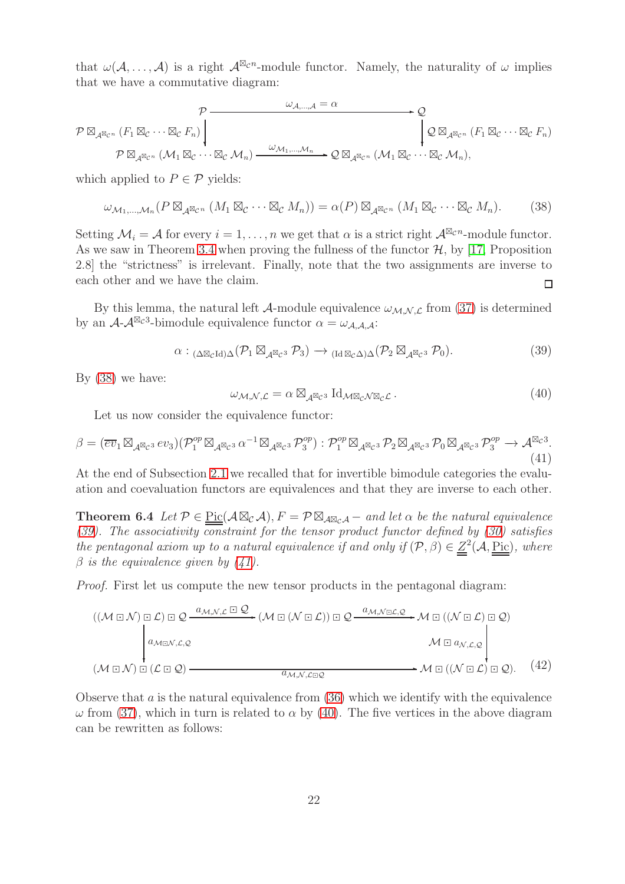that $\omega(\mathcal{A},\dots,\mathcal{A})$ is a right $\mathcal{A}^{\boxtimes_{\mathcal{C}} n}$-module functor. Namely, the naturality of $\omega$ implies that we have a commutative diagram:

$$\begin{array}{ccc}
\mathcal{P} & \xrightarrow{\quad \omega_{\mathcal{A},\dots,\mathcal{A}} = \alpha \quad} & \mathcal{Q} \\
{\scriptstyle \mathcal{P}\boxtimes_{\mathcal{A}^{\boxtimes_{\mathcal{C}} n}}(F_1\boxtimes_{\mathcal{C}}\cdots\boxtimes_{\mathcal{C}} F_n)}\downarrow & & \downarrow{\scriptstyle \mathcal{Q}\boxtimes_{\mathcal{A}^{\boxtimes_{\mathcal{C}} n}}(F_1\boxtimes_{\mathcal{C}}\cdots\boxtimes_{\mathcal{C}} F_n)} \\
\mathcal{P}\boxtimes_{\mathcal{A}^{\boxtimes_{\mathcal{C}} n}}(\mathcal{M}_1\boxtimes_{\mathcal{C}}\cdots\boxtimes_{\mathcal{C}}\mathcal{M}_n) & \xrightarrow{\quad \omega_{\mathcal{M}_1,\dots,\mathcal{M}_n} \quad} & \mathcal{Q}\boxtimes_{\mathcal{A}^{\boxtimes_{\mathcal{C}} n}}(\mathcal{M}_1\boxtimes_{\mathcal{C}}\cdots\boxtimes_{\mathcal{C}}\mathcal{M}_n),
\end{array}$$

which applied to $P\in\mathcal{P}$ yields:

$$\omega_{\mathcal{M}_1,\dots,\mathcal{M}_n}(P\boxtimes_{\mathcal{A}^{\boxtimes_{\mathcal{C}} n}}(M_1\boxtimes_{\mathcal{C}}\cdots\boxtimes_{\mathcal{C}} M_n)) = \alpha(P)\boxtimes_{\mathcal{A}^{\boxtimes_{\mathcal{C}} n}}(M_1\boxtimes_{\mathcal{C}}\cdots\boxtimes_{\mathcal{C}} M_n). \tag{38}$$

Setting $\mathcal{M}_i=\mathcal{A}$ for every $i=1,\dots,n$ we get that $\alpha$ is a strict right $\mathcal{A}^{\boxtimes_{\mathcal{C}} n}$-module functor. As we saw in Theorem 3.4 when proving the fullness of the functor $\mathcal{H}$, by [17, Proposition 2.8] the "strictness" is irrelevant. Finally, note that the two assignments are inverse to each other and we have the claim. $\square$

By this lemma, the natural left $\mathcal{A}$-module equivalence $\omega_{\mathcal{M},\mathcal{N},\mathcal{L}}$ from (37) is determined by an $\mathcal{A}$-$\mathcal{A}^{\boxtimes_{\mathcal{C}} 3}$-bimodule equivalence functor $\alpha=\omega_{\mathcal{A},\mathcal{A},\mathcal{A}}$:

$$\alpha: {}_{(\Delta\boxtimes_{\mathcal{C}}\mathrm{Id})\Delta}(\mathcal{P}_1\boxtimes_{\mathcal{A}^{\boxtimes_{\mathcal{C}} 3}}\mathcal{P}_3) \longrightarrow {}_{(\mathrm{Id}\boxtimes_{\mathcal{C}}\Delta)\Delta}(\mathcal{P}_2\boxtimes_{\mathcal{A}^{\boxtimes_{\mathcal{C}} 3}}\mathcal{P}_0). \tag{39}$$

By (38) we have:

$$\omega_{\mathcal{M},\mathcal{N},\mathcal{L}} = \alpha\boxtimes_{\mathcal{A}^{\boxtimes_{\mathcal{C}} 3}}\mathrm{Id}_{\mathcal{M}\boxtimes_{\mathcal{C}}\mathcal{N}\boxtimes_{\mathcal{C}}\mathcal{L}}. \tag{40}$$

Let us now consider the equivalence functor:

$$\beta = (\overline{ev}_1\boxtimes_{\mathcal{A}^{\boxtimes_{\mathcal{C}} 3}} ev_3)(\mathcal{P}_1^{op}\boxtimes_{\mathcal{A}^{\boxtimes_{\mathcal{C}} 3}}\alpha^{-1}\boxtimes_{\mathcal{A}^{\boxtimes_{\mathcal{C}} 3}}\mathcal{P}_3^{op}) : \mathcal{P}_1^{op}\boxtimes_{\mathcal{A}^{\boxtimes_{\mathcal{C}} 3}}\mathcal{P}_2\boxtimes_{\mathcal{A}^{\boxtimes_{\mathcal{C}} 3}}\mathcal{P}_0\boxtimes_{\mathcal{A}^{\boxtimes_{\mathcal{C}} 3}}\mathcal{P}_3^{op}\longrightarrow\mathcal{A}^{\boxtimes_{\mathcal{C}} 3}. \tag{41}$$

At the end of Subsection 2.1 we recalled that for invertible bimodule categories the evaluation and coevaluation functors are equivalences and that they are inverse to each other.

**Theorem 6.4** *Let $\mathcal{P}\in\underline{\mathrm{Pic}}(\mathcal{A}\boxtimes_{\mathcal{C}}\mathcal{A})$, $F=\mathcal{P}\boxtimes_{\mathcal{A}\boxtimes_{\mathcal{C}}\mathcal{A}}-$ and let $\alpha$ be the natural equivalence (39). The associativity constraint for the tensor product functor defined by (30) satisfies the pentagonal axiom up to a natural equivalence if and only if $(\mathcal{P},\beta)\in\underline{\underline{Z}}^2(\mathcal{A},\underline{\underline{\mathrm{Pic}}})$, where $\beta$ is the equivalence given by (41).*

*Proof.* First let us compute the new tensor products in the pentagonal diagram:

$$\begin{array}{ccccc}
((\mathcal{M}\boxdot\mathcal{N})\boxdot\mathcal{L})\boxdot\mathcal{Q} & \xrightarrow{a_{\mathcal{M},\mathcal{N},\mathcal{L}}\boxdot\mathcal{Q}} & (\mathcal{M}\boxdot(\mathcal{N}\boxdot\mathcal{L}))\boxdot\mathcal{Q} & \xrightarrow{a_{\mathcal{M},\mathcal{N}\boxdot\mathcal{L},\mathcal{Q}}} & \mathcal{M}\boxdot((\mathcal{N}\boxdot\mathcal{L})\boxdot\mathcal{Q}) \\
\downarrow{\scriptstyle a_{\mathcal{M}\boxdot\mathcal{N},\mathcal{L},\mathcal{Q}}} & & & & \downarrow{\scriptstyle \mathcal{M}\boxdot a_{\mathcal{N},\mathcal{L},\mathcal{Q}}} \\
(\mathcal{M}\boxdot\mathcal{N})\boxdot(\mathcal{L}\boxdot\mathcal{Q}) & & \xrightarrow{\qquad a_{\mathcal{M},\mathcal{N},\mathcal{L}\boxdot\mathcal{Q}} \qquad} & & \mathcal{M}\boxdot((\mathcal{N}\boxdot\mathcal{L})\boxdot\mathcal{Q}).
\end{array} \tag{42}$$

Observe that $a$ is the natural equivalence from (36) which we identify with the equivalence $\omega$ from (37), which in turn is related to $\alpha$ by (40). The five vertices in the above diagram can be rewritten as follows: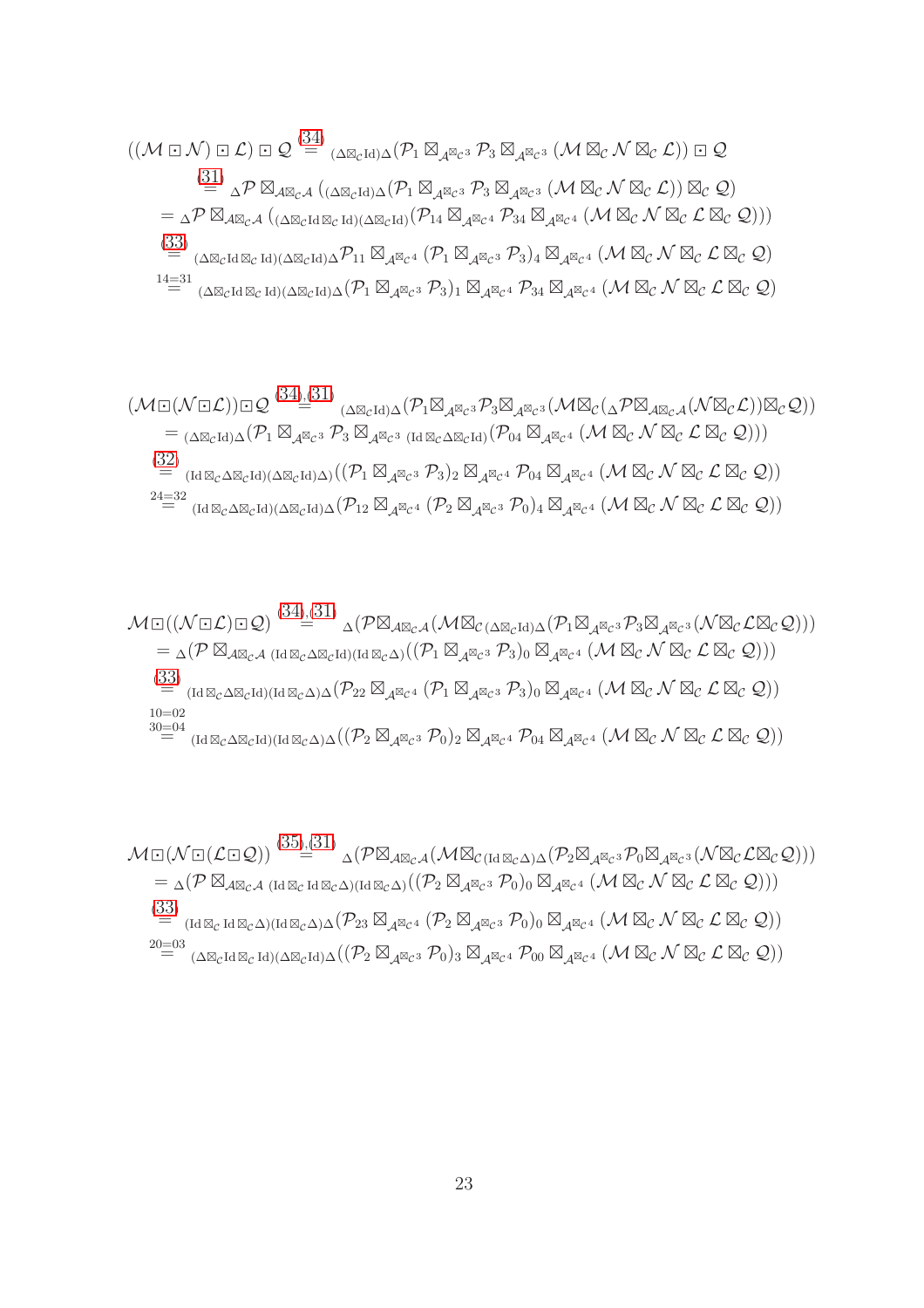$$
\begin{aligned}
((\mathcal{M}\boxdot\mathcal{N})\boxdot\mathcal{L})\boxdot\mathcal{Q} &\overset{(34)}{=} {}_{(\Delta\boxtimes_{\mathcal{C}}\mathrm{Id})\Delta}(\mathcal{P}_1\boxtimes_{\mathcal{A}^{\boxtimes_{\mathcal{C}}3}}\mathcal{P}_3\boxtimes_{\mathcal{A}^{\boxtimes_{\mathcal{C}}3}}(\mathcal{M}\boxtimes_{\mathcal{C}}\mathcal{N}\boxtimes_{\mathcal{C}}\mathcal{L}))\boxdot\mathcal{Q}\\
&\overset{(31)}{=} {}_{\Delta}\mathcal{P}\boxtimes_{\mathcal{A}\boxtimes_{\mathcal{C}}\mathcal{A}}\left({}_{(\Delta\boxtimes_{\mathcal{C}}\mathrm{Id})\Delta}(\mathcal{P}_1\boxtimes_{\mathcal{A}^{\boxtimes_{\mathcal{C}}3}}\mathcal{P}_3\boxtimes_{\mathcal{A}^{\boxtimes_{\mathcal{C}}3}}(\mathcal{M}\boxtimes_{\mathcal{C}}\mathcal{N}\boxtimes_{\mathcal{C}}\mathcal{L}))\boxtimes_{\mathcal{C}}\mathcal{Q}\right)\\
&= {}_{\Delta}\mathcal{P}\boxtimes_{\mathcal{A}\boxtimes_{\mathcal{C}}\mathcal{A}}\left({}_{((\Delta\boxtimes_{\mathcal{C}}\mathrm{Id}\boxtimes_{\mathcal{C}}\mathrm{Id})(\Delta\boxtimes_{\mathcal{C}}\mathrm{Id})}(\mathcal{P}_{14}\boxtimes_{\mathcal{A}^{\boxtimes_{\mathcal{C}}4}}\mathcal{P}_{34}\boxtimes_{\mathcal{A}^{\boxtimes_{\mathcal{C}}4}}(\mathcal{M}\boxtimes_{\mathcal{C}}\mathcal{N}\boxtimes_{\mathcal{C}}\mathcal{L}\boxtimes_{\mathcal{C}}\mathcal{Q}))\right)\\
&\overset{(33)}{=} {}_{(\Delta\boxtimes_{\mathcal{C}}\mathrm{Id}\boxtimes_{\mathcal{C}}\mathrm{Id})(\Delta\boxtimes_{\mathcal{C}}\mathrm{Id})\Delta}\mathcal{P}_{11}\boxtimes_{\mathcal{A}^{\boxtimes_{\mathcal{C}}4}}(\mathcal{P}_1\boxtimes_{\mathcal{A}^{\boxtimes_{\mathcal{C}}3}}\mathcal{P}_3)_4\boxtimes_{\mathcal{A}^{\boxtimes_{\mathcal{C}}4}}(\mathcal{M}\boxtimes_{\mathcal{C}}\mathcal{N}\boxtimes_{\mathcal{C}}\mathcal{L}\boxtimes_{\mathcal{C}}\mathcal{Q})\\
&\overset{14=31}{=} {}_{(\Delta\boxtimes_{\mathcal{C}}\mathrm{Id}\boxtimes_{\mathcal{C}}\mathrm{Id})(\Delta\boxtimes_{\mathcal{C}}\mathrm{Id})\Delta}(\mathcal{P}_1\boxtimes_{\mathcal{A}^{\boxtimes_{\mathcal{C}}3}}\mathcal{P}_3)_1\boxtimes_{\mathcal{A}^{\boxtimes_{\mathcal{C}}4}}\mathcal{P}_{34}\boxtimes_{\mathcal{A}^{\boxtimes_{\mathcal{C}}4}}(\mathcal{M}\boxtimes_{\mathcal{C}}\mathcal{N}\boxtimes_{\mathcal{C}}\mathcal{L}\boxtimes_{\mathcal{C}}\mathcal{Q})
\end{aligned}
$$

$$
\begin{aligned}
(\mathcal{M}\boxdot(\mathcal{N}\boxdot\mathcal{L}))\boxdot\mathcal{Q} &\overset{(34),(31)}{=} {}_{(\Delta\boxtimes_{\mathcal{C}}\mathrm{Id})\Delta}(\mathcal{P}_1\boxtimes_{\mathcal{A}^{\boxtimes_{\mathcal{C}}3}}\mathcal{P}_3\boxtimes_{\mathcal{A}^{\boxtimes_{\mathcal{C}}3}}(\mathcal{M}\boxtimes_{\mathcal{C}}({}_{\Delta}\mathcal{P}\boxtimes_{\mathcal{A}\boxtimes_{\mathcal{C}}\mathcal{A}}(\mathcal{N}\boxtimes_{\mathcal{C}}\mathcal{L}))\boxtimes_{\mathcal{C}}\mathcal{Q}))\\
&= {}_{(\Delta\boxtimes_{\mathcal{C}}\mathrm{Id})\Delta}(\mathcal{P}_1\boxtimes_{\mathcal{A}^{\boxtimes_{\mathcal{C}}3}}\mathcal{P}_3\boxtimes_{\mathcal{A}^{\boxtimes_{\mathcal{C}}3}}{}_{(\mathrm{Id}\boxtimes_{\mathcal{C}}\Delta\boxtimes_{\mathcal{C}}\mathrm{Id})}(\mathcal{P}_{04}\boxtimes_{\mathcal{A}^{\boxtimes_{\mathcal{C}}4}}(\mathcal{M}\boxtimes_{\mathcal{C}}\mathcal{N}\boxtimes_{\mathcal{C}}\mathcal{L}\boxtimes_{\mathcal{C}}\mathcal{Q})))\\
&\overset{(32)}{=} {}_{(\mathrm{Id}\boxtimes_{\mathcal{C}}\Delta\boxtimes_{\mathcal{C}}\mathrm{Id})(\Delta\boxtimes_{\mathcal{C}}\mathrm{Id})\Delta)}((\mathcal{P}_1\boxtimes_{\mathcal{A}^{\boxtimes_{\mathcal{C}}3}}\mathcal{P}_3)_2\boxtimes_{\mathcal{A}^{\boxtimes_{\mathcal{C}}4}}\mathcal{P}_{04}\boxtimes_{\mathcal{A}^{\boxtimes_{\mathcal{C}}4}}(\mathcal{M}\boxtimes_{\mathcal{C}}\mathcal{N}\boxtimes_{\mathcal{C}}\mathcal{L}\boxtimes_{\mathcal{C}}\mathcal{Q}))\\
&\overset{24=32}{=} {}_{(\mathrm{Id}\boxtimes_{\mathcal{C}}\Delta\boxtimes_{\mathcal{C}}\mathrm{Id})(\Delta\boxtimes_{\mathcal{C}}\mathrm{Id})\Delta}(\mathcal{P}_{12}\boxtimes_{\mathcal{A}^{\boxtimes_{\mathcal{C}}4}}(\mathcal{P}_2\boxtimes_{\mathcal{A}^{\boxtimes_{\mathcal{C}}3}}\mathcal{P}_0)_4\boxtimes_{\mathcal{A}^{\boxtimes_{\mathcal{C}}4}}(\mathcal{M}\boxtimes_{\mathcal{C}}\mathcal{N}\boxtimes_{\mathcal{C}}\mathcal{L}\boxtimes_{\mathcal{C}}\mathcal{Q}))
\end{aligned}
$$

$$
\begin{aligned}
\mathcal{M}\boxdot((\mathcal{N}\boxdot\mathcal{L})\boxdot\mathcal{Q}) &\overset{(34),(31)}{=} {}_{\Delta}(\mathcal{P}\boxtimes_{\mathcal{A}\boxtimes_{\mathcal{C}}\mathcal{A}}(\mathcal{M}\boxtimes_{\mathcal{C}}{}_{(\Delta\boxtimes_{\mathcal{C}}\mathrm{Id})\Delta}(\mathcal{P}_1\boxtimes_{\mathcal{A}^{\boxtimes_{\mathcal{C}}3}}\mathcal{P}_3\boxtimes_{\mathcal{A}^{\boxtimes_{\mathcal{C}}3}}(\mathcal{N}\boxtimes_{\mathcal{C}}\mathcal{L}\boxtimes_{\mathcal{C}}\mathcal{Q}))))\\
&= {}_{\Delta}(\mathcal{P}\boxtimes_{\mathcal{A}\boxtimes_{\mathcal{C}}\mathcal{A}}{}_{(\mathrm{Id}\boxtimes_{\mathcal{C}}\Delta\boxtimes_{\mathcal{C}}\mathrm{Id})(\mathrm{Id}\boxtimes_{\mathcal{C}}\Delta)}((\mathcal{P}_1\boxtimes_{\mathcal{A}^{\boxtimes_{\mathcal{C}}3}}\mathcal{P}_3)_0\boxtimes_{\mathcal{A}^{\boxtimes_{\mathcal{C}}4}}(\mathcal{M}\boxtimes_{\mathcal{C}}\mathcal{N}\boxtimes_{\mathcal{C}}\mathcal{L}\boxtimes_{\mathcal{C}}\mathcal{Q})))\\
&\overset{(33)}{=} {}_{(\mathrm{Id}\boxtimes_{\mathcal{C}}\Delta\boxtimes_{\mathcal{C}}\mathrm{Id})(\mathrm{Id}\boxtimes_{\mathcal{C}}\Delta)\Delta}(\mathcal{P}_{22}\boxtimes_{\mathcal{A}^{\boxtimes_{\mathcal{C}}4}}(\mathcal{P}_1\boxtimes_{\mathcal{A}^{\boxtimes_{\mathcal{C}}3}}\mathcal{P}_3)_0\boxtimes_{\mathcal{A}^{\boxtimes_{\mathcal{C}}4}}(\mathcal{M}\boxtimes_{\mathcal{C}}\mathcal{N}\boxtimes_{\mathcal{C}}\mathcal{L}\boxtimes_{\mathcal{C}}\mathcal{Q}))\\
&\overset{\substack{10=02\\30=04}}{=} {}_{(\mathrm{Id}\boxtimes_{\mathcal{C}}\Delta\boxtimes_{\mathcal{C}}\mathrm{Id})(\mathrm{Id}\boxtimes_{\mathcal{C}}\Delta)\Delta}((\mathcal{P}_2\boxtimes_{\mathcal{A}^{\boxtimes_{\mathcal{C}}3}}\mathcal{P}_0)_2\boxtimes_{\mathcal{A}^{\boxtimes_{\mathcal{C}}4}}\mathcal{P}_{04}\boxtimes_{\mathcal{A}^{\boxtimes_{\mathcal{C}}4}}(\mathcal{M}\boxtimes_{\mathcal{C}}\mathcal{N}\boxtimes_{\mathcal{C}}\mathcal{L}\boxtimes_{\mathcal{C}}\mathcal{Q}))
\end{aligned}
$$

$$
\begin{aligned}
\mathcal{M}\boxdot(\mathcal{N}\boxdot(\mathcal{L}\boxdot\mathcal{Q})) &\overset{(35),(31)}{=} {}_{\Delta}(\mathcal{P}\boxtimes_{\mathcal{A}\boxtimes_{\mathcal{C}}\mathcal{A}}(\mathcal{M}\boxtimes_{\mathcal{C}}{}_{(\mathrm{Id}\boxtimes_{\mathcal{C}}\Delta)\Delta}(\mathcal{P}_2\boxtimes_{\mathcal{A}^{\boxtimes_{\mathcal{C}}3}}\mathcal{P}_0\boxtimes_{\mathcal{A}^{\boxtimes_{\mathcal{C}}3}}(\mathcal{N}\boxtimes_{\mathcal{C}}\mathcal{L}\boxtimes_{\mathcal{C}}\mathcal{Q}))))\\
&= {}_{\Delta}(\mathcal{P}\boxtimes_{\mathcal{A}\boxtimes_{\mathcal{C}}\mathcal{A}}{}_{(\mathrm{Id}\boxtimes_{\mathcal{C}}\mathrm{Id}\boxtimes_{\mathcal{C}}\Delta)(\mathrm{Id}\boxtimes_{\mathcal{C}}\Delta)}((\mathcal{P}_2\boxtimes_{\mathcal{A}^{\boxtimes_{\mathcal{C}}3}}\mathcal{P}_0)_0\boxtimes_{\mathcal{A}^{\boxtimes_{\mathcal{C}}4}}(\mathcal{M}\boxtimes_{\mathcal{C}}\mathcal{N}\boxtimes_{\mathcal{C}}\mathcal{L}\boxtimes_{\mathcal{C}}\mathcal{Q})))\\
&\overset{(33)}{=} {}_{(\mathrm{Id}\boxtimes_{\mathcal{C}}\mathrm{Id}\boxtimes_{\mathcal{C}}\Delta)(\mathrm{Id}\boxtimes_{\mathcal{C}}\Delta)\Delta}(\mathcal{P}_{23}\boxtimes_{\mathcal{A}^{\boxtimes_{\mathcal{C}}4}}(\mathcal{P}_2\boxtimes_{\mathcal{A}^{\boxtimes_{\mathcal{C}}3}}\mathcal{P}_0)_0\boxtimes_{\mathcal{A}^{\boxtimes_{\mathcal{C}}4}}(\mathcal{M}\boxtimes_{\mathcal{C}}\mathcal{N}\boxtimes_{\mathcal{C}}\mathcal{L}\boxtimes_{\mathcal{C}}\mathcal{Q}))\\
&\overset{20=03}{=} {}_{(\Delta\boxtimes_{\mathcal{C}}\mathrm{Id}\boxtimes_{\mathcal{C}}\mathrm{Id})(\Delta\boxtimes_{\mathcal{C}}\mathrm{Id})\Delta}((\mathcal{P}_2\boxtimes_{\mathcal{A}^{\boxtimes_{\mathcal{C}}3}}\mathcal{P}_0)_3\boxtimes_{\mathcal{A}^{\boxtimes_{\mathcal{C}}4}}\mathcal{P}_{00}\boxtimes_{\mathcal{A}^{\boxtimes_{\mathcal{C}}4}}(\mathcal{M}\boxtimes_{\mathcal{C}}\mathcal{N}\boxtimes_{\mathcal{C}}\mathcal{L}\boxtimes_{\mathcal{C}}\mathcal{Q}))
\end{aligned}
$$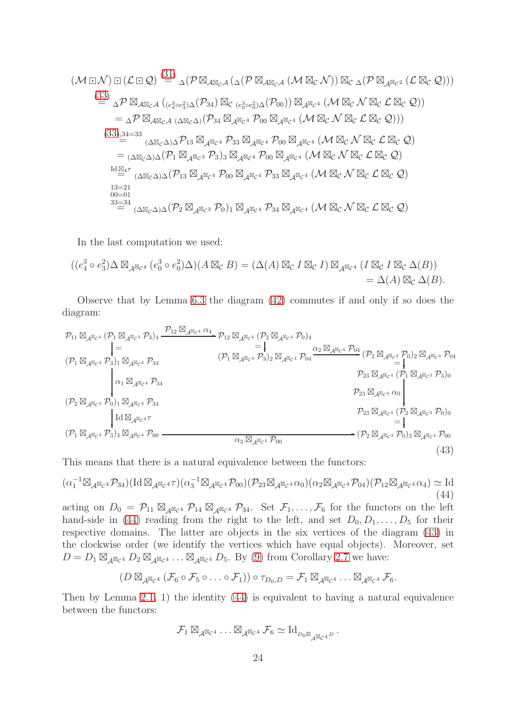$$
\begin{aligned}
(\mathcal{M}\boxdot\mathcal{N})\boxdot(\mathcal{L}\boxdot\mathcal{Q}) &\overset{(31)}{=} {}_{\Delta}(\mathcal{P}\boxtimes_{\mathcal{A}\boxtimes_{\mathcal{C}}\mathcal{A}}({}_{\Delta}(\mathcal{P}\boxtimes_{\mathcal{A}\boxtimes_{\mathcal{C}}\mathcal{A}}(\mathcal{M}\boxtimes_{\mathcal{C}}\mathcal{N}))\boxtimes_{\mathcal{C}}{}_{\Delta}(\mathcal{P}\boxtimes_{\mathcal{A}^{\boxtimes_{\mathcal{C}}2}}(\mathcal{L}\boxtimes_{\mathcal{C}}\mathcal{Q}))) \\
&\overset{(33)}{=} {}_{\Delta}\mathcal{P}\boxtimes_{\mathcal{A}\boxtimes_{\mathcal{C}}\mathcal{A}}\left({}_{(e_4^3\circ e_3^2)\Delta}(\mathcal{P}_{34})\boxtimes_{\mathcal{C}}{}_{(e_0^3\circ e_0^2)\Delta}(\mathcal{P}_{00})\right)\boxtimes_{\mathcal{A}^{\boxtimes_{\mathcal{C}}4}}(\mathcal{M}\boxtimes_{\mathcal{C}}\mathcal{N}\boxtimes_{\mathcal{C}}\mathcal{L}\boxtimes_{\mathcal{C}}\mathcal{Q})) \\
&= {}_{\Delta}\mathcal{P}\boxtimes_{\mathcal{A}\boxtimes_{\mathcal{C}}\mathcal{A}}{}_{(\Delta\boxtimes_{\mathcal{C}}\Delta)}(\mathcal{P}_{34}\boxtimes_{\mathcal{A}^{\boxtimes_{\mathcal{C}}4}}\mathcal{P}_{00}\boxtimes_{\mathcal{A}^{\boxtimes_{\mathcal{C}}4}}(\mathcal{M}\boxtimes_{\mathcal{C}}\mathcal{N}\boxtimes_{\mathcal{C}}\mathcal{L}\boxtimes_{\mathcal{C}}\mathcal{Q}))) \\
&\overset{(33),34=33}{=} {}_{(\Delta\boxtimes_{\mathcal{C}}\Delta)\Delta}\mathcal{P}_{13}\boxtimes_{\mathcal{A}^{\boxtimes_{\mathcal{C}}4}}\mathcal{P}_{33}\boxtimes_{\mathcal{A}^{\boxtimes_{\mathcal{C}}4}}\mathcal{P}_{00}\boxtimes_{\mathcal{A}^{\boxtimes_{\mathcal{C}}4}}(\mathcal{M}\boxtimes_{\mathcal{C}}\mathcal{N}\boxtimes_{\mathcal{C}}\mathcal{L}\boxtimes_{\mathcal{C}}\mathcal{Q}) \\
&= {}_{(\Delta\boxtimes_{\mathcal{C}}\Delta)\Delta}(\mathcal{P}_1\boxtimes_{\mathcal{A}^{\boxtimes_{\mathcal{C}}3}}\mathcal{P}_3)_3\boxtimes_{\mathcal{A}^{\boxtimes_{\mathcal{C}}4}}\mathcal{P}_{00}\boxtimes_{\mathcal{A}^{\boxtimes_{\mathcal{C}}4}}(\mathcal{M}\boxtimes_{\mathcal{C}}\mathcal{N}\boxtimes_{\mathcal{C}}\mathcal{L}\boxtimes_{\mathcal{C}}\mathcal{Q}) \\
&\overset{\mathrm{Id}\boxtimes_4\tau}{=} {}_{(\Delta\boxtimes_{\mathcal{C}}\Delta)\Delta}(\mathcal{P}_{13}\boxtimes_{\mathcal{A}^{\boxtimes_{\mathcal{C}}4}}\mathcal{P}_{00}\boxtimes_{\mathcal{A}^{\boxtimes_{\mathcal{C}}4}}\mathcal{P}_{33}\boxtimes_{\mathcal{A}^{\boxtimes_{\mathcal{C}}4}}(\mathcal{M}\boxtimes_{\mathcal{C}}\mathcal{N}\boxtimes_{\mathcal{C}}\mathcal{L}\boxtimes_{\mathcal{C}}\mathcal{Q}) \\
&\overset{\substack{13=21\\00=01\\33=34}}{=} {}_{(\Delta\boxtimes_{\mathcal{C}}\Delta)\Delta}(\mathcal{P}_2\boxtimes_{\mathcal{A}^{\boxtimes_{\mathcal{C}}3}}\mathcal{P}_0)_1\boxtimes_{\mathcal{A}^{\boxtimes_{\mathcal{C}}4}}\mathcal{P}_{34}\boxtimes_{\mathcal{A}^{\boxtimes_{\mathcal{C}}4}}(\mathcal{M}\boxtimes_{\mathcal{C}}\mathcal{N}\boxtimes_{\mathcal{C}}\mathcal{L}\boxtimes_{\mathcal{C}}\mathcal{Q})
\end{aligned}
$$

In the last computation we used:

$$
\begin{aligned}
((e_4^3\circ e_3^2)\Delta\boxtimes_{\mathcal{A}^{\boxtimes_{\mathcal{C}}4}}(e_0^3\circ e_0^2)\Delta)(A\boxtimes_{\mathcal{C}}B) &= (\Delta(A)\boxtimes_{\mathcal{C}}I\boxtimes_{\mathcal{C}}I)\boxtimes_{\mathcal{A}^{\boxtimes_{\mathcal{C}}4}}(I\boxtimes_{\mathcal{C}}I\boxtimes_{\mathcal{C}}\Delta(B)) \\
&= \Delta(A)\boxtimes_{\mathcal{C}}\Delta(B).
\end{aligned}
$$

Observe that by Lemma 6.3 the diagram (42) commutes if and only if so does the diagram:

$$
\begin{array}{ccc}
\mathcal{P}_{11}\boxtimes_{\mathcal{A}^{\boxtimes_{\mathcal{C}}4}}(\mathcal{P}_1\boxtimes_{\mathcal{A}^{\boxtimes_{\mathcal{C}}3}}\mathcal{P}_3)_4 & \xrightarrow{\mathcal{P}_{12}\boxtimes_{\mathcal{A}^{\boxtimes_{\mathcal{C}}4}}\alpha_4} & \mathcal{P}_{12}\boxtimes_{\mathcal{A}^{\boxtimes_{\mathcal{C}}4}}(\mathcal{P}_2\boxtimes_{\mathcal{A}^{\boxtimes_{\mathcal{C}}3}}\mathcal{P}_0)_4 \\
\| & & \| \\
(\mathcal{P}_1\boxtimes_{\mathcal{A}^{\boxtimes_{\mathcal{C}}3}}\mathcal{P}_3)_1\boxtimes_{\mathcal{A}^{\boxtimes_{\mathcal{C}}4}}\mathcal{P}_{34} & & (\mathcal{P}_1\boxtimes_{\mathcal{A}^{\boxtimes_{\mathcal{C}}3}}\mathcal{P}_3)_2\boxtimes_{\mathcal{A}^{\boxtimes_{\mathcal{C}}4}}\mathcal{P}_{04} \xrightarrow{\alpha_2\boxtimes_{\mathcal{A}^{\boxtimes_{\mathcal{C}}4}}\mathcal{P}_{04}} (\mathcal{P}_2\boxtimes_{\mathcal{A}^{\boxtimes_{\mathcal{C}}3}}\mathcal{P}_0)_2\boxtimes_{\mathcal{A}^{\boxtimes_{\mathcal{C}}4}}\mathcal{P}_{04} \\
\downarrow{\scriptstyle \alpha_1\boxtimes_{\mathcal{A}^{\boxtimes_{\mathcal{C}}4}}\mathcal{P}_{34}} & & \| \\
& & \mathcal{P}_{23}\boxtimes_{\mathcal{A}^{\boxtimes_{\mathcal{C}}4}}(\mathcal{P}_1\boxtimes_{\mathcal{A}^{\boxtimes_{\mathcal{C}}3}}\mathcal{P}_3)_0 \\
(\mathcal{P}_2\boxtimes_{\mathcal{A}^{\boxtimes_{\mathcal{C}}3}}\mathcal{P}_0)_1\boxtimes_{\mathcal{A}^{\boxtimes_{\mathcal{C}}4}}\mathcal{P}_{34} & & \downarrow{\scriptstyle \mathcal{P}_{23}\boxtimes_{\mathcal{A}^{\boxtimes_{\mathcal{C}}4}}\alpha_0} \\
\downarrow{\scriptstyle \mathrm{Id}\boxtimes_{\mathcal{A}^{\boxtimes_{\mathcal{C}}4}}\tau} & & \mathcal{P}_{23}\boxtimes_{\mathcal{A}^{\boxtimes_{\mathcal{C}}4}}(\mathcal{P}_2\boxtimes_{\mathcal{A}^{\boxtimes_{\mathcal{C}}3}}\mathcal{P}_0)_0 \\
& & \| \\
(\mathcal{P}_1\boxtimes_{\mathcal{A}^{\boxtimes_{\mathcal{C}}3}}\mathcal{P}_3)_3\boxtimes_{\mathcal{A}^{\boxtimes_{\mathcal{C}}4}}\mathcal{P}_{00} & \xrightarrow{\alpha_3\boxtimes_{\mathcal{A}^{\boxtimes_{\mathcal{C}}4}}\mathcal{P}_{00}} & (\mathcal{P}_2\boxtimes_{\mathcal{A}^{\boxtimes_{\mathcal{C}}3}}\mathcal{P}_0)_3\boxtimes_{\mathcal{A}^{\boxtimes_{\mathcal{C}}4}}\mathcal{P}_{00}
\end{array}
\tag{43}
$$

This means that there is a natural equivalence between the functors:

$$
(\alpha_1^{-1}\boxtimes_{\mathcal{A}^{\boxtimes_{\mathcal{C}}4}}\mathcal{P}_{34})(\mathrm{Id}\boxtimes_{\mathcal{A}^{\boxtimes_{\mathcal{C}}4}}\tau)(\alpha_3^{-1}\boxtimes_{\mathcal{A}^{\boxtimes_{\mathcal{C}}4}}\mathcal{P}_{00})(\mathcal{P}_{23}\boxtimes_{\mathcal{A}^{\boxtimes_{\mathcal{C}}4}}\alpha_0)(\alpha_2\boxtimes_{\mathcal{A}^{\boxtimes_{\mathcal{C}}4}}\mathcal{P}_{04})(\mathcal{P}_{12}\boxtimes_{\mathcal{A}^{\boxtimes_{\mathcal{C}}4}}\alpha_4)\simeq\mathrm{Id}
\tag{44}
$$

acting on $D_0=\mathcal{P}_{11}\boxtimes_{\mathcal{A}^{\boxtimes_{\mathcal{C}}4}}\mathcal{P}_{14}\boxtimes_{\mathcal{A}^{\boxtimes_{\mathcal{C}}4}}\mathcal{P}_{34}$. Set $\mathcal{F}_1,\dots,\mathcal{F}_6$ for the functors on the left hand-side in (44) reading from the right to the left, and set $D_0,D_1,\dots,D_5$ for their respective domains. The latter are objects in the six vertices of the diagram (43) in the clockwise order (we identify the vertices which have equal objects). Moreover, set $D=D_1\boxtimes_{\mathcal{A}^{\boxtimes_{\mathcal{C}}4}}D_2\boxtimes_{\mathcal{A}^{\boxtimes_{\mathcal{C}}4}}\dots\boxtimes_{\mathcal{A}^{\boxtimes_{\mathcal{C}}4}}D_5$. By (9) from Corollary 2.7 we have:

$$
(D\boxtimes_{\mathcal{A}^{\boxtimes_{\mathcal{C}}4}}(\mathcal{F}_6\circ\mathcal{F}_5\circ\ldots\circ\mathcal{F}_1))\circ\tau_{D_0,D}=\mathcal{F}_1\boxtimes_{\mathcal{A}^{\boxtimes_{\mathcal{C}}4}}\ldots\boxtimes_{\mathcal{A}^{\boxtimes_{\mathcal{C}}4}}\mathcal{F}_6.
$$

Then by Lemma 2.1, 1) the identity (44) is equivalent to having a natural equivalence between the functors:

$$
\mathcal{F}_1\boxtimes_{\mathcal{A}^{\boxtimes_{\mathcal{C}}4}}\ldots\boxtimes_{\mathcal{A}^{\boxtimes_{\mathcal{C}}4}}\mathcal{F}_6\simeq\mathrm{Id}_{D_0\boxtimes_{\mathcal{A}^{\boxtimes_{\mathcal{C}}4}}D}.
$$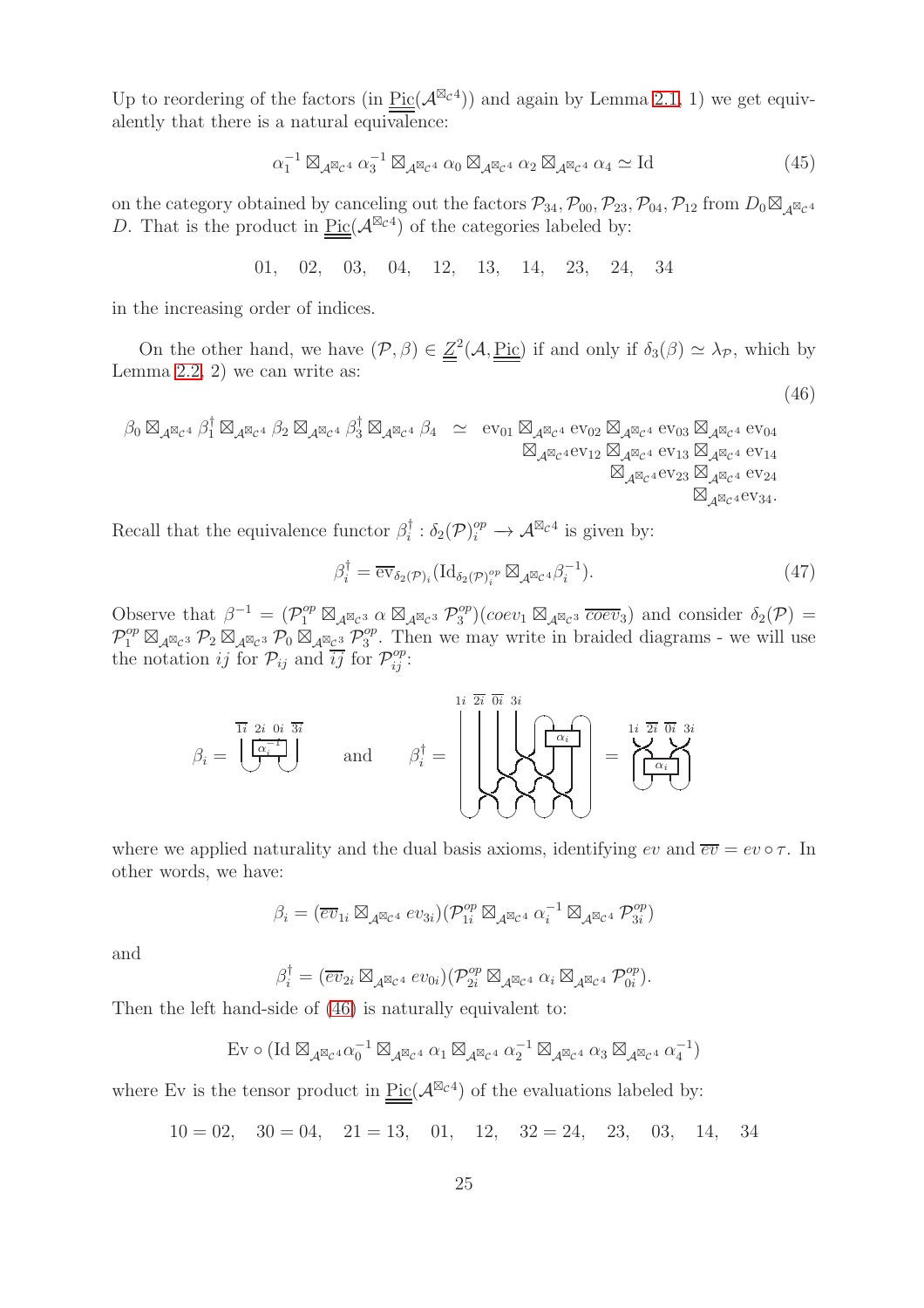Up to reordering of the factors (in $\underline{\underline{\mathrm{Pic}}}(\mathcal{A}^{\boxtimes_{\mathcal{C}}4})$) and again by Lemma 2.1, 1) we get equivalently that there is a natural equivalence:

$$\alpha_1^{-1} \boxtimes_{\mathcal{A}^{\boxtimes_{\mathcal{C}}4}} \alpha_3^{-1} \boxtimes_{\mathcal{A}^{\boxtimes_{\mathcal{C}}4}} \alpha_0 \boxtimes_{\mathcal{A}^{\boxtimes_{\mathcal{C}}4}} \alpha_2 \boxtimes_{\mathcal{A}^{\boxtimes_{\mathcal{C}}4}} \alpha_4 \simeq \mathrm{Id} \tag{45}$$

on the category obtained by canceling out the factors $\mathcal{P}_{34}, \mathcal{P}_{00}, \mathcal{P}_{23}, \mathcal{P}_{04}, \mathcal{P}_{12}$ from $D_0 \boxtimes_{\mathcal{A}^{\boxtimes_{\mathcal{C}}4}} D$. That is the product in $\underline{\underline{\mathrm{Pic}}}(\mathcal{A}^{\boxtimes_{\mathcal{C}}4})$ of the categories labeled by:

$$01, \quad 02, \quad 03, \quad 04, \quad 12, \quad 13, \quad 14, \quad 23, \quad 24, \quad 34$$

in the increasing order of indices.

On the other hand, we have $(\mathcal{P}, \beta) \in \underline{\underline{Z}}^2(\mathcal{A}, \underline{\underline{\mathrm{Pic}}})$ if and only if $\delta_3(\beta) \simeq \lambda_{\mathcal{P}}$, which by Lemma 2.2, 2) we can write as:

$$\begin{aligned} \beta_0 \boxtimes_{\mathcal{A}^{\boxtimes_{\mathcal{C}}4}} \beta_1^{\dagger} \boxtimes_{\mathcal{A}^{\boxtimes_{\mathcal{C}}4}} \beta_2 \boxtimes_{\mathcal{A}^{\boxtimes_{\mathcal{C}}4}} \beta_3^{\dagger} \boxtimes_{\mathcal{A}^{\boxtimes_{\mathcal{C}}4}} \beta_4 \;\; \simeq \;\; & \mathrm{ev}_{01} \boxtimes_{\mathcal{A}^{\boxtimes_{\mathcal{C}}4}} \mathrm{ev}_{02} \boxtimes_{\mathcal{A}^{\boxtimes_{\mathcal{C}}4}} \mathrm{ev}_{03} \boxtimes_{\mathcal{A}^{\boxtimes_{\mathcal{C}}4}} \mathrm{ev}_{04} \\ & \boxtimes_{\mathcal{A}^{\boxtimes_{\mathcal{C}}4}} \mathrm{ev}_{12} \boxtimes_{\mathcal{A}^{\boxtimes_{\mathcal{C}}4}} \mathrm{ev}_{13} \boxtimes_{\mathcal{A}^{\boxtimes_{\mathcal{C}}4}} \mathrm{ev}_{14} \\ & \boxtimes_{\mathcal{A}^{\boxtimes_{\mathcal{C}}4}} \mathrm{ev}_{23} \boxtimes_{\mathcal{A}^{\boxtimes_{\mathcal{C}}4}} \mathrm{ev}_{24} \\ & \boxtimes_{\mathcal{A}^{\boxtimes_{\mathcal{C}}4}} \mathrm{ev}_{34}. \end{aligned} \tag{46}$$

Recall that the equivalence functor $\beta_i^{\dagger} : \delta_2(\mathcal{P})_i^{op} \to \mathcal{A}^{\boxtimes_{\mathcal{C}}4}$ is given by:

$$\beta_i^{\dagger} = \overline{\mathrm{ev}}_{\delta_2(\mathcal{P})_i}(\mathrm{Id}_{\delta_2(\mathcal{P})_i^{op}} \boxtimes_{\mathcal{A}^{\boxtimes_{\mathcal{C}}4}} \beta_i^{-1}). \tag{47}$$

Observe that $\beta^{-1} = (\mathcal{P}_1^{op} \boxtimes_{\mathcal{A}^{\boxtimes_{\mathcal{C}}3}} \alpha \boxtimes_{\mathcal{A}^{\boxtimes_{\mathcal{C}}3}} \mathcal{P}_3^{op})(coev_1 \boxtimes_{\mathcal{A}^{\boxtimes_{\mathcal{C}}3}} \overline{coev}_3)$ and consider $\delta_2(\mathcal{P}) = \mathcal{P}_1^{op} \boxtimes_{\mathcal{A}^{\boxtimes_{\mathcal{C}}3}} \mathcal{P}_2 \boxtimes_{\mathcal{A}^{\boxtimes_{\mathcal{C}}3}} \mathcal{P}_0 \boxtimes_{\mathcal{A}^{\boxtimes_{\mathcal{C}}3}} \mathcal{P}_3^{op}$. Then we may write in braided diagrams - we will use the notation $ij$ for $\mathcal{P}_{ij}$ and $\overline{ij}$ for $\mathcal{P}_{ij}^{op}$:

$\beta_i =$ [diagram: strands $\overline{1i}$, $2i$, $0i$, $\overline{3i}$ with box $\alpha_i^{-1}$] and $\beta_i^{\dagger} =$ [diagram: strands $1i$, $\overline{2i}$, $\overline{0i}$, $3i$ with box $\alpha_i$] $=$ [diagram: strands $1i$, $\overline{2i}$, $\overline{0i}$, $3i$ with box $\alpha_i$]

where we applied naturality and the dual basis axioms, identifying $ev$ and $\overline{ev} = ev \circ \tau$. In other words, we have:

$$\beta_i = (\overline{ev}_{1i} \boxtimes_{\mathcal{A}^{\boxtimes_{\mathcal{C}}4}} ev_{3i})(\mathcal{P}_{1i}^{op} \boxtimes_{\mathcal{A}^{\boxtimes_{\mathcal{C}}4}} \alpha_i^{-1} \boxtimes_{\mathcal{A}^{\boxtimes_{\mathcal{C}}4}} \mathcal{P}_{3i}^{op})$$

and

$$\beta_i^{\dagger} = (\overline{ev}_{2i} \boxtimes_{\mathcal{A}^{\boxtimes_{\mathcal{C}}4}} ev_{0i})(\mathcal{P}_{2i}^{op} \boxtimes_{\mathcal{A}^{\boxtimes_{\mathcal{C}}4}} \alpha_i \boxtimes_{\mathcal{A}^{\boxtimes_{\mathcal{C}}4}} \mathcal{P}_{0i}^{op}).$$

Then the left hand-side of (46) is naturally equivalent to:

$$\mathrm{Ev} \circ (\mathrm{Id} \boxtimes_{\mathcal{A}^{\boxtimes_{\mathcal{C}}4}} \alpha_0^{-1} \boxtimes_{\mathcal{A}^{\boxtimes_{\mathcal{C}}4}} \alpha_1 \boxtimes_{\mathcal{A}^{\boxtimes_{\mathcal{C}}4}} \alpha_2^{-1} \boxtimes_{\mathcal{A}^{\boxtimes_{\mathcal{C}}4}} \alpha_3 \boxtimes_{\mathcal{A}^{\boxtimes_{\mathcal{C}}4}} \alpha_4^{-1})$$

where Ev is the tensor product in $\underline{\underline{\mathrm{Pic}}}(\mathcal{A}^{\boxtimes_{\mathcal{C}}4})$ of the evaluations labeled by:

$$10 = 02, \quad 30 = 04, \quad 21 = 13, \quad 01, \quad 12, \quad 32 = 24, \quad 23, \quad 03, \quad 14, \quad 34$$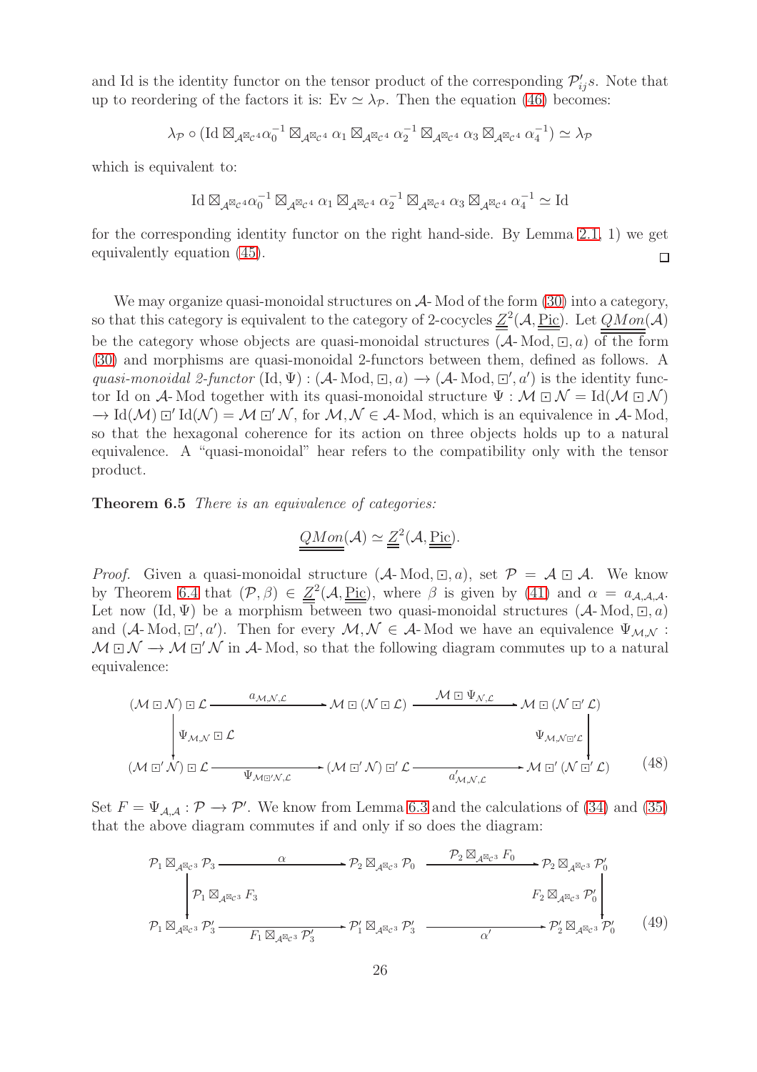and Id is the identity functor on the tensor product of the corresponding $\mathcal{P}'_{ij}s$. Note that up to reordering of the factors it is: $\mathrm{Ev} \simeq \lambda_{\mathcal{P}}$. Then the equation (46) becomes:

$$\lambda_{\mathcal{P}} \circ (\mathrm{Id} \boxtimes_{\mathcal{A}^{\boxtimes_{c} 4}} \alpha_0^{-1} \boxtimes_{\mathcal{A}^{\boxtimes_{c} 4}} \alpha_1 \boxtimes_{\mathcal{A}^{\boxtimes_{c} 4}} \alpha_2^{-1} \boxtimes_{\mathcal{A}^{\boxtimes_{c} 4}} \alpha_3 \boxtimes_{\mathcal{A}^{\boxtimes_{c} 4}} \alpha_4^{-1}) \simeq \lambda_{\mathcal{P}}$$

which is equivalent to:

$$\mathrm{Id} \boxtimes_{\mathcal{A}^{\boxtimes_{c} 4}} \alpha_0^{-1} \boxtimes_{\mathcal{A}^{\boxtimes_{c} 4}} \alpha_1 \boxtimes_{\mathcal{A}^{\boxtimes_{c} 4}} \alpha_2^{-1} \boxtimes_{\mathcal{A}^{\boxtimes_{c} 4}} \alpha_3 \boxtimes_{\mathcal{A}^{\boxtimes_{c} 4}} \alpha_4^{-1} \simeq \mathrm{Id}$$

for the corresponding identity functor on the right hand-side. By Lemma 2.1, 1) we get equivalently equation (45). □

We may organize quasi-monoidal structures on $\mathcal{A}$-Mod of the form (30) into a category, so that this category is equivalent to the category of 2-cocycles $\underline{\underline{Z}}^2(\mathcal{A}, \underline{\underline{\mathrm{Pic}}})$. Let $\underline{\underline{QMon}}(\mathcal{A})$ be the category whose objects are quasi-monoidal structures $(\mathcal{A}\text{-Mod}, \boxdot, a)$ of the form (30) and morphisms are quasi-monoidal 2-functors between them, defined as follows. A *quasi-monoidal 2-functor* $(\mathrm{Id}, \Psi) : (\mathcal{A}\text{-Mod}, \boxdot, a) \to (\mathcal{A}\text{-Mod}, \boxdot', a')$ is the identity functor Id on $\mathcal{A}$-Mod together with its quasi-monoidal structure $\Psi : \mathcal{M} \boxdot \mathcal{N} = \mathrm{Id}(\mathcal{M} \boxdot \mathcal{N}) \to \mathrm{Id}(\mathcal{M}) \boxdot' \mathrm{Id}(\mathcal{N}) = \mathcal{M} \boxdot' \mathcal{N}$, for $\mathcal{M}, \mathcal{N} \in \mathcal{A}$-Mod, which is an equivalence in $\mathcal{A}$-Mod, so that the hexagonal coherence for its action on three objects holds up to a natural equivalence. A "quasi-monoidal" hear refers to the compatibility only with the tensor product.

**Theorem 6.5** *There is an equivalence of categories:*

$$\underline{\underline{QMon}}(\mathcal{A}) \simeq \underline{\underline{Z}}^2(\mathcal{A}, \underline{\underline{\mathrm{Pic}}}).$$

*Proof.* Given a quasi-monoidal structure $(\mathcal{A}\text{-Mod}, \boxdot, a)$, set $\mathcal{P} = \mathcal{A} \boxdot \mathcal{A}$. We know by Theorem 6.4 that $(\mathcal{P}, \beta) \in \underline{\underline{Z}}^2(\mathcal{A}, \underline{\underline{\mathrm{Pic}}})$, where $\beta$ is given by (41) and $\alpha = a_{\mathcal{A},\mathcal{A},\mathcal{A}}$. Let now $(\mathrm{Id}, \Psi)$ be a morphism between two quasi-monoidal structures $(\mathcal{A}\text{-Mod}, \boxdot, a)$ and $(\mathcal{A}\text{-Mod}, \boxdot', a')$. Then for every $\mathcal{M}, \mathcal{N} \in \mathcal{A}$-Mod we have an equivalence $\Psi_{\mathcal{M},\mathcal{N}} : \mathcal{M} \boxdot \mathcal{N} \to \mathcal{M} \boxdot' \mathcal{N}$ in $\mathcal{A}$-Mod, so that the following diagram commutes up to a natural equivalence:

$$\begin{array}{ccccc}
(\mathcal{M} \boxdot \mathcal{N}) \boxdot \mathcal{L} & \xrightarrow{a_{\mathcal{M},\mathcal{N},\mathcal{L}}} & \mathcal{M} \boxdot (\mathcal{N} \boxdot \mathcal{L}) & \xrightarrow{\mathcal{M} \boxdot \Psi_{\mathcal{N},\mathcal{L}}} & \mathcal{M} \boxdot (\mathcal{N} \boxdot' \mathcal{L}) \\
\downarrow{\scriptstyle \Psi_{\mathcal{M},\mathcal{N}} \boxdot \mathcal{L}} & & & & \downarrow{\scriptstyle \Psi_{\mathcal{M},\mathcal{N} \boxdot' \mathcal{L}}} \\
(\mathcal{M} \boxdot' \mathcal{N}) \boxdot \mathcal{L} & \xrightarrow[\Psi_{\mathcal{M} \boxdot' \mathcal{N},\mathcal{L}}]{} & (\mathcal{M} \boxdot' \mathcal{N}) \boxdot' \mathcal{L} & \xrightarrow[a'_{\mathcal{M},\mathcal{N},\mathcal{L}}]{} & \mathcal{M} \boxdot' (\mathcal{N} \boxdot' \mathcal{L})
\end{array} \tag{48}$$

Set $F = \Psi_{\mathcal{A},\mathcal{A}} : \mathcal{P} \to \mathcal{P}'$. We know from Lemma 6.3 and the calculations of (34) and (35) that the above diagram commutes if and only if so does the diagram:

$$\begin{array}{ccccc}
\mathcal{P}_1 \boxtimes_{\mathcal{A}^{\boxtimes_{c} 3}} \mathcal{P}_3 & \xrightarrow{\alpha} & \mathcal{P}_2 \boxtimes_{\mathcal{A}^{\boxtimes_{c} 3}} \mathcal{P}_0 & \xrightarrow{\mathcal{P}_2 \boxtimes_{\mathcal{A}^{\boxtimes_{c} 3}} F_0} & \mathcal{P}_2 \boxtimes_{\mathcal{A}^{\boxtimes_{c} 3}} \mathcal{P}'_0 \\
\downarrow{\scriptstyle \mathcal{P}_1 \boxtimes_{\mathcal{A}^{\boxtimes_{c} 3}} F_3} & & & & \downarrow{\scriptstyle F_2 \boxtimes_{\mathcal{A}^{\boxtimes_{c} 3}} \mathcal{P}'_0} \\
\mathcal{P}_1 \boxtimes_{\mathcal{A}^{\boxtimes_{c} 3}} \mathcal{P}'_3 & \xrightarrow[F_1 \boxtimes_{\mathcal{A}^{\boxtimes_{c} 3}} \mathcal{P}'_3]{} & \mathcal{P}'_1 \boxtimes_{\mathcal{A}^{\boxtimes_{c} 3}} \mathcal{P}'_3 & \xrightarrow[\alpha']{} & \mathcal{P}'_2 \boxtimes_{\mathcal{A}^{\boxtimes_{c} 3}} \mathcal{P}'_0
\end{array} \tag{49}$$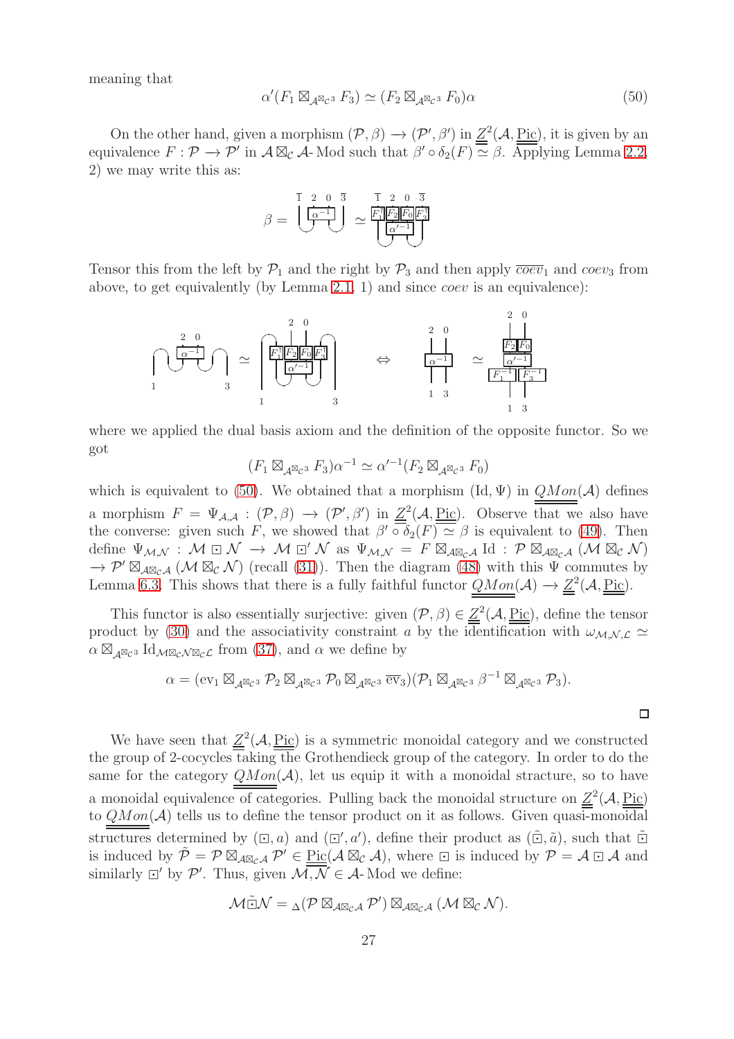meaning that

$$\alpha'(F_1 \boxtimes_{\mathcal{A}^{\boxtimes_{\mathcal{C}} 3}} F_3) \simeq (F_2 \boxtimes_{\mathcal{A}^{\boxtimes_{\mathcal{C}} 3}} F_0)\alpha \tag{50}$$

On the other hand, given a morphism $(\mathcal{P}, \beta) \to (\mathcal{P}', \beta')$ in $\underline{\underline{Z}}^2(\mathcal{A}, \underline{\underline{\mathrm{Pic}}})$, it is given by an equivalence $F : \mathcal{P} \to \mathcal{P}'$ in $\mathcal{A} \boxtimes_{\mathcal{C}} \mathcal{A}$-Mod such that $\beta' \circ \delta_2(F) \simeq \beta$. Applying Lemma 2.2, 2) we may write this as:

$$\beta = \left[\begin{smallmatrix}\overline{1}\ 2\ 0\ \overline{3}\\ \alpha^{-1}\end{smallmatrix}\right] \simeq \left[\begin{smallmatrix}\overline{1}\ 2\ 0\ \overline{3}\\ F_1^{\overline{1}}\, F_2\, F_0\, F_3^{\overline{1}}\\ \alpha'^{-1}\end{smallmatrix}\right]$$

Tensor this from the left by $\mathcal{P}_1$ and the right by $\mathcal{P}_3$ and then apply $\overline{coev}_1$ and $coev_3$ from above, to get equivalently (by Lemma 2.1, 1) and since $coev$ is an equivalence):

$$\left[\begin{smallmatrix}2\ 0\\ \alpha^{-1}\\ 1\quad 3\end{smallmatrix}\right] \simeq \left[\begin{smallmatrix}2\ 0\\ F_1^{\overline{1}}\, F_2\, F_0\, F_3^{\overline{1}}\\ \alpha'^{-1}\\ 1\quad 3\end{smallmatrix}\right] \quad \Leftrightarrow \quad \left[\begin{smallmatrix}2\ 0\\ \alpha^{-1}\\ 1\ 3\end{smallmatrix}\right] \simeq \left[\begin{smallmatrix}2\ 0\\ F_2\, F_0\\ \alpha'^{-1}\\ F_1^{-1}\, F_3^{-1}\\ 1\ 3\end{smallmatrix}\right]$$

where we applied the dual basis axiom and the definition of the opposite functor. So we got

$$(F_1 \boxtimes_{\mathcal{A}^{\boxtimes_{\mathcal{C}} 3}} F_3)\alpha^{-1} \simeq \alpha'^{-1}(F_2 \boxtimes_{\mathcal{A}^{\boxtimes_{\mathcal{C}} 3}} F_0)$$

which is equivalent to (50). We obtained that a morphism $(\mathrm{Id}, \Psi)$ in $\underline{\underline{QMon}}(\mathcal{A})$ defines a morphism $F = \Psi_{\mathcal{A},\mathcal{A}} : (\mathcal{P}, \beta) \to (\mathcal{P}', \beta')$ in $\underline{\underline{Z}}^2(\mathcal{A}, \underline{\underline{\mathrm{Pic}}})$. Observe that we also have the converse: given such $F$, we showed that $\beta' \circ \delta_2(F) \simeq \beta$ is equivalent to (49). Then define $\Psi_{\mathcal{M},\mathcal{N}} : \mathcal{M} \boxdot \mathcal{N} \to \mathcal{M} \boxdot' \mathcal{N}$ as $\Psi_{\mathcal{M},\mathcal{N}} = F \boxtimes_{\mathcal{A}\boxtimes_{\mathcal{C}}\mathcal{A}} \mathrm{Id} : \mathcal{P} \boxtimes_{\mathcal{A}\boxtimes_{\mathcal{C}}\mathcal{A}} (\mathcal{M} \boxtimes_{\mathcal{C}} \mathcal{N}) \to \mathcal{P}' \boxtimes_{\mathcal{A}\boxtimes_{\mathcal{C}}\mathcal{A}} (\mathcal{M} \boxtimes_{\mathcal{C}} \mathcal{N})$ (recall (31)). Then the diagram (48) with this $\Psi$ commutes by Lemma 6.3. This shows that there is a fully faithful functor $\underline{\underline{QMon}}(\mathcal{A}) \to \underline{\underline{Z}}^2(\mathcal{A}, \underline{\underline{\mathrm{Pic}}})$.

This functor is also essentially surjective: given $(\mathcal{P}, \beta) \in \underline{\underline{Z}}^2(\mathcal{A}, \underline{\underline{\mathrm{Pic}}})$, define the tensor product by (30) and the associativity constraint $a$ by the identification with $\omega_{\mathcal{M},\mathcal{N},\mathcal{L}} \simeq \alpha \boxtimes_{\mathcal{A}^{\boxtimes_{\mathcal{C}} 3}} \mathrm{Id}_{\mathcal{M}\boxtimes_{\mathcal{C}}\mathcal{N}\boxtimes_{\mathcal{C}}\mathcal{L}}$ from (37), and $\alpha$ we define by

$$\alpha = (\mathrm{ev}_1 \boxtimes_{\mathcal{A}^{\boxtimes_{\mathcal{C}} 3}} \mathcal{P}_2 \boxtimes_{\mathcal{A}^{\boxtimes_{\mathcal{C}} 3}} \mathcal{P}_0 \boxtimes_{\mathcal{A}^{\boxtimes_{\mathcal{C}} 3}} \overline{\mathrm{ev}}_3)(\mathcal{P}_1 \boxtimes_{\mathcal{A}^{\boxtimes_{\mathcal{C}} 3}} \beta^{-1} \boxtimes_{\mathcal{A}^{\boxtimes_{\mathcal{C}} 3}} \mathcal{P}_3).$$

□

We have seen that $\underline{\underline{Z}}^2(\mathcal{A}, \underline{\underline{\mathrm{Pic}}})$ is a symmetric monoidal category and we constructed the group of 2-cocycles taking the Grothendieck group of the category. In order to do the same for the category $\underline{\underline{QMon}}(\mathcal{A})$, let us equip it with a monoidal structure, so to have a monoidal equivalence of categories. Pulling back the monoidal structure on $\underline{\underline{Z}}^2(\mathcal{A}, \underline{\underline{\mathrm{Pic}}})$ to $\underline{\underline{QMon}}(\mathcal{A})$ tells us to define the tensor product on it as follows. Given quasi-monoidal structures determined by $(\boxdot, a)$ and $(\boxdot', a')$, define their product as $(\tilde{\boxdot}, \tilde{a})$, such that $\tilde{\boxdot}$ is induced by $\tilde{\mathcal{P}} = \mathcal{P} \boxtimes_{\mathcal{A}\boxtimes_{\mathcal{C}}\mathcal{A}} \mathcal{P}' \in \underline{\mathrm{Pic}}(\mathcal{A} \boxtimes_{\mathcal{C}} \mathcal{A})$, where $\boxdot$ is induced by $\mathcal{P} = \mathcal{A} \boxdot \mathcal{A}$ and similarly $\boxdot'$ by $\mathcal{P}'$. Thus, given $\mathcal{M}, \mathcal{N} \in \mathcal{A}$-Mod we define:

$$\mathcal{M} \tilde{\boxdot} \mathcal{N} = {}_{\Delta}(\mathcal{P} \boxtimes_{\mathcal{A}\boxtimes_{\mathcal{C}}\mathcal{A}} \mathcal{P}') \boxtimes_{\mathcal{A}\boxtimes_{\mathcal{C}}\mathcal{A}} (\mathcal{M} \boxtimes_{\mathcal{C}} \mathcal{N}).$$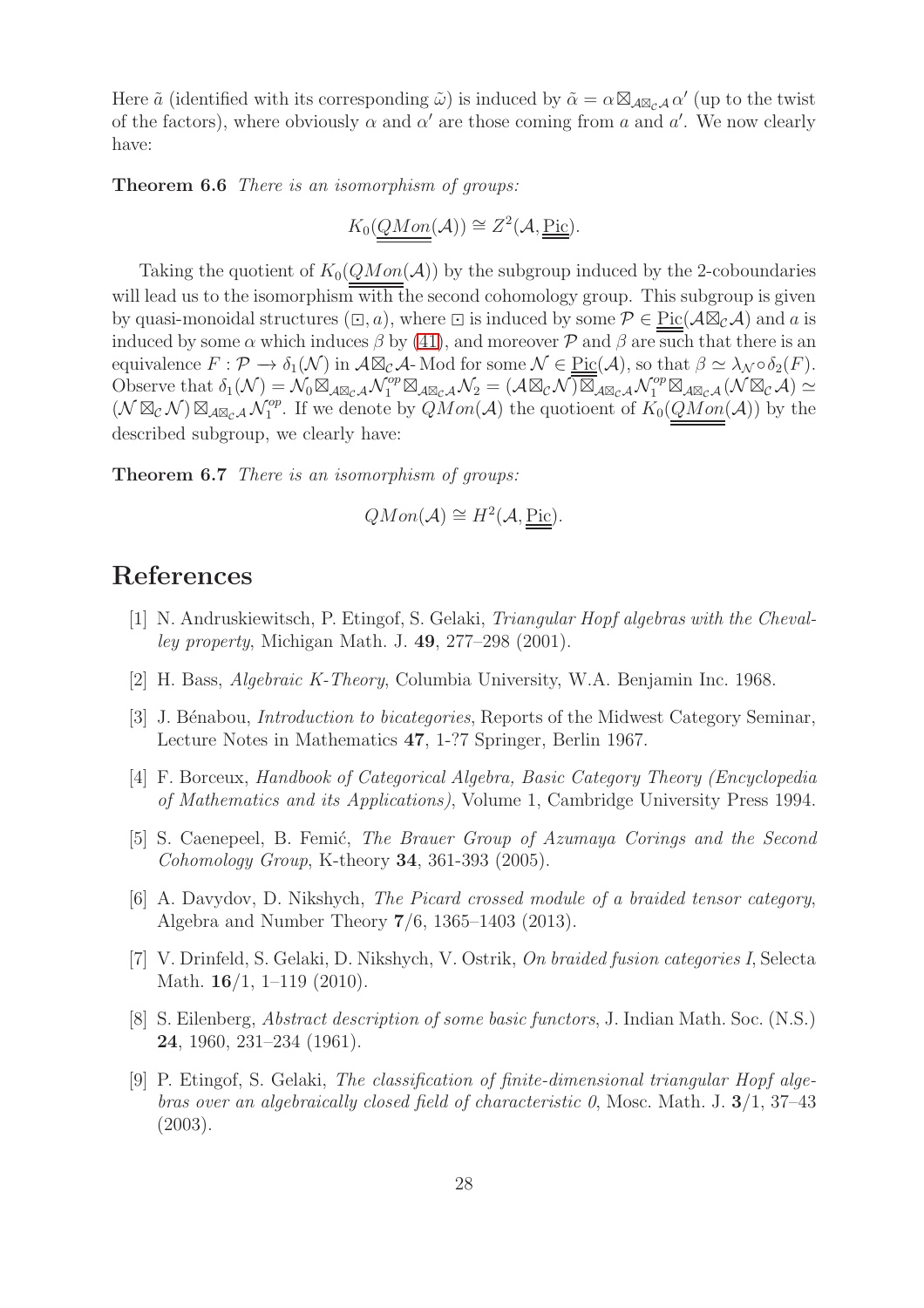Here $\tilde{a}$ (identified with its corresponding $\tilde{\omega}$) is induced by $\tilde{\alpha} = \alpha \boxtimes_{\mathcal{A}\boxtimes_{\mathcal{C}}\mathcal{A}} \alpha'$ (up to the twist of the factors), where obviously $\alpha$ and $\alpha'$ are those coming from $a$ and $a'$. We now clearly have:

**Theorem 6.6** *There is an isomorphism of groups:*

$$K_0(\underline{\underline{QMon}}(\mathcal{A})) \cong Z^2(\mathcal{A}, \underline{\underline{\text{Pic}}}).$$

Taking the quotient of $K_0(\underline{\underline{QMon}}(\mathcal{A}))$ by the subgroup induced by the 2-coboundaries will lead us to the isomorphism with the second cohomology group. This subgroup is given by quasi-monoidal structures $(\boxdot, a)$, where $\boxdot$ is induced by some $\mathcal{P} \in \underline{\text{Pic}}(\mathcal{A}\boxtimes_{\mathcal{C}}\mathcal{A})$ and $a$ is induced by some $\alpha$ which induces $\beta$ by (41), and moreover $\mathcal{P}$ and $\beta$ are such that there is an equivalence $F : \mathcal{P} \to \delta_1(\mathcal{N})$ in $\mathcal{A}\boxtimes_{\mathcal{C}}\mathcal{A}$- Mod for some $\mathcal{N} \in \underline{\text{Pic}}(\mathcal{A})$, so that $\beta \simeq \lambda_{\mathcal{N}} \circ \delta_2(F)$. Observe that $\delta_1(\mathcal{N}) = \mathcal{N}_0 \boxtimes_{\mathcal{A}\boxtimes_{\mathcal{C}}\mathcal{A}} \mathcal{N}_1^{op} \boxtimes_{\mathcal{A}\boxtimes_{\mathcal{C}}\mathcal{A}} \mathcal{N}_2 = (\mathcal{A}\boxtimes_{\mathcal{C}}\mathcal{N}) \boxtimes_{\mathcal{A}\boxtimes_{\mathcal{C}}\mathcal{A}} \mathcal{N}_1^{op} \boxtimes_{\mathcal{A}\boxtimes_{\mathcal{C}}\mathcal{A}} (\mathcal{N}\boxtimes_{\mathcal{C}}\mathcal{A}) \simeq (\mathcal{N}\boxtimes_{\mathcal{C}}\mathcal{N}) \boxtimes_{\mathcal{A}\boxtimes_{\mathcal{C}}\mathcal{A}} \mathcal{N}_1^{op}$. If we denote by $QMon(\mathcal{A})$ the quotioent of $K_0(\underline{\underline{QMon}}(\mathcal{A}))$ by the described subgroup, we clearly have:

**Theorem 6.7** *There is an isomorphism of groups:*

$$QMon(\mathcal{A}) \cong H^2(\mathcal{A}, \underline{\underline{\text{Pic}}}).$$

# References

[1] N. Andruskiewitsch, P. Etingof, S. Gelaki, *Triangular Hopf algebras with the Chevalley property*, Michigan Math. J. **49**, 277–298 (2001).

[2] H. Bass, *Algebraic K-Theory*, Columbia University, W.A. Benjamin Inc. 1968.

[3] J. Bénabou, *Introduction to bicategories*, Reports of the Midwest Category Seminar, Lecture Notes in Mathematics **47**, 1-?7 Springer, Berlin 1967.

[4] F. Borceux, *Handbook of Categorical Algebra, Basic Category Theory (Encyclopedia of Mathematics and its Applications)*, Volume 1, Cambridge University Press 1994.

[5] S. Caenepeel, B. Femić, *The Brauer Group of Azumaya Corings and the Second Cohomology Group*, K-theory **34**, 361-393 (2005).

[6] A. Davydov, D. Nikshych, *The Picard crossed module of a braided tensor category*, Algebra and Number Theory **7**/6, 1365–1403 (2013).

[7] V. Drinfeld, S. Gelaki, D. Nikshych, V. Ostrik, *On braided fusion categories I*, Selecta Math. **16**/1, 1–119 (2010).

[8] S. Eilenberg, *Abstract description of some basic functors*, J. Indian Math. Soc. (N.S.) **24**, 1960, 231–234 (1961).

[9] P. Etingof, S. Gelaki, *The classification of finite-dimensional triangular Hopf algebras over an algebraically closed field of characteristic 0*, Mosc. Math. J. **3**/1, 37–43 (2003).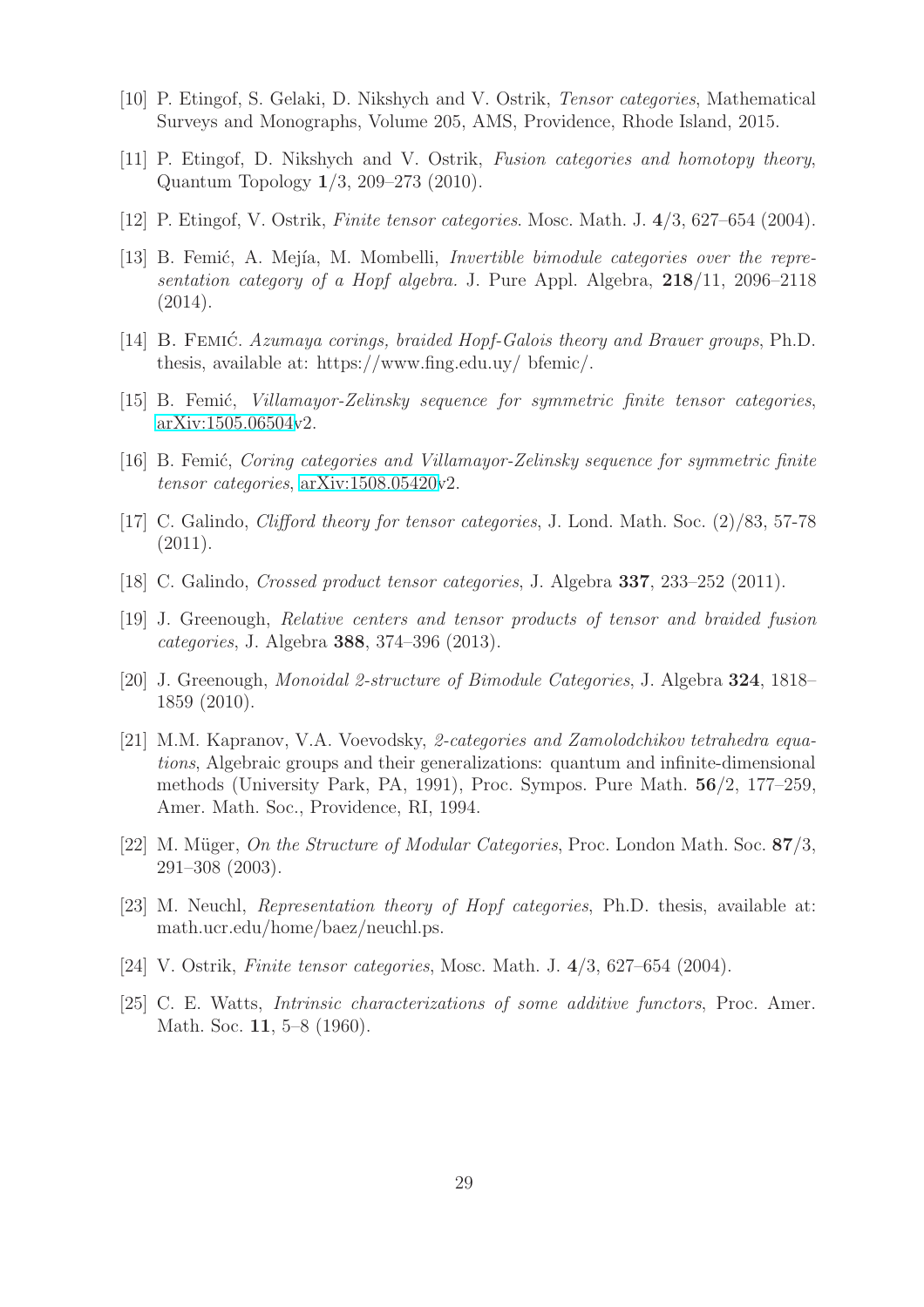[10] P. Etingof, S. Gelaki, D. Nikshych and V. Ostrik, *Tensor categories*, Mathematical Surveys and Monographs, Volume 205, AMS, Providence, Rhode Island, 2015.

[11] P. Etingof, D. Nikshych and V. Ostrik, *Fusion categories and homotopy theory*, Quantum Topology **1**/3, 209–273 (2010).

[12] P. Etingof, V. Ostrik, *Finite tensor categories*. Mosc. Math. J. **4**/3, 627–654 (2004).

[13] B. Femić, A. Mejía, M. Mombelli, *Invertible bimodule categories over the representation category of a Hopf algebra.* J. Pure Appl. Algebra, **218**/11, 2096–2118 (2014).

[14] B. Femić. *Azumaya corings, braided Hopf-Galois theory and Brauer groups*, Ph.D. thesis, available at: https://www.fing.edu.uy/ bfemic/.

[15] B. Femić, *Villamayor-Zelinsky sequence for symmetric finite tensor categories*, arXiv:1505.06504v2.

[16] B. Femić, *Coring categories and Villamayor-Zelinsky sequence for symmetric finite tensor categories*, arXiv:1508.05420v2.

[17] C. Galindo, *Clifford theory for tensor categories*, J. Lond. Math. Soc. (2)/83, 57-78 (2011).

[18] C. Galindo, *Crossed product tensor categories*, J. Algebra **337**, 233–252 (2011).

[19] J. Greenough, *Relative centers and tensor products of tensor and braided fusion categories*, J. Algebra **388**, 374–396 (2013).

[20] J. Greenough, *Monoidal 2-structure of Bimodule Categories*, J. Algebra **324**, 1818–1859 (2010).

[21] M.M. Kapranov, V.A. Voevodsky, *2-categories and Zamolodchikov tetrahedra equations*, Algebraic groups and their generalizations: quantum and infinite-dimensional methods (University Park, PA, 1991), Proc. Sympos. Pure Math. **56**/2, 177–259, Amer. Math. Soc., Providence, RI, 1994.

[22] M. Müger, *On the Structure of Modular Categories*, Proc. London Math. Soc. **87**/3, 291–308 (2003).

[23] M. Neuchl, *Representation theory of Hopf categories*, Ph.D. thesis, available at: math.ucr.edu/home/baez/neuchl.ps.

[24] V. Ostrik, *Finite tensor categories*, Mosc. Math. J. **4**/3, 627–654 (2004).

[25] C. E. Watts, *Intrinsic characterizations of some additive functors*, Proc. Amer. Math. Soc. **11**, 5–8 (1960).